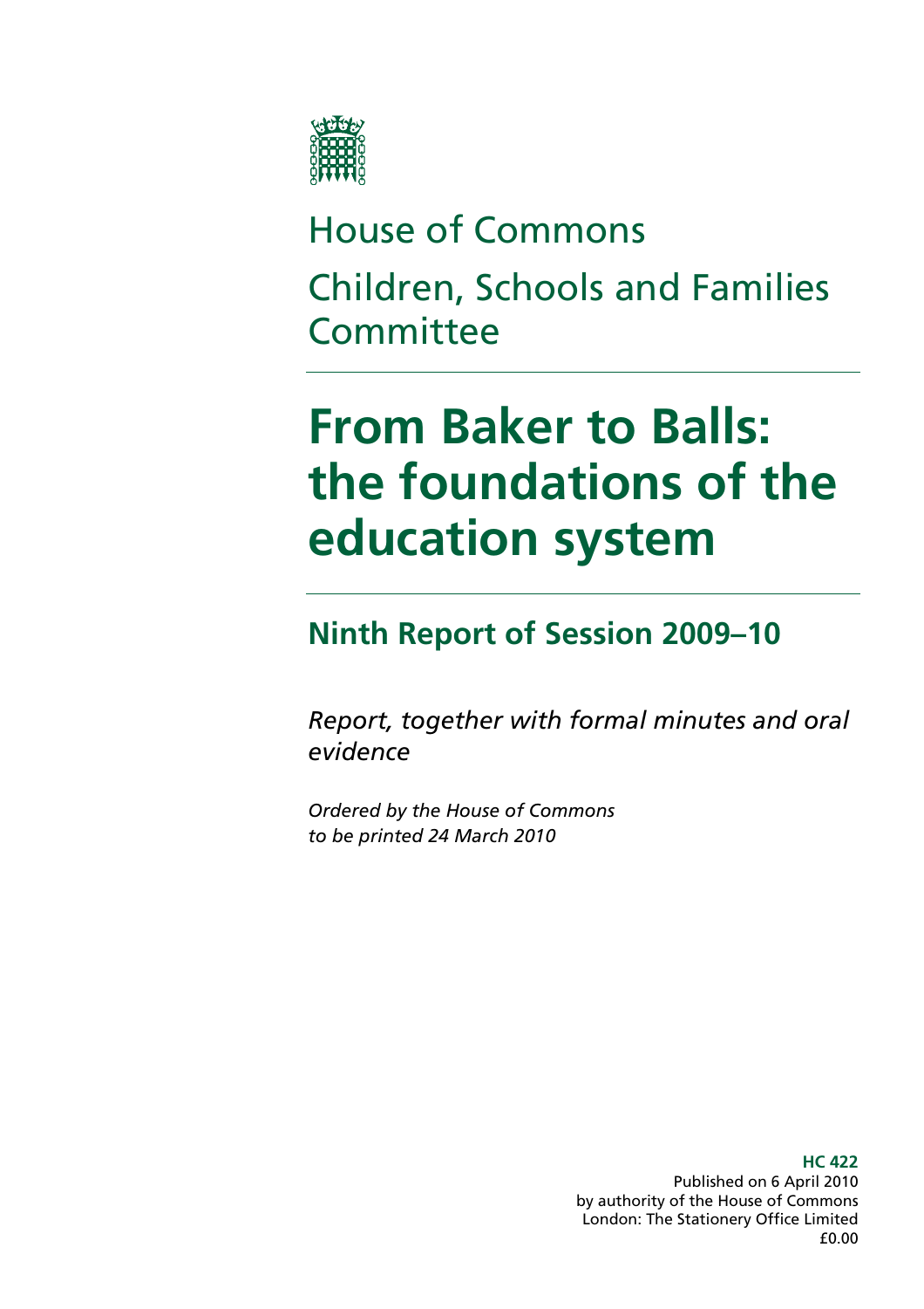House of Commons

Children, Schools and Families Committee

# From Baker to Balls: the foundations of the education system

## Ninth Report of Session 2009–10

*Report, together with formal minutes and oral evidence*

*Ordered by the House of Commons to be printed 24 March 2010*

**HC 422**
Published on 6 April 2010
by authority of the House of Commons
London: The Stationery Office Limited
£0.00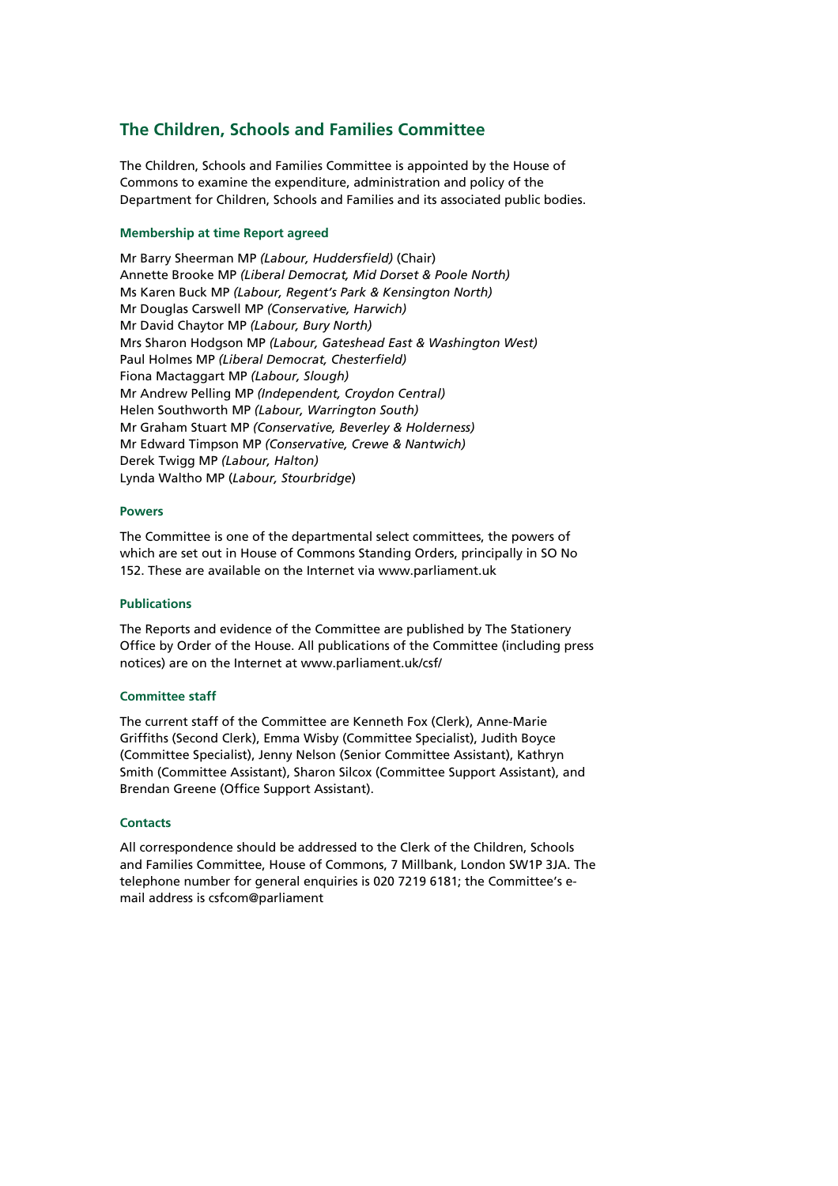## The Children, Schools and Families Committee

The Children, Schools and Families Committee is appointed by the House of Commons to examine the expenditure, administration and policy of the Department for Children, Schools and Families and its associated public bodies.

#### Membership at time Report agreed

Mr Barry Sheerman MP *(Labour, Huddersfield)* (Chair)
Annette Brooke MP *(Liberal Democrat, Mid Dorset & Poole North)*
Ms Karen Buck MP *(Labour, Regent's Park & Kensington North)*
Mr Douglas Carswell MP *(Conservative, Harwich)*
Mr David Chaytor MP *(Labour, Bury North)*
Mrs Sharon Hodgson MP *(Labour, Gateshead East & Washington West)*
Paul Holmes MP *(Liberal Democrat, Chesterfield)*
Fiona Mactaggart MP *(Labour, Slough)*
Mr Andrew Pelling MP *(Independent, Croydon Central)*
Helen Southworth MP *(Labour, Warrington South)*
Mr Graham Stuart MP *(Conservative, Beverley & Holderness)*
Mr Edward Timpson MP *(Conservative, Crewe & Nantwich)*
Derek Twigg MP *(Labour, Halton)*
Lynda Waltho MP (*Labour, Stourbridge*)

#### Powers

The Committee is one of the departmental select committees, the powers of which are set out in House of Commons Standing Orders, principally in SO No 152. These are available on the Internet via www.parliament.uk

#### Publications

The Reports and evidence of the Committee are published by The Stationery Office by Order of the House. All publications of the Committee (including press notices) are on the Internet at www.parliament.uk/csf/

#### Committee staff

The current staff of the Committee are Kenneth Fox (Clerk), Anne-Marie Griffiths (Second Clerk), Emma Wisby (Committee Specialist), Judith Boyce (Committee Specialist), Jenny Nelson (Senior Committee Assistant), Kathryn Smith (Committee Assistant), Sharon Silcox (Committee Support Assistant), and Brendan Greene (Office Support Assistant).

#### Contacts

All correspondence should be addressed to the Clerk of the Children, Schools and Families Committee, House of Commons, 7 Millbank, London SW1P 3JA. The telephone number for general enquiries is 020 7219 6181; the Committee's e-mail address is csfcom@parliament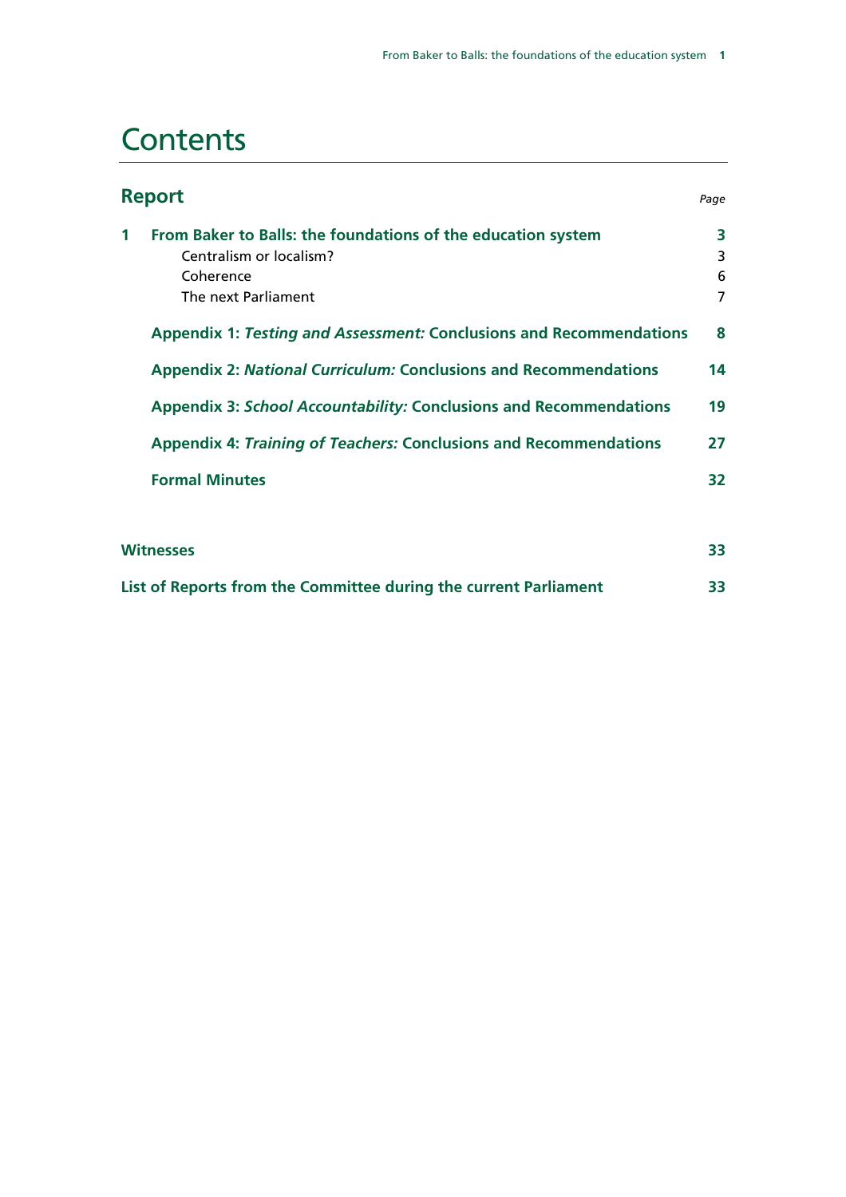# Contents

| **Report** | *Page* |
| --- | --- |
| **1 From Baker to Balls: the foundations of the education system** | **3** |
| Centralism or localism? | 3 |
| Coherence | 6 |
| The next Parliament | 7 |
| **Appendix 1:** ***Testing and Assessment:*** **Conclusions and Recommendations** | **8** |
| **Appendix 2:** ***National Curriculum:*** **Conclusions and Recommendations** | **14** |
| **Appendix 3:** ***School Accountability:*** **Conclusions and Recommendations** | **19** |
| **Appendix 4:** ***Training of Teachers:*** **Conclusions and Recommendations** | **27** |
| **Formal Minutes** | **32** |
| **Witnesses** | **33** |
| **List of Reports from the Committee during the current Parliament** | **33** |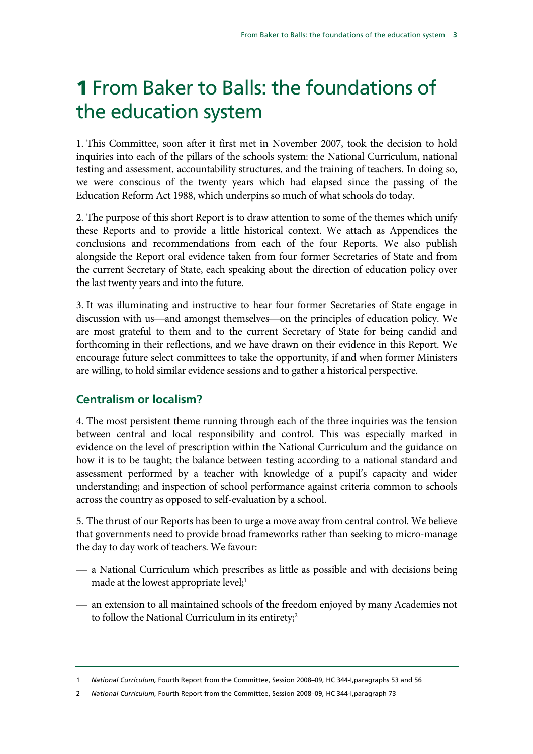# 1 From Baker to Balls: the foundations of the education system

1. This Committee, soon after it first met in November 2007, took the decision to hold inquiries into each of the pillars of the schools system: the National Curriculum, national testing and assessment, accountability structures, and the training of teachers. In doing so, we were conscious of the twenty years which had elapsed since the passing of the Education Reform Act 1988, which underpins so much of what schools do today.

2. The purpose of this short Report is to draw attention to some of the themes which unify these Reports and to provide a little historical context. We attach as Appendices the conclusions and recommendations from each of the four Reports. We also publish alongside the Report oral evidence taken from four former Secretaries of State and from the current Secretary of State, each speaking about the direction of education policy over the last twenty years and into the future.

3. It was illuminating and instructive to hear four former Secretaries of State engage in discussion with us—and amongst themselves—on the principles of education policy. We are most grateful to them and to the current Secretary of State for being candid and forthcoming in their reflections, and we have drawn on their evidence in this Report. We encourage future select committees to take the opportunity, if and when former Ministers are willing, to hold similar evidence sessions and to gather a historical perspective.

## Centralism or localism?

4. The most persistent theme running through each of the three inquiries was the tension between central and local responsibility and control. This was especially marked in evidence on the level of prescription within the National Curriculum and the guidance on how it is to be taught; the balance between testing according to a national standard and assessment performed by a teacher with knowledge of a pupil's capacity and wider understanding; and inspection of school performance against criteria common to schools across the country as opposed to self-evaluation by a school.

5. The thrust of our Reports has been to urge a move away from central control. We believe that governments need to provide broad frameworks rather than seeking to micro-manage the day to day work of teachers. We favour:

- a National Curriculum which prescribes as little as possible and with decisions being made at the lowest appropriate level;[1]
- an extension to all maintained schools of the freedom enjoyed by many Academies not to follow the National Curriculum in its entirety;[2]

---

1 *National Curriculum,* Fourth Report from the Committee, Session 2008–09, HC 344-I,paragraphs 53 and 56

2 *National Curriculum*, Fourth Report from the Committee, Session 2008–09, HC 344-I,paragraph 73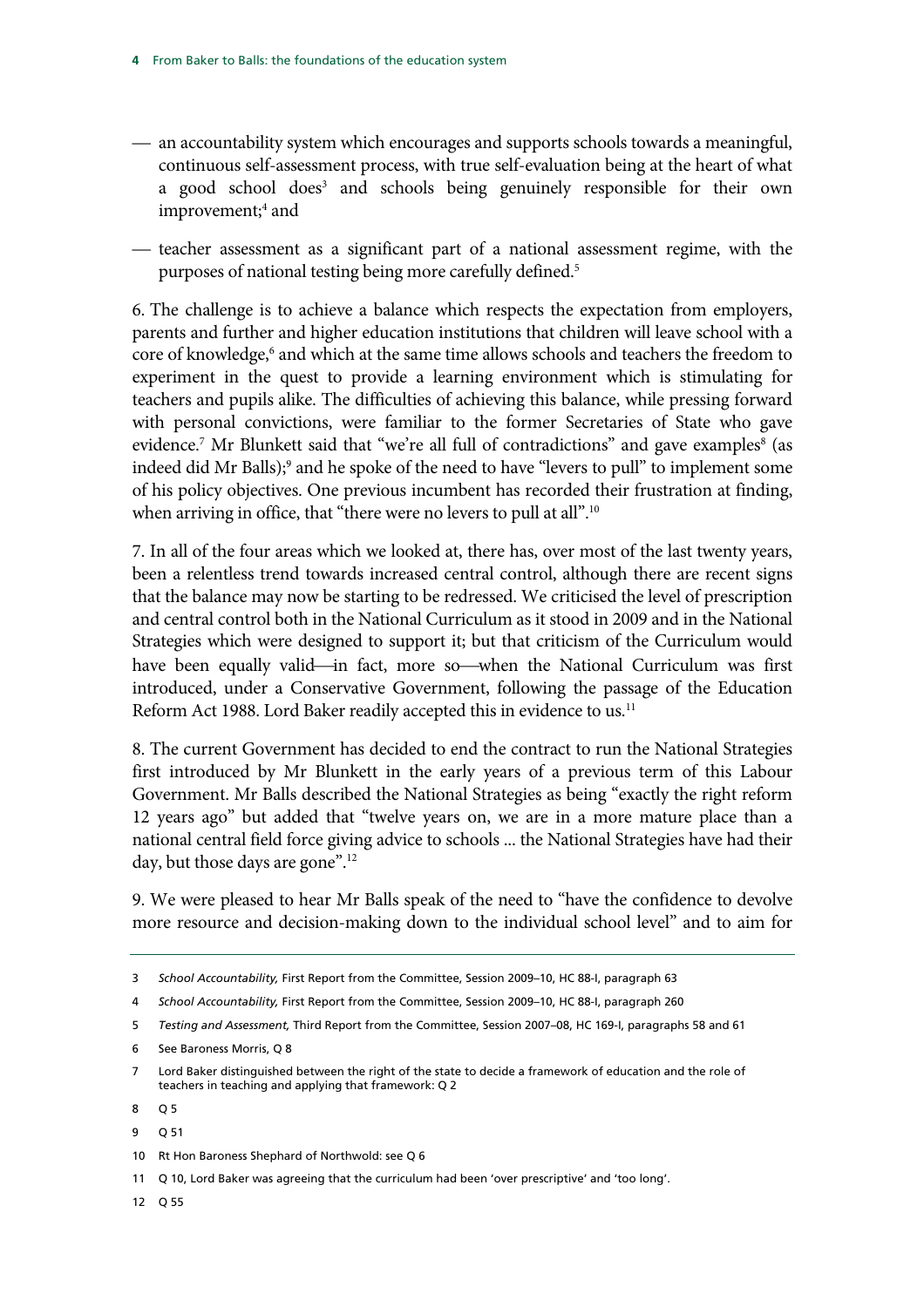- an accountability system which encourages and supports schools towards a meaningful, continuous self-assessment process, with true self-evaluation being at the heart of what a good school does[3] and schools being genuinely responsible for their own improvement;[4] and

- teacher assessment as a significant part of a national assessment regime, with the purposes of national testing being more carefully defined.[5]

6. The challenge is to achieve a balance which respects the expectation from employers, parents and further and higher education institutions that children will leave school with a core of knowledge,[6] and which at the same time allows schools and teachers the freedom to experiment in the quest to provide a learning environment which is stimulating for teachers and pupils alike. The difficulties of achieving this balance, while pressing forward with personal convictions, were familiar to the former Secretaries of State who gave evidence.[7] Mr Blunkett said that "we're all full of contradictions" and gave examples[8] (as indeed did Mr Balls);[9] and he spoke of the need to have "levers to pull" to implement some of his policy objectives. One previous incumbent has recorded their frustration at finding, when arriving in office, that "there were no levers to pull at all".[10]

7. In all of the four areas which we looked at, there has, over most of the last twenty years, been a relentless trend towards increased central control, although there are recent signs that the balance may now be starting to be redressed. We criticised the level of prescription and central control both in the National Curriculum as it stood in 2009 and in the National Strategies which were designed to support it; but that criticism of the Curriculum would have been equally valid—in fact, more so—when the National Curriculum was first introduced, under a Conservative Government, following the passage of the Education Reform Act 1988. Lord Baker readily accepted this in evidence to us.[11]

8. The current Government has decided to end the contract to run the National Strategies first introduced by Mr Blunkett in the early years of a previous term of this Labour Government. Mr Balls described the National Strategies as being "exactly the right reform 12 years ago" but added that "twelve years on, we are in a more mature place than a national central field force giving advice to schools ... the National Strategies have had their day, but those days are gone".[12]

9. We were pleased to hear Mr Balls speak of the need to "have the confidence to devolve more resource and decision-making down to the individual school level" and to aim for

---

3 *School Accountability,* First Report from the Committee, Session 2009–10, HC 88-I, paragraph 63

4 *School Accountability,* First Report from the Committee, Session 2009–10, HC 88-I, paragraph 260

5 *Testing and Assessment,* Third Report from the Committee, Session 2007–08, HC 169-I, paragraphs 58 and 61

6 See Baroness Morris, Q 8

7 Lord Baker distinguished between the right of the state to decide a framework of education and the role of teachers in teaching and applying that framework: Q 2

8 Q 5

9 Q 51

10 Rt Hon Baroness Shephard of Northwold: see Q 6

11 Q 10, Lord Baker was agreeing that the curriculum had been 'over prescriptive' and 'too long'.

12 Q 55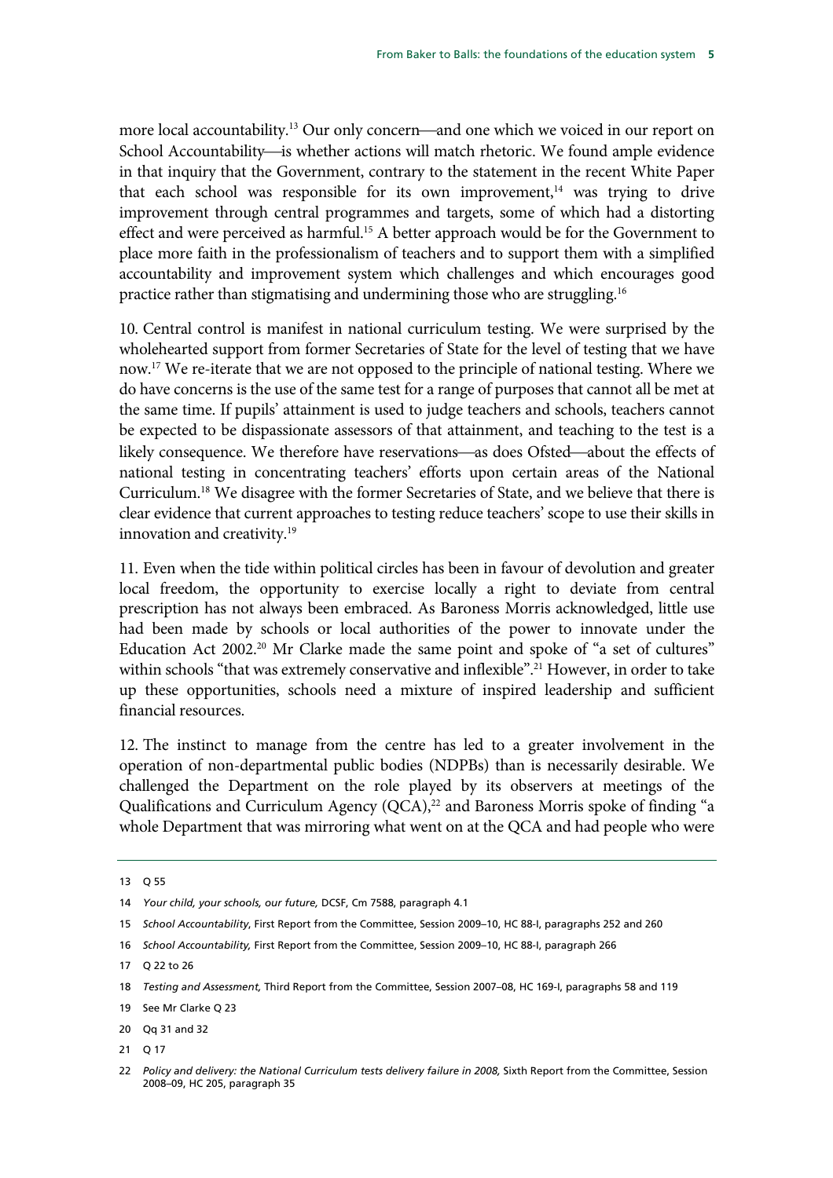more local accountability.[13] Our only concern—and one which we voiced in our report on School Accountability—is whether actions will match rhetoric. We found ample evidence in that inquiry that the Government, contrary to the statement in the recent White Paper that each school was responsible for its own improvement,[14] was trying to drive improvement through central programmes and targets, some of which had a distorting effect and were perceived as harmful.[15] A better approach would be for the Government to place more faith in the professionalism of teachers and to support them with a simplified accountability and improvement system which challenges and which encourages good practice rather than stigmatising and undermining those who are struggling.[16]

10. Central control is manifest in national curriculum testing. We were surprised by the wholehearted support from former Secretaries of State for the level of testing that we have now.[17] We re-iterate that we are not opposed to the principle of national testing. Where we do have concerns is the use of the same test for a range of purposes that cannot all be met at the same time. If pupils' attainment is used to judge teachers and schools, teachers cannot be expected to be dispassionate assessors of that attainment, and teaching to the test is a likely consequence. We therefore have reservations—as does Ofsted—about the effects of national testing in concentrating teachers' efforts upon certain areas of the National Curriculum.[18] We disagree with the former Secretaries of State, and we believe that there is clear evidence that current approaches to testing reduce teachers' scope to use their skills in innovation and creativity.[19]

11. Even when the tide within political circles has been in favour of devolution and greater local freedom, the opportunity to exercise locally a right to deviate from central prescription has not always been embraced. As Baroness Morris acknowledged, little use had been made by schools or local authorities of the power to innovate under the Education Act 2002.[20] Mr Clarke made the same point and spoke of "a set of cultures" within schools "that was extremely conservative and inflexible".[21] However, in order to take up these opportunities, schools need a mixture of inspired leadership and sufficient financial resources.

12. The instinct to manage from the centre has led to a greater involvement in the operation of non-departmental public bodies (NDPBs) than is necessarily desirable. We challenged the Department on the role played by its observers at meetings of the Qualifications and Curriculum Agency (QCA),[22] and Baroness Morris spoke of finding "a whole Department that was mirroring what went on at the QCA and had people who were

---

13 Q 55

14 *Your child, your schools, our future,* DCSF, Cm 7588, paragraph 4.1

15 *School Accountability*, First Report from the Committee, Session 2009–10, HC 88-I, paragraphs 252 and 260

16 *School Accountability,* First Report from the Committee, Session 2009–10, HC 88-I, paragraph 266

17 Q 22 to 26

18 *Testing and Assessment,* Third Report from the Committee, Session 2007–08, HC 169-I, paragraphs 58 and 119

19 See Mr Clarke Q 23

20 Qq 31 and 32

21 Q 17

22 *Policy and delivery: the National Curriculum tests delivery failure in 2008,* Sixth Report from the Committee, Session 2008–09, HC 205, paragraph 35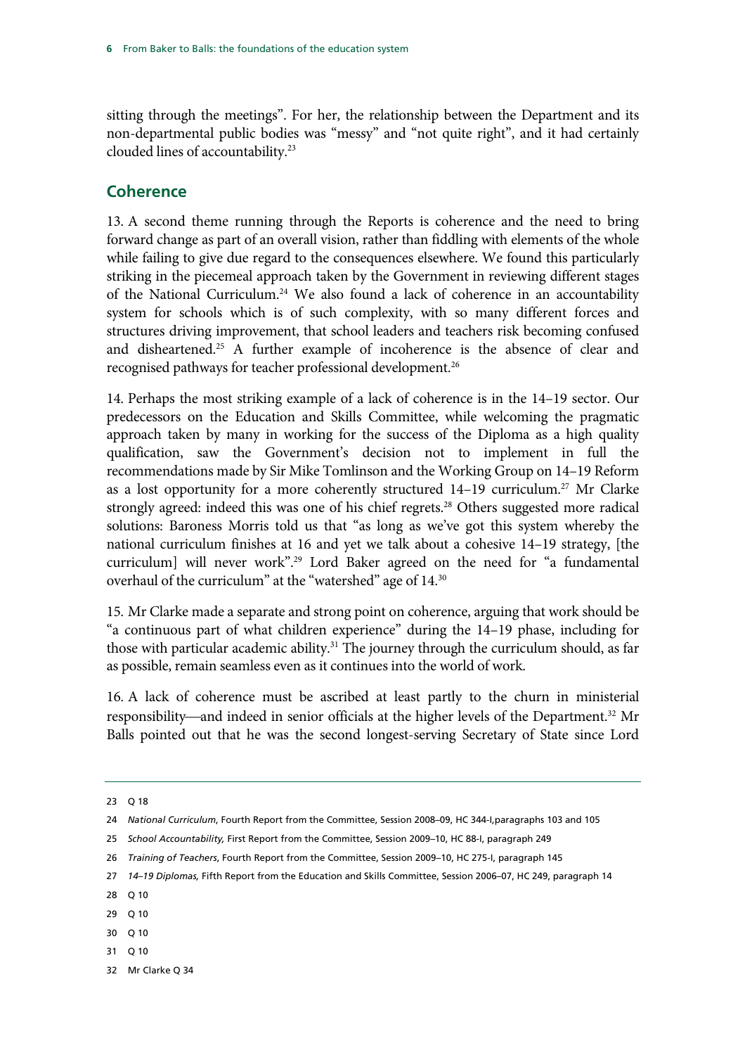sitting through the meetings". For her, the relationship between the Department and its non-departmental public bodies was "messy" and "not quite right", and it had certainly clouded lines of accountability.[23]

## Coherence

13. A second theme running through the Reports is coherence and the need to bring forward change as part of an overall vision, rather than fiddling with elements of the whole while failing to give due regard to the consequences elsewhere. We found this particularly striking in the piecemeal approach taken by the Government in reviewing different stages of the National Curriculum.[24] We also found a lack of coherence in an accountability system for schools which is of such complexity, with so many different forces and structures driving improvement, that school leaders and teachers risk becoming confused and disheartened.[25] A further example of incoherence is the absence of clear and recognised pathways for teacher professional development.[26]

14. Perhaps the most striking example of a lack of coherence is in the 14–19 sector. Our predecessors on the Education and Skills Committee, while welcoming the pragmatic approach taken by many in working for the success of the Diploma as a high quality qualification, saw the Government's decision not to implement in full the recommendations made by Sir Mike Tomlinson and the Working Group on 14–19 Reform as a lost opportunity for a more coherently structured 14–19 curriculum.[27] Mr Clarke strongly agreed: indeed this was one of his chief regrets.[28] Others suggested more radical solutions: Baroness Morris told us that "as long as we've got this system whereby the national curriculum finishes at 16 and yet we talk about a cohesive 14–19 strategy, [the curriculum] will never work".[29] Lord Baker agreed on the need for "a fundamental overhaul of the curriculum" at the "watershed" age of 14.[30]

15. Mr Clarke made a separate and strong point on coherence, arguing that work should be "a continuous part of what children experience" during the 14–19 phase, including for those with particular academic ability.[31] The journey through the curriculum should, as far as possible, remain seamless even as it continues into the world of work.

16. A lack of coherence must be ascribed at least partly to the churn in ministerial responsibility—and indeed in senior officials at the higher levels of the Department.[32] Mr Balls pointed out that he was the second longest-serving Secretary of State since Lord

---

23 Q 18

24 *National Curriculum*, Fourth Report from the Committee, Session 2008–09, HC 344-I,paragraphs 103 and 105

25 *School Accountability,* First Report from the Committee, Session 2009–10, HC 88-I, paragraph 249

26 *Training of Teachers*, Fourth Report from the Committee, Session 2009–10, HC 275-I, paragraph 145

27 *14–19 Diplomas,* Fifth Report from the Education and Skills Committee, Session 2006–07, HC 249, paragraph 14

28 Q 10

29 Q 10

30 Q 10

31 Q 10

32 Mr Clarke Q 34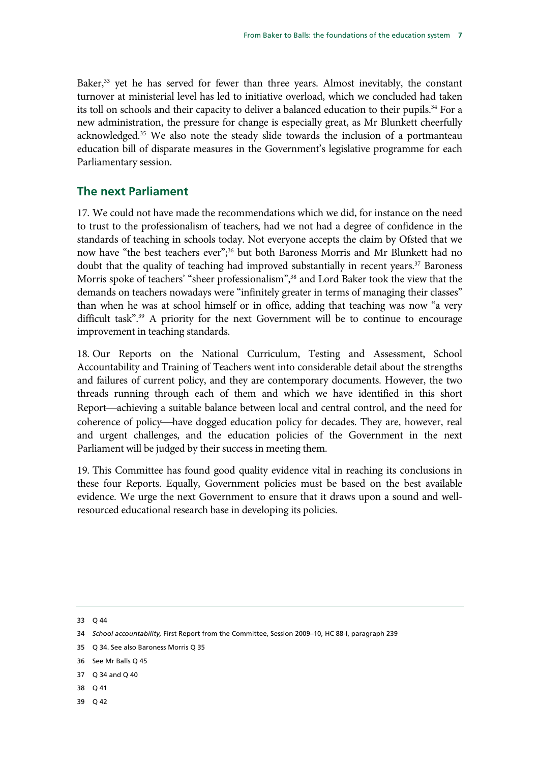Baker,[33] yet he has served for fewer than three years. Almost inevitably, the constant turnover at ministerial level has led to initiative overload, which we concluded had taken its toll on schools and their capacity to deliver a balanced education to their pupils.[34] For a new administration, the pressure for change is especially great, as Mr Blunkett cheerfully acknowledged.[35] We also note the steady slide towards the inclusion of a portmanteau education bill of disparate measures in the Government's legislative programme for each Parliamentary session.

## The next Parliament

17. We could not have made the recommendations which we did, for instance on the need to trust to the professionalism of teachers, had we not had a degree of confidence in the standards of teaching in schools today. Not everyone accepts the claim by Ofsted that we now have "the best teachers ever";[36] but both Baroness Morris and Mr Blunkett had no doubt that the quality of teaching had improved substantially in recent years.[37] Baroness Morris spoke of teachers' "sheer professionalism",[38] and Lord Baker took the view that the demands on teachers nowadays were "infinitely greater in terms of managing their classes" than when he was at school himself or in office, adding that teaching was now "a very difficult task".[39] A priority for the next Government will be to continue to encourage improvement in teaching standards.

18. Our Reports on the National Curriculum, Testing and Assessment, School Accountability and Training of Teachers went into considerable detail about the strengths and failures of current policy, and they are contemporary documents. However, the two threads running through each of them and which we have identified in this short Report—achieving a suitable balance between local and central control, and the need for coherence of policy—have dogged education policy for decades. They are, however, real and urgent challenges, and the education policies of the Government in the next Parliament will be judged by their success in meeting them.

19. This Committee has found good quality evidence vital in reaching its conclusions in these four Reports. Equally, Government policies must be based on the best available evidence. We urge the next Government to ensure that it draws upon a sound and well-resourced educational research base in developing its policies.

---

33 Q 44

34 *School accountability,* First Report from the Committee, Session 2009–10, HC 88-I, paragraph 239

35 Q 34. See also Baroness Morris Q 35

36 See Mr Balls Q 45

37 Q 34 and Q 40

38 Q 41

39 Q 42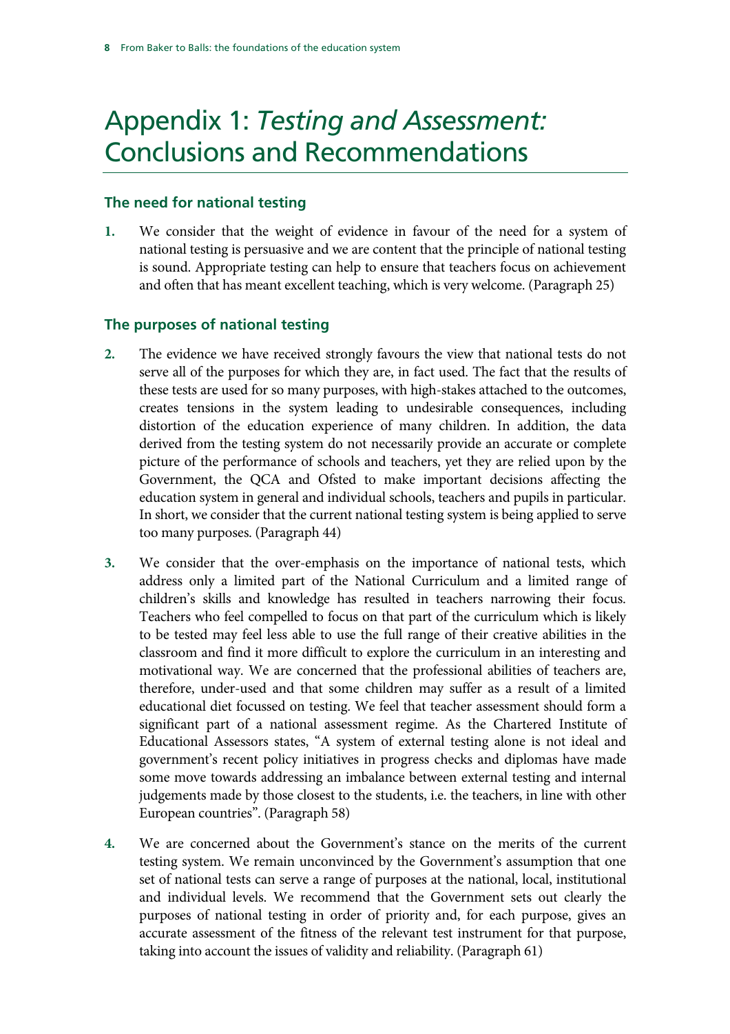# Appendix 1: *Testing and Assessment:* Conclusions and Recommendations

## The need for national testing

**1.** We consider that the weight of evidence in favour of the need for a system of national testing is persuasive and we are content that the principle of national testing is sound. Appropriate testing can help to ensure that teachers focus on achievement and often that has meant excellent teaching, which is very welcome. (Paragraph 25)

## The purposes of national testing

**2.** The evidence we have received strongly favours the view that national tests do not serve all of the purposes for which they are, in fact used. The fact that the results of these tests are used for so many purposes, with high-stakes attached to the outcomes, creates tensions in the system leading to undesirable consequences, including distortion of the education experience of many children. In addition, the data derived from the testing system do not necessarily provide an accurate or complete picture of the performance of schools and teachers, yet they are relied upon by the Government, the QCA and Ofsted to make important decisions affecting the education system in general and individual schools, teachers and pupils in particular. In short, we consider that the current national testing system is being applied to serve too many purposes. (Paragraph 44)

**3.** We consider that the over-emphasis on the importance of national tests, which address only a limited part of the National Curriculum and a limited range of children's skills and knowledge has resulted in teachers narrowing their focus. Teachers who feel compelled to focus on that part of the curriculum which is likely to be tested may feel less able to use the full range of their creative abilities in the classroom and find it more difficult to explore the curriculum in an interesting and motivational way. We are concerned that the professional abilities of teachers are, therefore, under-used and that some children may suffer as a result of a limited educational diet focussed on testing. We feel that teacher assessment should form a significant part of a national assessment regime. As the Chartered Institute of Educational Assessors states, "A system of external testing alone is not ideal and government's recent policy initiatives in progress checks and diplomas have made some move towards addressing an imbalance between external testing and internal judgements made by those closest to the students, i.e. the teachers, in line with other European countries". (Paragraph 58)

**4.** We are concerned about the Government's stance on the merits of the current testing system. We remain unconvinced by the Government's assumption that one set of national tests can serve a range of purposes at the national, local, institutional and individual levels. We recommend that the Government sets out clearly the purposes of national testing in order of priority and, for each purpose, gives an accurate assessment of the fitness of the relevant test instrument for that purpose, taking into account the issues of validity and reliability. (Paragraph 61)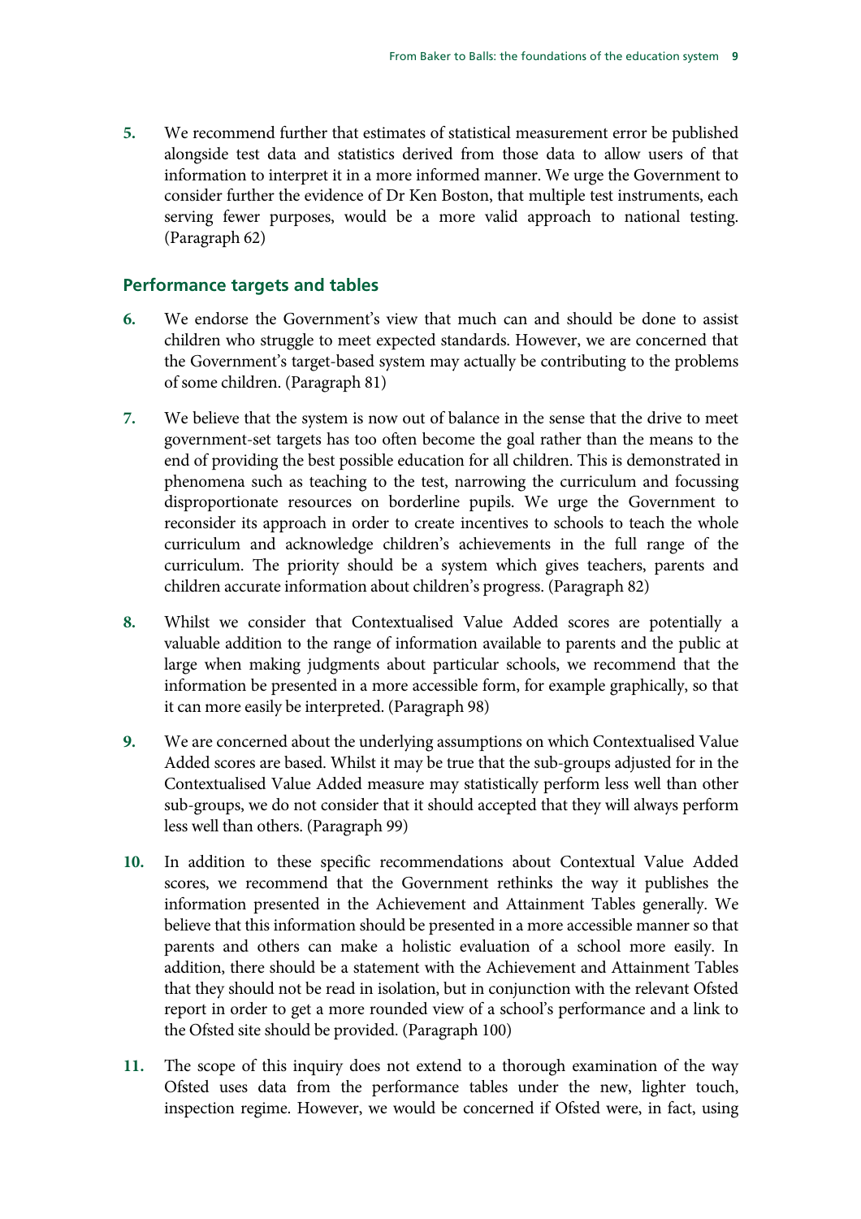**5.** We recommend further that estimates of statistical measurement error be published alongside test data and statistics derived from those data to allow users of that information to interpret it in a more informed manner. We urge the Government to consider further the evidence of Dr Ken Boston, that multiple test instruments, each serving fewer purposes, would be a more valid approach to national testing. (Paragraph 62)

## Performance targets and tables

**6.** We endorse the Government's view that much can and should be done to assist children who struggle to meet expected standards. However, we are concerned that the Government's target-based system may actually be contributing to the problems of some children. (Paragraph 81)

**7.** We believe that the system is now out of balance in the sense that the drive to meet government-set targets has too often become the goal rather than the means to the end of providing the best possible education for all children. This is demonstrated in phenomena such as teaching to the test, narrowing the curriculum and focussing disproportionate resources on borderline pupils. We urge the Government to reconsider its approach in order to create incentives to schools to teach the whole curriculum and acknowledge children's achievements in the full range of the curriculum. The priority should be a system which gives teachers, parents and children accurate information about children's progress. (Paragraph 82)

**8.** Whilst we consider that Contextualised Value Added scores are potentially a valuable addition to the range of information available to parents and the public at large when making judgments about particular schools, we recommend that the information be presented in a more accessible form, for example graphically, so that it can more easily be interpreted. (Paragraph 98)

**9.** We are concerned about the underlying assumptions on which Contextualised Value Added scores are based. Whilst it may be true that the sub-groups adjusted for in the Contextualised Value Added measure may statistically perform less well than other sub-groups, we do not consider that it should accepted that they will always perform less well than others. (Paragraph 99)

**10.** In addition to these specific recommendations about Contextual Value Added scores, we recommend that the Government rethinks the way it publishes the information presented in the Achievement and Attainment Tables generally. We believe that this information should be presented in a more accessible manner so that parents and others can make a holistic evaluation of a school more easily. In addition, there should be a statement with the Achievement and Attainment Tables that they should not be read in isolation, but in conjunction with the relevant Ofsted report in order to get a more rounded view of a school's performance and a link to the Ofsted site should be provided. (Paragraph 100)

**11.** The scope of this inquiry does not extend to a thorough examination of the way Ofsted uses data from the performance tables under the new, lighter touch, inspection regime. However, we would be concerned if Ofsted were, in fact, using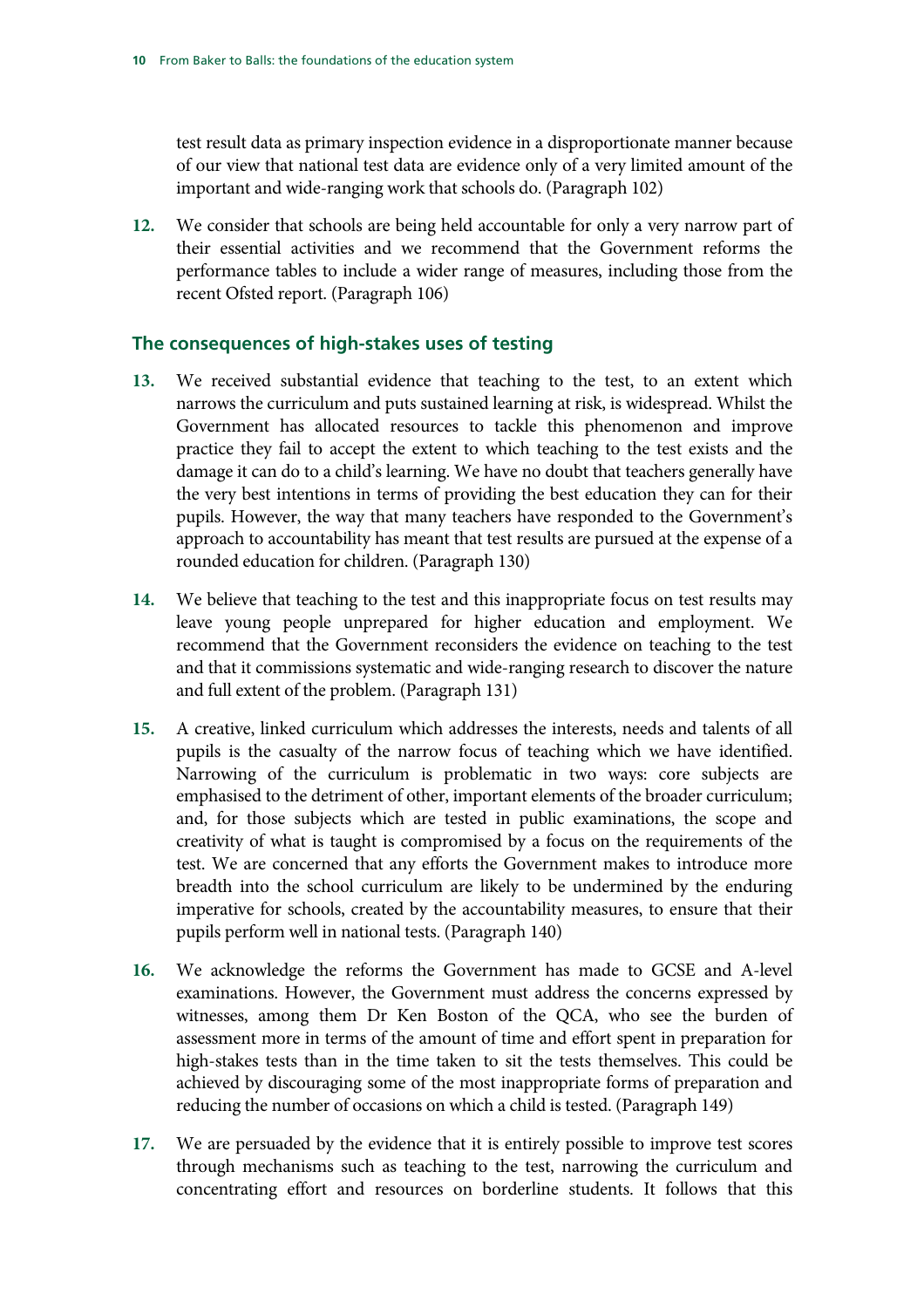test result data as primary inspection evidence in a disproportionate manner because of our view that national test data are evidence only of a very limited amount of the important and wide-ranging work that schools do. (Paragraph 102)

12. We consider that schools are being held accountable for only a very narrow part of their essential activities and we recommend that the Government reforms the performance tables to include a wider range of measures, including those from the recent Ofsted report. (Paragraph 106)

## The consequences of high-stakes uses of testing

13. We received substantial evidence that teaching to the test, to an extent which narrows the curriculum and puts sustained learning at risk, is widespread. Whilst the Government has allocated resources to tackle this phenomenon and improve practice they fail to accept the extent to which teaching to the test exists and the damage it can do to a child's learning. We have no doubt that teachers generally have the very best intentions in terms of providing the best education they can for their pupils. However, the way that many teachers have responded to the Government's approach to accountability has meant that test results are pursued at the expense of a rounded education for children. (Paragraph 130)

14. We believe that teaching to the test and this inappropriate focus on test results may leave young people unprepared for higher education and employment. We recommend that the Government reconsiders the evidence on teaching to the test and that it commissions systematic and wide-ranging research to discover the nature and full extent of the problem. (Paragraph 131)

15. A creative, linked curriculum which addresses the interests, needs and talents of all pupils is the casualty of the narrow focus of teaching which we have identified. Narrowing of the curriculum is problematic in two ways: core subjects are emphasised to the detriment of other, important elements of the broader curriculum; and, for those subjects which are tested in public examinations, the scope and creativity of what is taught is compromised by a focus on the requirements of the test. We are concerned that any efforts the Government makes to introduce more breadth into the school curriculum are likely to be undermined by the enduring imperative for schools, created by the accountability measures, to ensure that their pupils perform well in national tests. (Paragraph 140)

16. We acknowledge the reforms the Government has made to GCSE and A-level examinations. However, the Government must address the concerns expressed by witnesses, among them Dr Ken Boston of the QCA, who see the burden of assessment more in terms of the amount of time and effort spent in preparation for high-stakes tests than in the time taken to sit the tests themselves. This could be achieved by discouraging some of the most inappropriate forms of preparation and reducing the number of occasions on which a child is tested. (Paragraph 149)

17. We are persuaded by the evidence that it is entirely possible to improve test scores through mechanisms such as teaching to the test, narrowing the curriculum and concentrating effort and resources on borderline students. It follows that this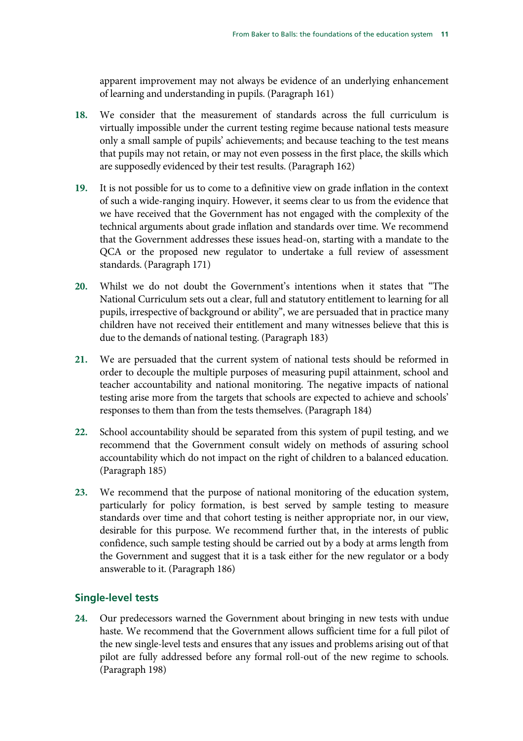apparent improvement may not always be evidence of an underlying enhancement of learning and understanding in pupils. (Paragraph 161)

**18.** We consider that the measurement of standards across the full curriculum is virtually impossible under the current testing regime because national tests measure only a small sample of pupils' achievements; and because teaching to the test means that pupils may not retain, or may not even possess in the first place, the skills which are supposedly evidenced by their test results. (Paragraph 162)

**19.** It is not possible for us to come to a definitive view on grade inflation in the context of such a wide-ranging inquiry. However, it seems clear to us from the evidence that we have received that the Government has not engaged with the complexity of the technical arguments about grade inflation and standards over time. We recommend that the Government addresses these issues head-on, starting with a mandate to the QCA or the proposed new regulator to undertake a full review of assessment standards. (Paragraph 171)

**20.** Whilst we do not doubt the Government's intentions when it states that "The National Curriculum sets out a clear, full and statutory entitlement to learning for all pupils, irrespective of background or ability", we are persuaded that in practice many children have not received their entitlement and many witnesses believe that this is due to the demands of national testing. (Paragraph 183)

**21.** We are persuaded that the current system of national tests should be reformed in order to decouple the multiple purposes of measuring pupil attainment, school and teacher accountability and national monitoring. The negative impacts of national testing arise more from the targets that schools are expected to achieve and schools' responses to them than from the tests themselves. (Paragraph 184)

**22.** School accountability should be separated from this system of pupil testing, and we recommend that the Government consult widely on methods of assuring school accountability which do not impact on the right of children to a balanced education. (Paragraph 185)

**23.** We recommend that the purpose of national monitoring of the education system, particularly for policy formation, is best served by sample testing to measure standards over time and that cohort testing is neither appropriate nor, in our view, desirable for this purpose. We recommend further that, in the interests of public confidence, such sample testing should be carried out by a body at arms length from the Government and suggest that it is a task either for the new regulator or a body answerable to it. (Paragraph 186)

### Single-level tests

**24.** Our predecessors warned the Government about bringing in new tests with undue haste. We recommend that the Government allows sufficient time for a full pilot of the new single-level tests and ensures that any issues and problems arising out of that pilot are fully addressed before any formal roll-out of the new regime to schools. (Paragraph 198)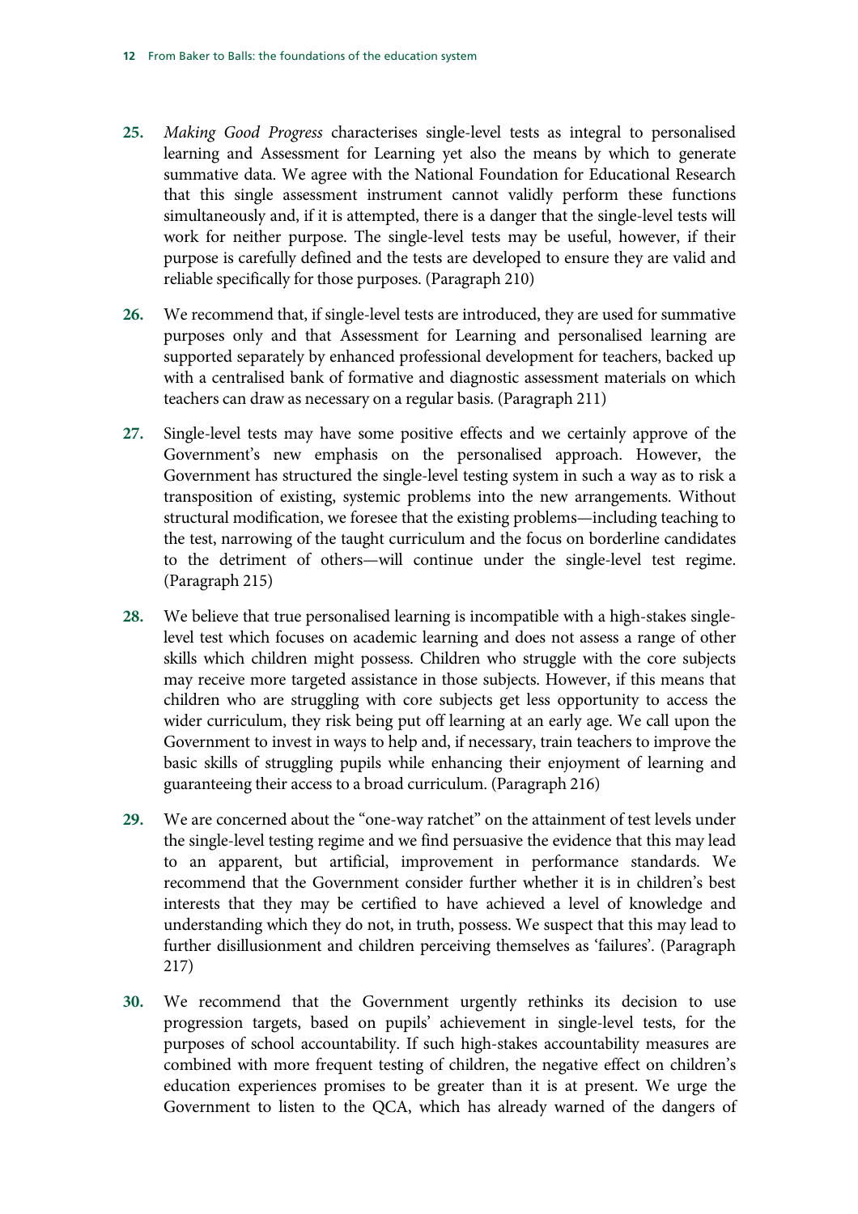25. *Making Good Progress* characterises single-level tests as integral to personalised learning and Assessment for Learning yet also the means by which to generate summative data. We agree with the National Foundation for Educational Research that this single assessment instrument cannot validly perform these functions simultaneously and, if it is attempted, there is a danger that the single-level tests will work for neither purpose. The single-level tests may be useful, however, if their purpose is carefully defined and the tests are developed to ensure they are valid and reliable specifically for those purposes. (Paragraph 210)

26. We recommend that, if single-level tests are introduced, they are used for summative purposes only and that Assessment for Learning and personalised learning are supported separately by enhanced professional development for teachers, backed up with a centralised bank of formative and diagnostic assessment materials on which teachers can draw as necessary on a regular basis. (Paragraph 211)

27. Single-level tests may have some positive effects and we certainly approve of the Government's new emphasis on the personalised approach. However, the Government has structured the single-level testing system in such a way as to risk a transposition of existing, systemic problems into the new arrangements. Without structural modification, we foresee that the existing problems—including teaching to the test, narrowing of the taught curriculum and the focus on borderline candidates to the detriment of others—will continue under the single-level test regime. (Paragraph 215)

28. We believe that true personalised learning is incompatible with a high-stakes single-level test which focuses on academic learning and does not assess a range of other skills which children might possess. Children who struggle with the core subjects may receive more targeted assistance in those subjects. However, if this means that children who are struggling with core subjects get less opportunity to access the wider curriculum, they risk being put off learning at an early age. We call upon the Government to invest in ways to help and, if necessary, train teachers to improve the basic skills of struggling pupils while enhancing their enjoyment of learning and guaranteeing their access to a broad curriculum. (Paragraph 216)

29. We are concerned about the "one-way ratchet" on the attainment of test levels under the single-level testing regime and we find persuasive the evidence that this may lead to an apparent, but artificial, improvement in performance standards. We recommend that the Government consider further whether it is in children's best interests that they may be certified to have achieved a level of knowledge and understanding which they do not, in truth, possess. We suspect that this may lead to further disillusionment and children perceiving themselves as 'failures'. (Paragraph 217)

30. We recommend that the Government urgently rethinks its decision to use progression targets, based on pupils' achievement in single-level tests, for the purposes of school accountability. If such high-stakes accountability measures are combined with more frequent testing of children, the negative effect on children's education experiences promises to be greater than it is at present. We urge the Government to listen to the QCA, which has already warned of the dangers of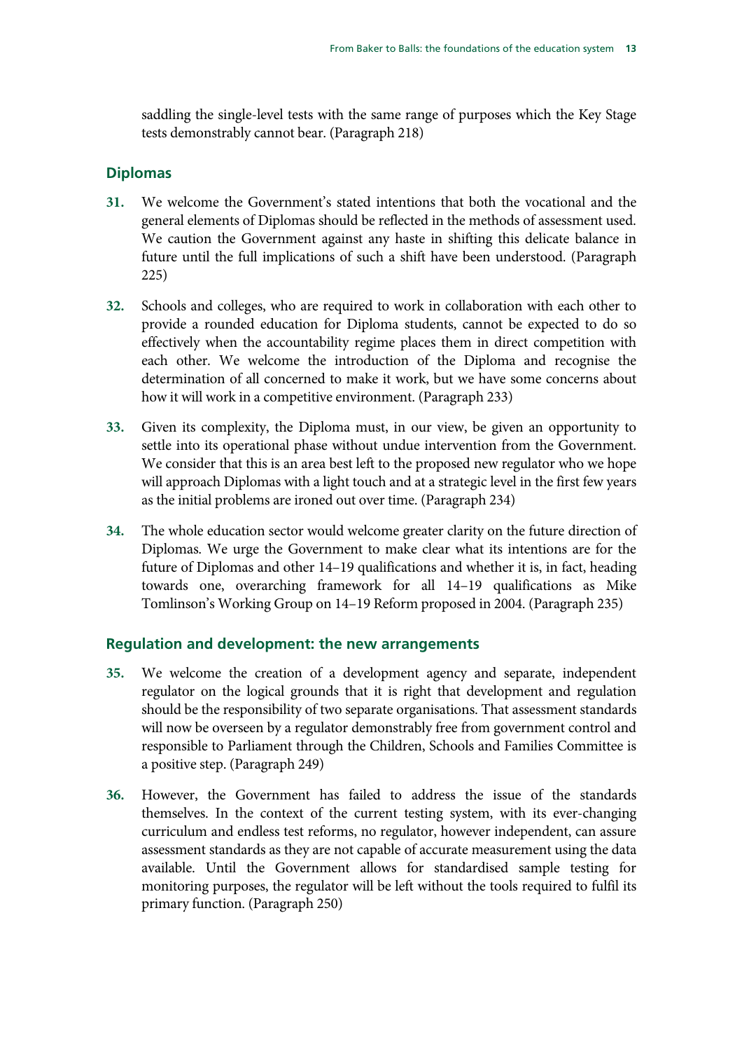saddling the single-level tests with the same range of purposes which the Key Stage tests demonstrably cannot bear. (Paragraph 218)

## Diplomas

**31.** We welcome the Government's stated intentions that both the vocational and the general elements of Diplomas should be reflected in the methods of assessment used. We caution the Government against any haste in shifting this delicate balance in future until the full implications of such a shift have been understood. (Paragraph 225)

**32.** Schools and colleges, who are required to work in collaboration with each other to provide a rounded education for Diploma students, cannot be expected to do so effectively when the accountability regime places them in direct competition with each other. We welcome the introduction of the Diploma and recognise the determination of all concerned to make it work, but we have some concerns about how it will work in a competitive environment. (Paragraph 233)

**33.** Given its complexity, the Diploma must, in our view, be given an opportunity to settle into its operational phase without undue intervention from the Government. We consider that this is an area best left to the proposed new regulator who we hope will approach Diplomas with a light touch and at a strategic level in the first few years as the initial problems are ironed out over time. (Paragraph 234)

**34.** The whole education sector would welcome greater clarity on the future direction of Diplomas. We urge the Government to make clear what its intentions are for the future of Diplomas and other 14–19 qualifications and whether it is, in fact, heading towards one, overarching framework for all 14–19 qualifications as Mike Tomlinson's Working Group on 14–19 Reform proposed in 2004. (Paragraph 235)

## Regulation and development: the new arrangements

**35.** We welcome the creation of a development agency and separate, independent regulator on the logical grounds that it is right that development and regulation should be the responsibility of two separate organisations. That assessment standards will now be overseen by a regulator demonstrably free from government control and responsible to Parliament through the Children, Schools and Families Committee is a positive step. (Paragraph 249)

**36.** However, the Government has failed to address the issue of the standards themselves. In the context of the current testing system, with its ever-changing curriculum and endless test reforms, no regulator, however independent, can assure assessment standards as they are not capable of accurate measurement using the data available. Until the Government allows for standardised sample testing for monitoring purposes, the regulator will be left without the tools required to fulfil its primary function. (Paragraph 250)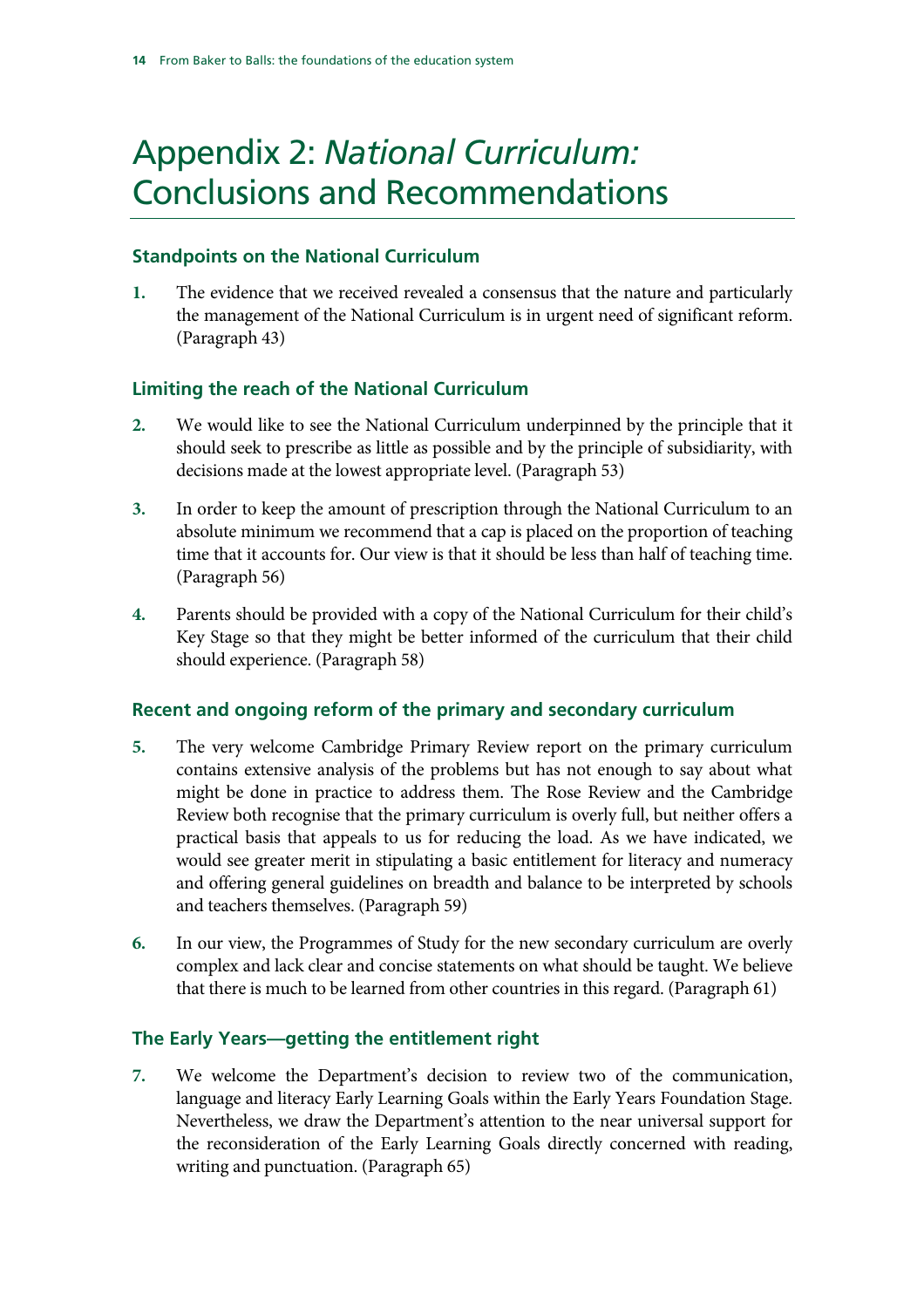# Appendix 2: *National Curriculum:* Conclusions and Recommendations

### Standpoints on the National Curriculum

**1.** The evidence that we received revealed a consensus that the nature and particularly the management of the National Curriculum is in urgent need of significant reform. (Paragraph 43)

### Limiting the reach of the National Curriculum

**2.** We would like to see the National Curriculum underpinned by the principle that it should seek to prescribe as little as possible and by the principle of subsidiarity, with decisions made at the lowest appropriate level. (Paragraph 53)

**3.** In order to keep the amount of prescription through the National Curriculum to an absolute minimum we recommend that a cap is placed on the proportion of teaching time that it accounts for. Our view is that it should be less than half of teaching time. (Paragraph 56)

**4.** Parents should be provided with a copy of the National Curriculum for their child's Key Stage so that they might be better informed of the curriculum that their child should experience. (Paragraph 58)

### Recent and ongoing reform of the primary and secondary curriculum

**5.** The very welcome Cambridge Primary Review report on the primary curriculum contains extensive analysis of the problems but has not enough to say about what might be done in practice to address them. The Rose Review and the Cambridge Review both recognise that the primary curriculum is overly full, but neither offers a practical basis that appeals to us for reducing the load. As we have indicated, we would see greater merit in stipulating a basic entitlement for literacy and numeracy and offering general guidelines on breadth and balance to be interpreted by schools and teachers themselves. (Paragraph 59)

**6.** In our view, the Programmes of Study for the new secondary curriculum are overly complex and lack clear and concise statements on what should be taught. We believe that there is much to be learned from other countries in this regard. (Paragraph 61)

### The Early Years—getting the entitlement right

**7.** We welcome the Department's decision to review two of the communication, language and literacy Early Learning Goals within the Early Years Foundation Stage. Nevertheless, we draw the Department's attention to the near universal support for the reconsideration of the Early Learning Goals directly concerned with reading, writing and punctuation. (Paragraph 65)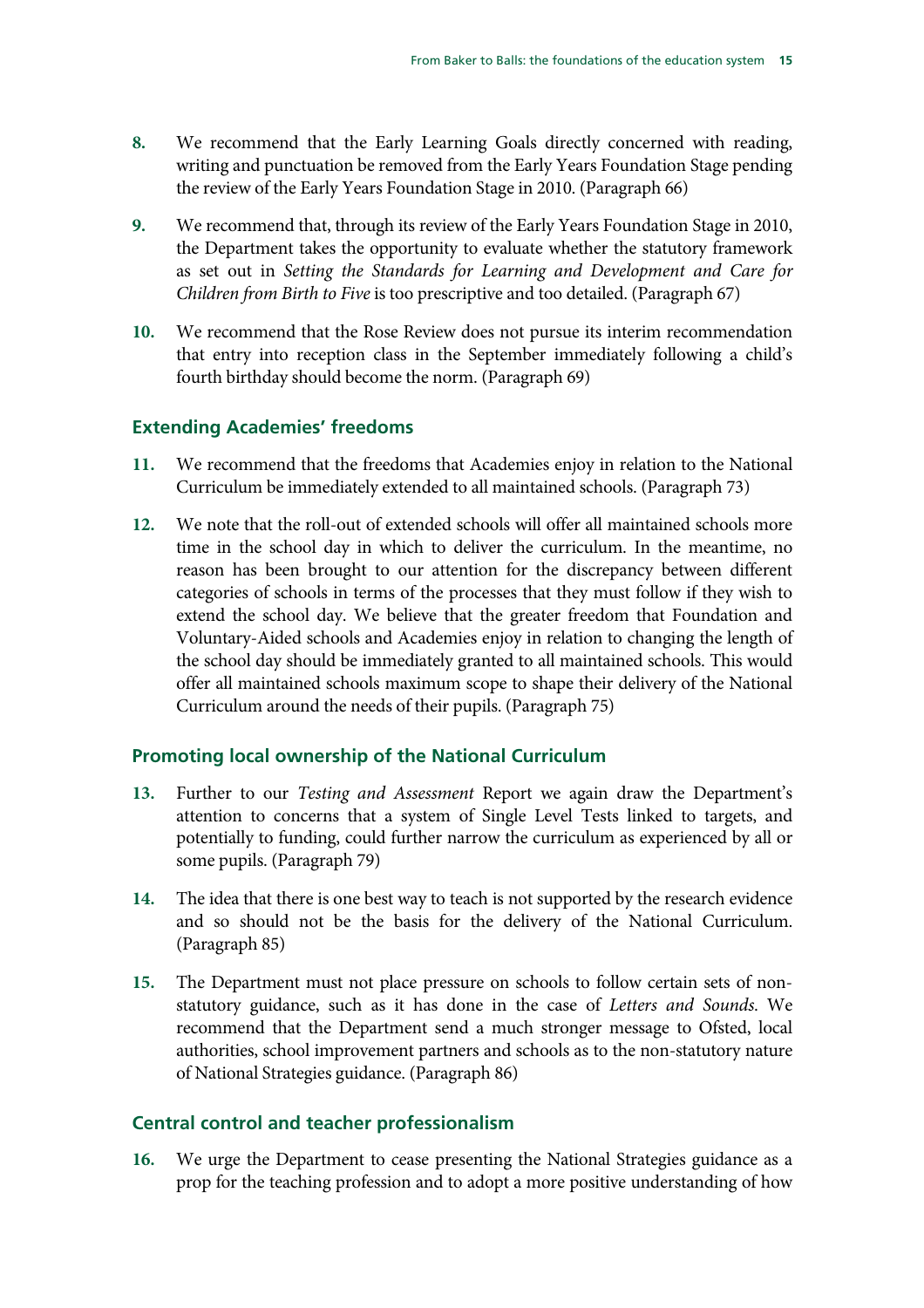8. We recommend that the Early Learning Goals directly concerned with reading, writing and punctuation be removed from the Early Years Foundation Stage pending the review of the Early Years Foundation Stage in 2010. (Paragraph 66)

9. We recommend that, through its review of the Early Years Foundation Stage in 2010, the Department takes the opportunity to evaluate whether the statutory framework as set out in *Setting the Standards for Learning and Development and Care for Children from Birth to Five* is too prescriptive and too detailed. (Paragraph 67)

10. We recommend that the Rose Review does not pursue its interim recommendation that entry into reception class in the September immediately following a child's fourth birthday should become the norm. (Paragraph 69)

### Extending Academies' freedoms

11. We recommend that the freedoms that Academies enjoy in relation to the National Curriculum be immediately extended to all maintained schools. (Paragraph 73)

12. We note that the roll-out of extended schools will offer all maintained schools more time in the school day in which to deliver the curriculum. In the meantime, no reason has been brought to our attention for the discrepancy between different categories of schools in terms of the processes that they must follow if they wish to extend the school day. We believe that the greater freedom that Foundation and Voluntary-Aided schools and Academies enjoy in relation to changing the length of the school day should be immediately granted to all maintained schools. This would offer all maintained schools maximum scope to shape their delivery of the National Curriculum around the needs of their pupils. (Paragraph 75)

### Promoting local ownership of the National Curriculum

13. Further to our *Testing and Assessment* Report we again draw the Department's attention to concerns that a system of Single Level Tests linked to targets, and potentially to funding, could further narrow the curriculum as experienced by all or some pupils. (Paragraph 79)

14. The idea that there is one best way to teach is not supported by the research evidence and so should not be the basis for the delivery of the National Curriculum. (Paragraph 85)

15. The Department must not place pressure on schools to follow certain sets of non-statutory guidance, such as it has done in the case of *Letters and Sounds*. We recommend that the Department send a much stronger message to Ofsted, local authorities, school improvement partners and schools as to the non-statutory nature of National Strategies guidance. (Paragraph 86)

### Central control and teacher professionalism

16. We urge the Department to cease presenting the National Strategies guidance as a prop for the teaching profession and to adopt a more positive understanding of how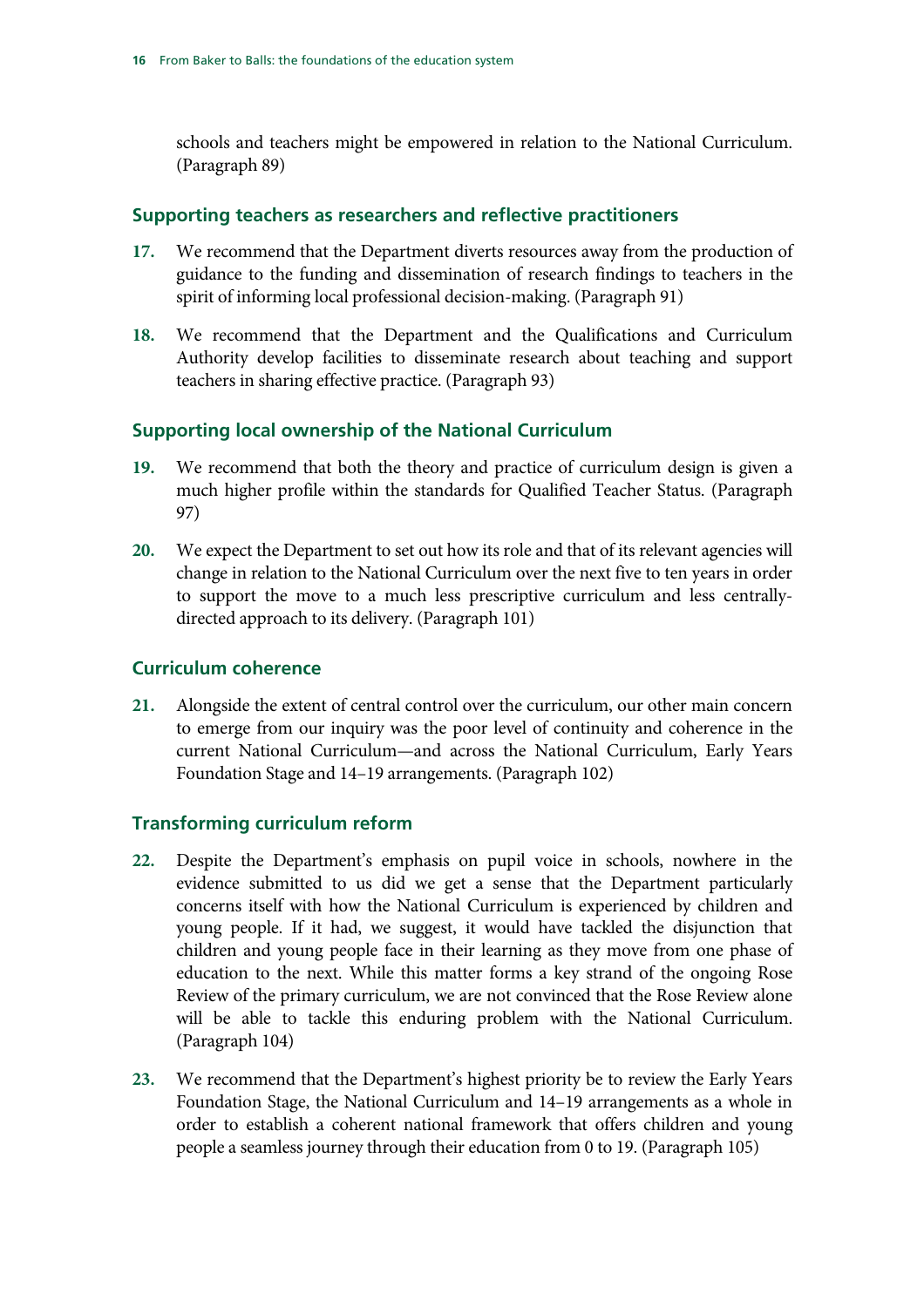schools and teachers might be empowered in relation to the National Curriculum. (Paragraph 89)

### Supporting teachers as researchers and reflective practitioners

17. We recommend that the Department diverts resources away from the production of guidance to the funding and dissemination of research findings to teachers in the spirit of informing local professional decision-making. (Paragraph 91)

18. We recommend that the Department and the Qualifications and Curriculum Authority develop facilities to disseminate research about teaching and support teachers in sharing effective practice. (Paragraph 93)

### Supporting local ownership of the National Curriculum

19. We recommend that both the theory and practice of curriculum design is given a much higher profile within the standards for Qualified Teacher Status. (Paragraph 97)

20. We expect the Department to set out how its role and that of its relevant agencies will change in relation to the National Curriculum over the next five to ten years in order to support the move to a much less prescriptive curriculum and less centrally-directed approach to its delivery. (Paragraph 101)

### Curriculum coherence

21. Alongside the extent of central control over the curriculum, our other main concern to emerge from our inquiry was the poor level of continuity and coherence in the current National Curriculum—and across the National Curriculum, Early Years Foundation Stage and 14–19 arrangements. (Paragraph 102)

### Transforming curriculum reform

22. Despite the Department's emphasis on pupil voice in schools, nowhere in the evidence submitted to us did we get a sense that the Department particularly concerns itself with how the National Curriculum is experienced by children and young people. If it had, we suggest, it would have tackled the disjunction that children and young people face in their learning as they move from one phase of education to the next. While this matter forms a key strand of the ongoing Rose Review of the primary curriculum, we are not convinced that the Rose Review alone will be able to tackle this enduring problem with the National Curriculum. (Paragraph 104)

23. We recommend that the Department's highest priority be to review the Early Years Foundation Stage, the National Curriculum and 14–19 arrangements as a whole in order to establish a coherent national framework that offers children and young people a seamless journey through their education from 0 to 19. (Paragraph 105)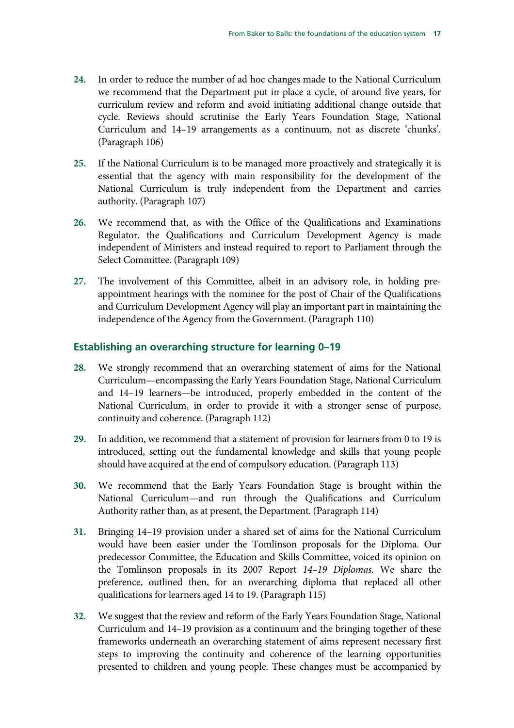24. In order to reduce the number of ad hoc changes made to the National Curriculum we recommend that the Department put in place a cycle, of around five years, for curriculum review and reform and avoid initiating additional change outside that cycle. Reviews should scrutinise the Early Years Foundation Stage, National Curriculum and 14–19 arrangements as a continuum, not as discrete 'chunks'. (Paragraph 106)

25. If the National Curriculum is to be managed more proactively and strategically it is essential that the agency with main responsibility for the development of the National Curriculum is truly independent from the Department and carries authority. (Paragraph 107)

26. We recommend that, as with the Office of the Qualifications and Examinations Regulator, the Qualifications and Curriculum Development Agency is made independent of Ministers and instead required to report to Parliament through the Select Committee. (Paragraph 109)

27. The involvement of this Committee, albeit in an advisory role, in holding pre-appointment hearings with the nominee for the post of Chair of the Qualifications and Curriculum Development Agency will play an important part in maintaining the independence of the Agency from the Government. (Paragraph 110)

## Establishing an overarching structure for learning 0–19

28. We strongly recommend that an overarching statement of aims for the National Curriculum—encompassing the Early Years Foundation Stage, National Curriculum and 14–19 learners—be introduced, properly embedded in the content of the National Curriculum, in order to provide it with a stronger sense of purpose, continuity and coherence. (Paragraph 112)

29. In addition, we recommend that a statement of provision for learners from 0 to 19 is introduced, setting out the fundamental knowledge and skills that young people should have acquired at the end of compulsory education. (Paragraph 113)

30. We recommend that the Early Years Foundation Stage is brought within the National Curriculum—and run through the Qualifications and Curriculum Authority rather than, as at present, the Department. (Paragraph 114)

31. Bringing 14–19 provision under a shared set of aims for the National Curriculum would have been easier under the Tomlinson proposals for the Diploma. Our predecessor Committee, the Education and Skills Committee, voiced its opinion on the Tomlinson proposals in its 2007 Report *14–19 Diplomas*. We share the preference, outlined then, for an overarching diploma that replaced all other qualifications for learners aged 14 to 19. (Paragraph 115)

32. We suggest that the review and reform of the Early Years Foundation Stage, National Curriculum and 14–19 provision as a continuum and the bringing together of these frameworks underneath an overarching statement of aims represent necessary first steps to improving the continuity and coherence of the learning opportunities presented to children and young people. These changes must be accompanied by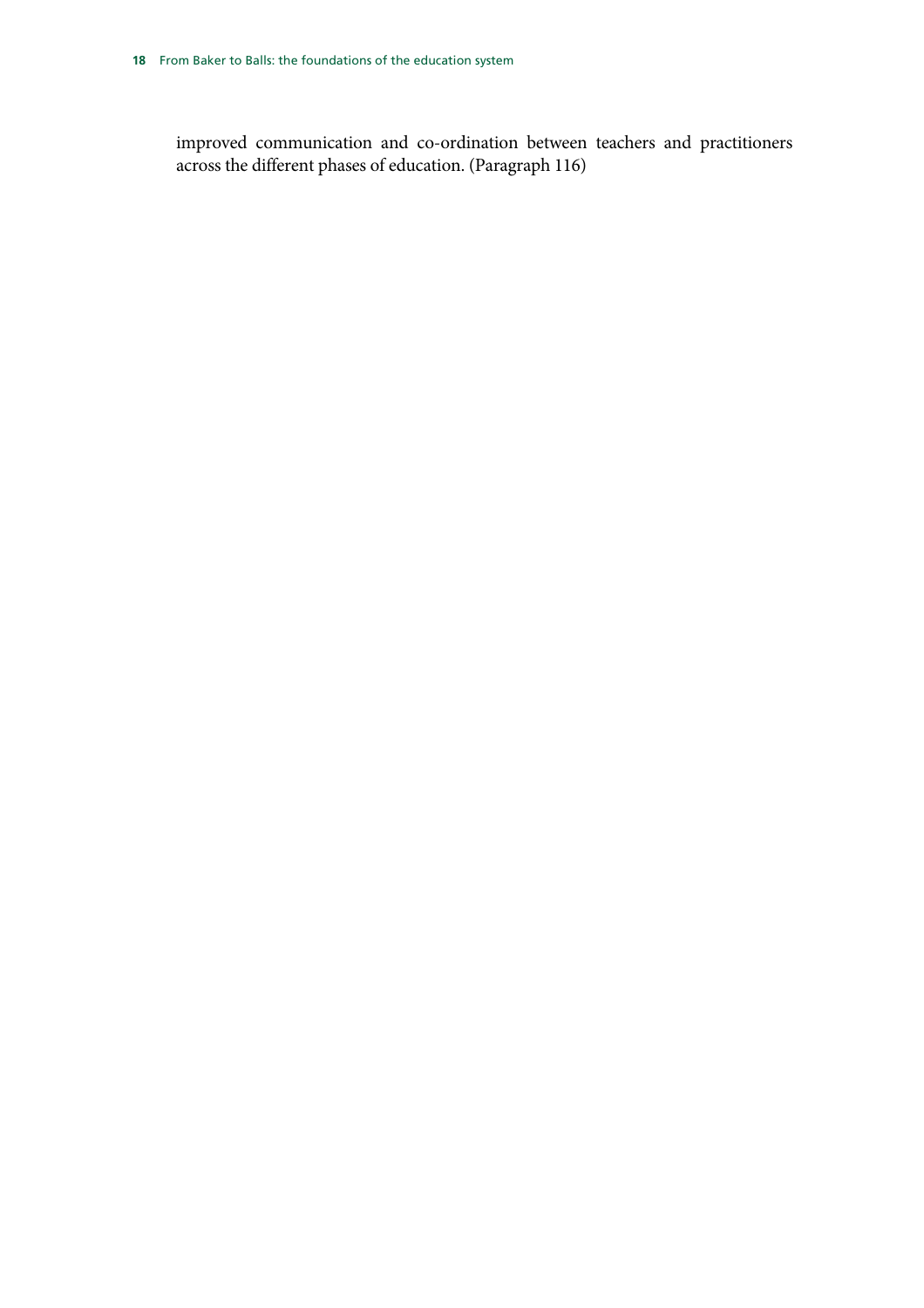improved communication and co-ordination between teachers and practitioners across the different phases of education. (Paragraph 116)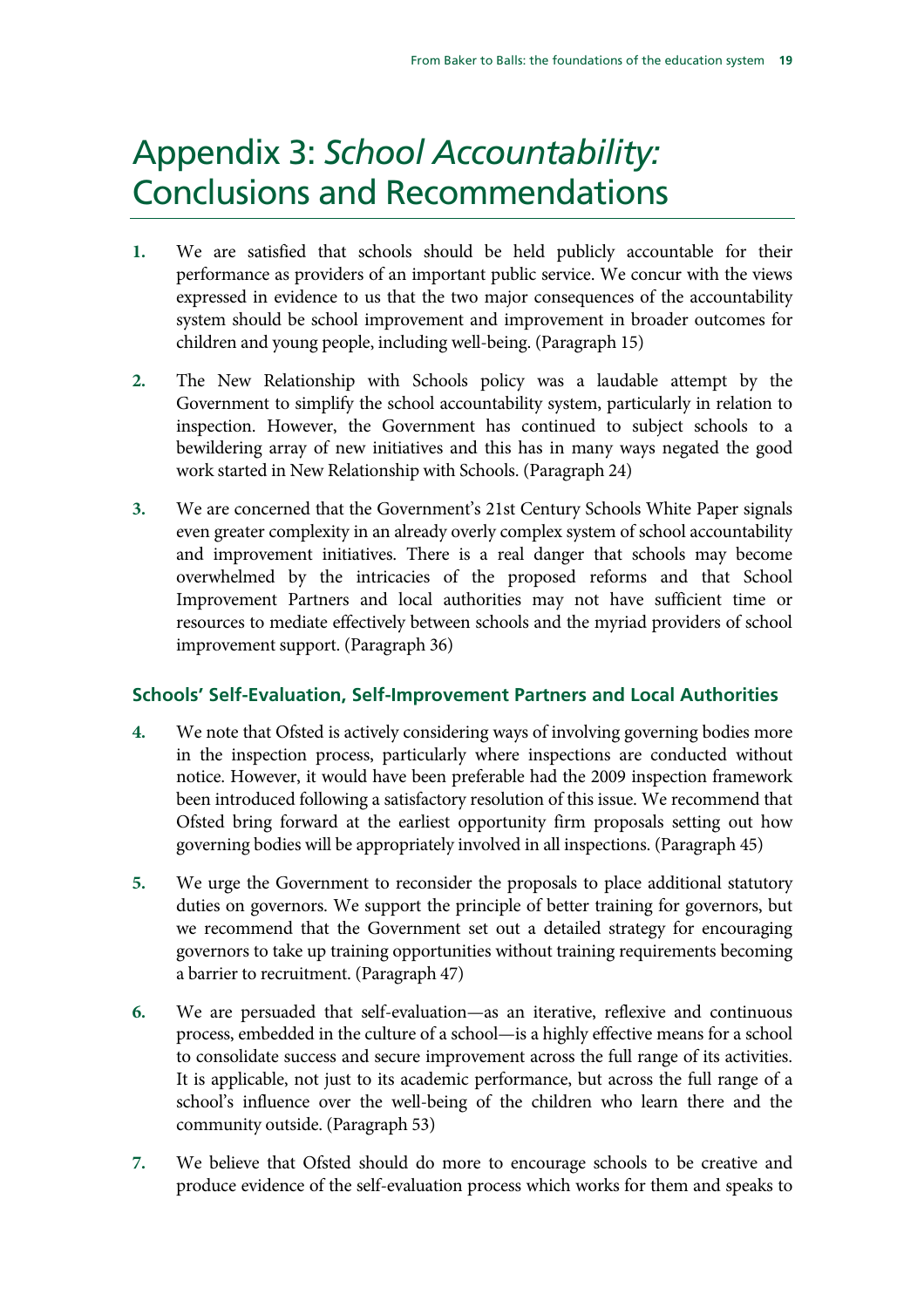# Appendix 3: *School Accountability:* Conclusions and Recommendations

1. We are satisfied that schools should be held publicly accountable for their performance as providers of an important public service. We concur with the views expressed in evidence to us that the two major consequences of the accountability system should be school improvement and improvement in broader outcomes for children and young people, including well-being. (Paragraph 15)

2. The New Relationship with Schools policy was a laudable attempt by the Government to simplify the school accountability system, particularly in relation to inspection. However, the Government has continued to subject schools to a bewildering array of new initiatives and this has in many ways negated the good work started in New Relationship with Schools. (Paragraph 24)

3. We are concerned that the Government's 21st Century Schools White Paper signals even greater complexity in an already overly complex system of school accountability and improvement initiatives. There is a real danger that schools may become overwhelmed by the intricacies of the proposed reforms and that School Improvement Partners and local authorities may not have sufficient time or resources to mediate effectively between schools and the myriad providers of school improvement support. (Paragraph 36)

### Schools' Self-Evaluation, Self-Improvement Partners and Local Authorities

4. We note that Ofsted is actively considering ways of involving governing bodies more in the inspection process, particularly where inspections are conducted without notice. However, it would have been preferable had the 2009 inspection framework been introduced following a satisfactory resolution of this issue. **We recommend that Ofsted bring forward at the earliest opportunity firm proposals setting out how governing bodies will be appropriately involved in all inspections.** (Paragraph 45)

5. **We urge the Government to reconsider the proposals to place additional statutory duties on governors. We support the principle of better training for governors, but we recommend that the Government set out a detailed strategy for encouraging governors to take up training opportunities without training requirements becoming a barrier to recruitment.** (Paragraph 47)

6. We are persuaded that self-evaluation—as an iterative, reflexive and continuous process, embedded in the culture of a school—is a highly effective means for a school to consolidate success and secure improvement across the full range of its activities. It is applicable, not just to its academic performance, but across the full range of a school's influence over the well-being of the children who learn there and the community outside. (Paragraph 53)

7. **We believe that Ofsted should do more to encourage schools to be creative and produce evidence of the self-evaluation process which works for them and speaks to**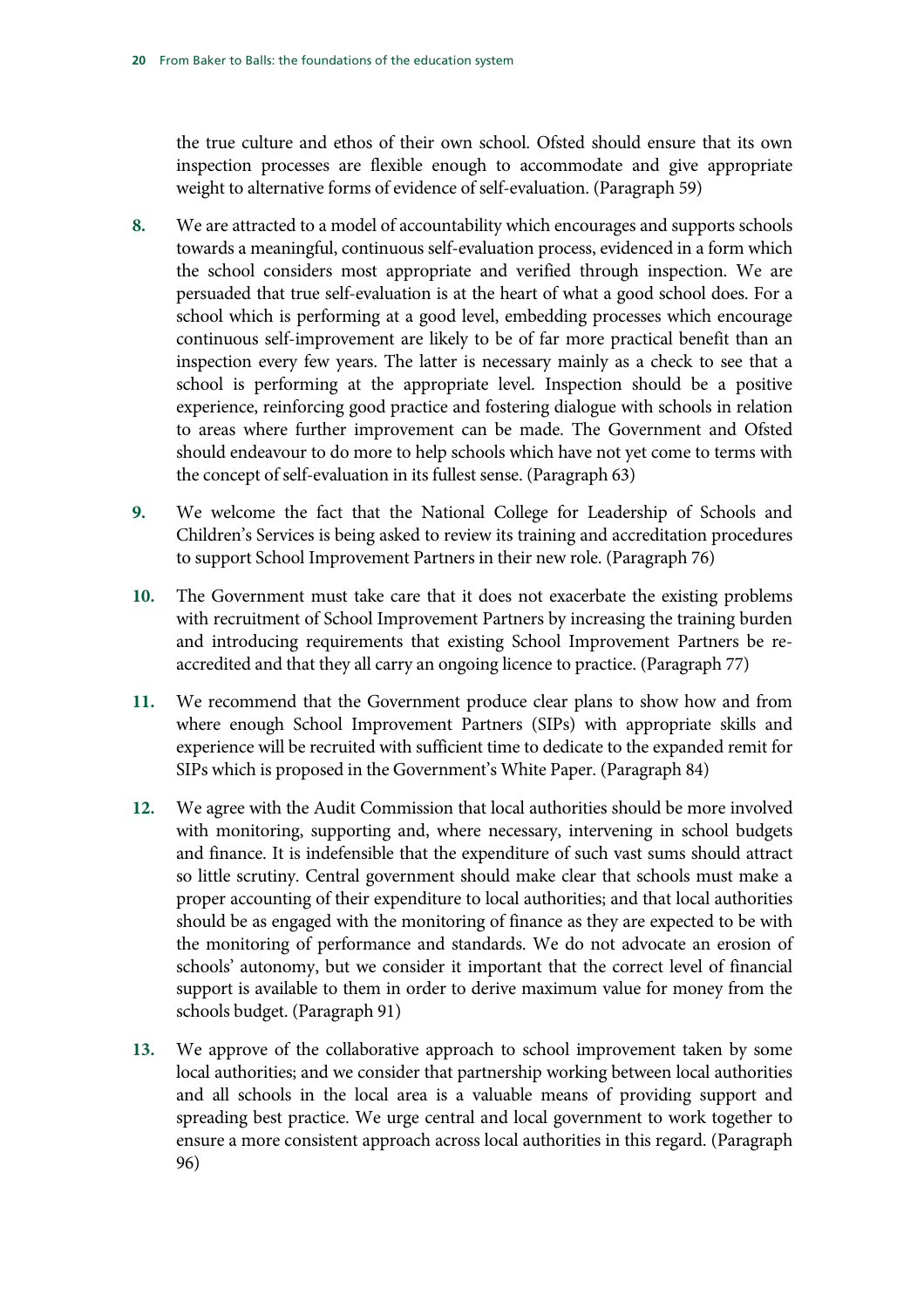the true culture and ethos of their own school. Ofsted should ensure that its own inspection processes are flexible enough to accommodate and give appropriate weight to alternative forms of evidence of self-evaluation. (Paragraph 59)

**8.** We are attracted to a model of accountability which encourages and supports schools towards a meaningful, continuous self-evaluation process, evidenced in a form which the school considers most appropriate and verified through inspection. We are persuaded that true self-evaluation is at the heart of what a good school does. For a school which is performing at a good level, embedding processes which encourage continuous self-improvement are likely to be of far more practical benefit than an inspection every few years. The latter is necessary mainly as a check to see that a school is performing at the appropriate level. Inspection should be a positive experience, reinforcing good practice and fostering dialogue with schools in relation to areas where further improvement can be made. The Government and Ofsted should endeavour to do more to help schools which have not yet come to terms with the concept of self-evaluation in its fullest sense. (Paragraph 63)

**9.** We welcome the fact that the National College for Leadership of Schools and Children's Services is being asked to review its training and accreditation procedures to support School Improvement Partners in their new role. (Paragraph 76)

**10.** The Government must take care that it does not exacerbate the existing problems with recruitment of School Improvement Partners by increasing the training burden and introducing requirements that existing School Improvement Partners be re-accredited and that they all carry an ongoing licence to practice. (Paragraph 77)

**11.** We recommend that the Government produce clear plans to show how and from where enough School Improvement Partners (SIPs) with appropriate skills and experience will be recruited with sufficient time to dedicate to the expanded remit for SIPs which is proposed in the Government's White Paper. (Paragraph 84)

**12.** We agree with the Audit Commission that local authorities should be more involved with monitoring, supporting and, where necessary, intervening in school budgets and finance. It is indefensible that the expenditure of such vast sums should attract so little scrutiny. Central government should make clear that schools must make a proper accounting of their expenditure to local authorities; and that local authorities should be as engaged with the monitoring of finance as they are expected to be with the monitoring of performance and standards. We do not advocate an erosion of schools' autonomy, but we consider it important that the correct level of financial support is available to them in order to derive maximum value for money from the schools budget. (Paragraph 91)

**13.** We approve of the collaborative approach to school improvement taken by some local authorities; and we consider that partnership working between local authorities and all schools in the local area is a valuable means of providing support and spreading best practice. We urge central and local government to work together to ensure a more consistent approach across local authorities in this regard. (Paragraph 96)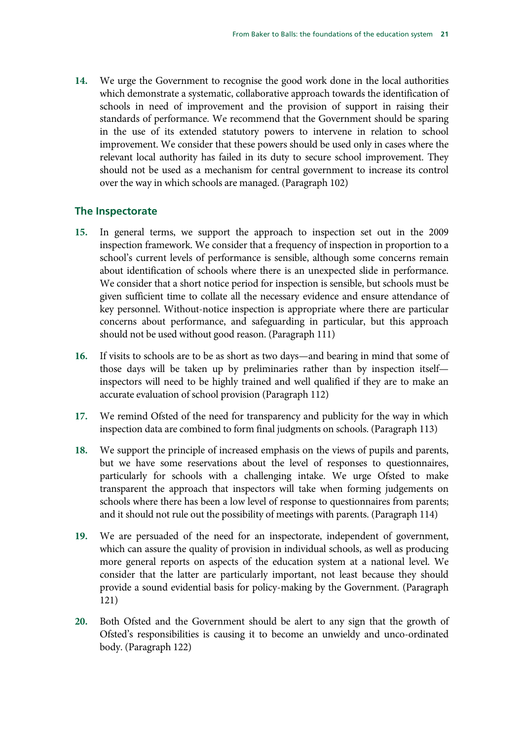14. We urge the Government to recognise the good work done in the local authorities which demonstrate a systematic, collaborative approach towards the identification of schools in need of improvement and the provision of support in raising their standards of performance. We recommend that the Government should be sparing in the use of its extended statutory powers to intervene in relation to school improvement. We consider that these powers should be used only in cases where the relevant local authority has failed in its duty to secure school improvement. They should not be used as a mechanism for central government to increase its control over the way in which schools are managed. (Paragraph 102)

## The Inspectorate

15. In general terms, we support the approach to inspection set out in the 2009 inspection framework. We consider that a frequency of inspection in proportion to a school's current levels of performance is sensible, although some concerns remain about identification of schools where there is an unexpected slide in performance. We consider that a short notice period for inspection is sensible, but schools must be given sufficient time to collate all the necessary evidence and ensure attendance of key personnel. Without-notice inspection is appropriate where there are particular concerns about performance, and safeguarding in particular, but this approach should not be used without good reason. (Paragraph 111)

16. If visits to schools are to be as short as two days—and bearing in mind that some of those days will be taken up by preliminaries rather than by inspection itself—inspectors will need to be highly trained and well qualified if they are to make an accurate evaluation of school provision (Paragraph 112)

17. We remind Ofsted of the need for transparency and publicity for the way in which inspection data are combined to form final judgments on schools. (Paragraph 113)

18. We support the principle of increased emphasis on the views of pupils and parents, but we have some reservations about the level of responses to questionnaires, particularly for schools with a challenging intake. We urge Ofsted to make transparent the approach that inspectors will take when forming judgements on schools where there has been a low level of response to questionnaires from parents; and it should not rule out the possibility of meetings with parents. (Paragraph 114)

19. We are persuaded of the need for an inspectorate, independent of government, which can assure the quality of provision in individual schools, as well as producing more general reports on aspects of the education system at a national level. We consider that the latter are particularly important, not least because they should provide a sound evidential basis for policy-making by the Government. (Paragraph 121)

20. Both Ofsted and the Government should be alert to any sign that the growth of Ofsted's responsibilities is causing it to become an unwieldy and unco-ordinated body. (Paragraph 122)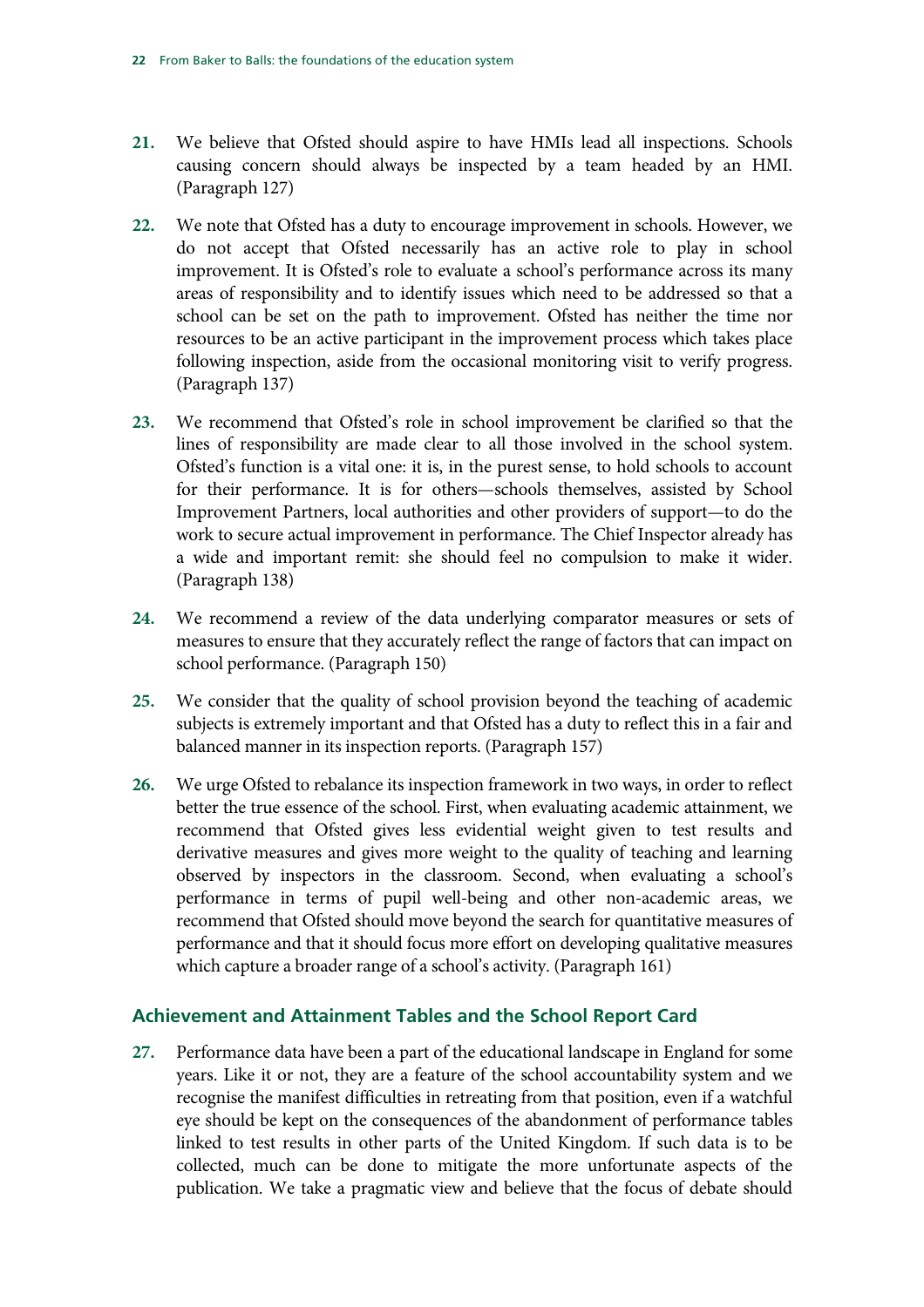21. We believe that Ofsted should aspire to have HMIs lead all inspections. Schools causing concern should always be inspected by a team headed by an HMI. (Paragraph 127)

22. We note that Ofsted has a duty to encourage improvement in schools. However, we do not accept that Ofsted necessarily has an active role to play in school improvement. It is Ofsted's role to evaluate a school's performance across its many areas of responsibility and to identify issues which need to be addressed so that a school can be set on the path to improvement. Ofsted has neither the time nor resources to be an active participant in the improvement process which takes place following inspection, aside from the occasional monitoring visit to verify progress. (Paragraph 137)

23. We recommend that Ofsted's role in school improvement be clarified so that the lines of responsibility are made clear to all those involved in the school system. Ofsted's function is a vital one: it is, in the purest sense, to hold schools to account for their performance. It is for others—schools themselves, assisted by School Improvement Partners, local authorities and other providers of support—to do the work to secure actual improvement in performance. The Chief Inspector already has a wide and important remit: she should feel no compulsion to make it wider. (Paragraph 138)

24. We recommend a review of the data underlying comparator measures or sets of measures to ensure that they accurately reflect the range of factors that can impact on school performance. (Paragraph 150)

25. We consider that the quality of school provision beyond the teaching of academic subjects is extremely important and that Ofsted has a duty to reflect this in a fair and balanced manner in its inspection reports. (Paragraph 157)

26. We urge Ofsted to rebalance its inspection framework in two ways, in order to reflect better the true essence of the school. First, when evaluating academic attainment, we recommend that Ofsted gives less evidential weight given to test results and derivative measures and gives more weight to the quality of teaching and learning observed by inspectors in the classroom. Second, when evaluating a school's performance in terms of pupil well-being and other non-academic areas, we recommend that Ofsted should move beyond the search for quantitative measures of performance and that it should focus more effort on developing qualitative measures which capture a broader range of a school's activity. (Paragraph 161)

## Achievement and Attainment Tables and the School Report Card

27. Performance data have been a part of the educational landscape in England for some years. Like it or not, they are a feature of the school accountability system and we recognise the manifest difficulties in retreating from that position, even if a watchful eye should be kept on the consequences of the abandonment of performance tables linked to test results in other parts of the United Kingdom. If such data is to be collected, much can be done to mitigate the more unfortunate aspects of the publication. We take a pragmatic view and believe that the focus of debate should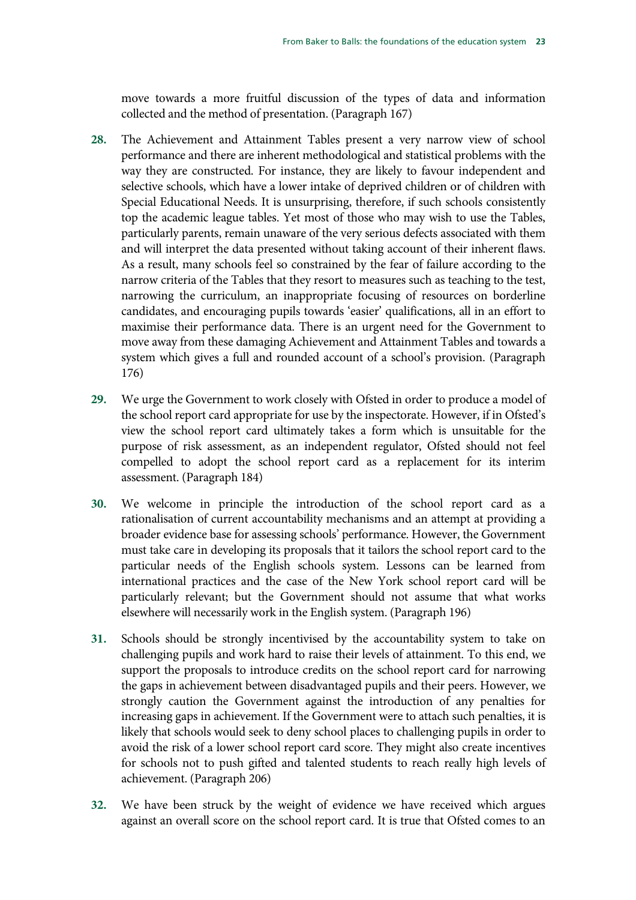move towards a more fruitful discussion of the types of data and information collected and the method of presentation. (Paragraph 167)

**28.** The Achievement and Attainment Tables present a very narrow view of school performance and there are inherent methodological and statistical problems with the way they are constructed. For instance, they are likely to favour independent and selective schools, which have a lower intake of deprived children or of children with Special Educational Needs. It is unsurprising, therefore, if such schools consistently top the academic league tables. Yet most of those who may wish to use the Tables, particularly parents, remain unaware of the very serious defects associated with them and will interpret the data presented without taking account of their inherent flaws. As a result, many schools feel so constrained by the fear of failure according to the narrow criteria of the Tables that they resort to measures such as teaching to the test, narrowing the curriculum, an inappropriate focusing of resources on borderline candidates, and encouraging pupils towards 'easier' qualifications, all in an effort to maximise their performance data. There is an urgent need for the Government to move away from these damaging Achievement and Attainment Tables and towards a system which gives a full and rounded account of a school's provision. (Paragraph 176)

**29.** We urge the Government to work closely with Ofsted in order to produce a model of the school report card appropriate for use by the inspectorate. However, if in Ofsted's view the school report card ultimately takes a form which is unsuitable for the purpose of risk assessment, as an independent regulator, Ofsted should not feel compelled to adopt the school report card as a replacement for its interim assessment. (Paragraph 184)

**30.** We welcome in principle the introduction of the school report card as a rationalisation of current accountability mechanisms and an attempt at providing a broader evidence base for assessing schools' performance. However, the Government must take care in developing its proposals that it tailors the school report card to the particular needs of the English schools system. Lessons can be learned from international practices and the case of the New York school report card will be particularly relevant; but the Government should not assume that what works elsewhere will necessarily work in the English system. (Paragraph 196)

**31.** Schools should be strongly incentivised by the accountability system to take on challenging pupils and work hard to raise their levels of attainment. To this end, we support the proposals to introduce credits on the school report card for narrowing the gaps in achievement between disadvantaged pupils and their peers. However, we strongly caution the Government against the introduction of any penalties for increasing gaps in achievement. If the Government were to attach such penalties, it is likely that schools would seek to deny school places to challenging pupils in order to avoid the risk of a lower school report card score. They might also create incentives for schools not to push gifted and talented students to reach really high levels of achievement. (Paragraph 206)

**32.** We have been struck by the weight of evidence we have received which argues against an overall score on the school report card. It is true that Ofsted comes to an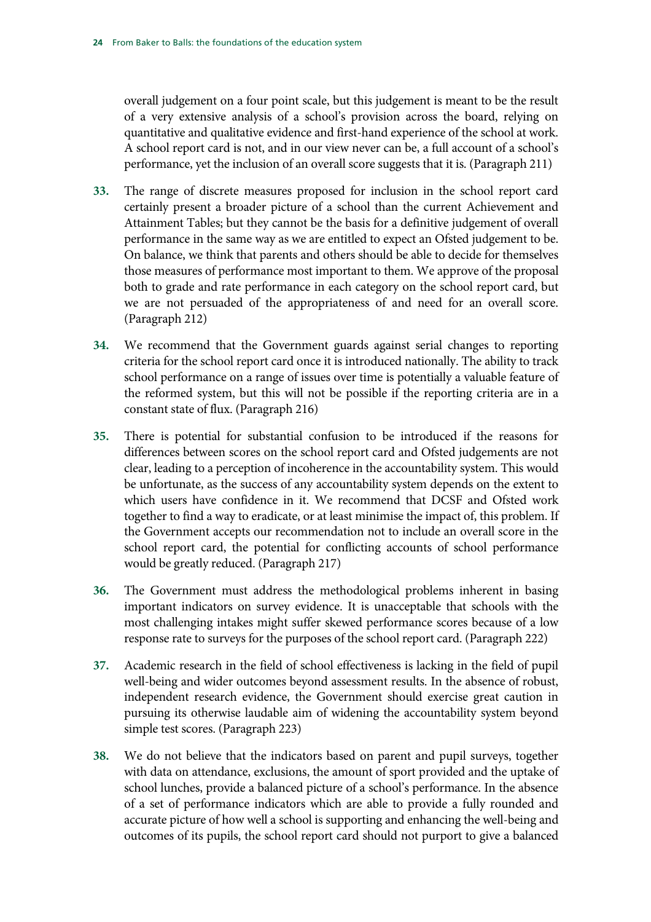overall judgement on a four point scale, but this judgement is meant to be the result of a very extensive analysis of a school's provision across the board, relying on quantitative and qualitative evidence and first-hand experience of the school at work. A school report card is not, and in our view never can be, a full account of a school's performance, yet the inclusion of an overall score suggests that it is. (Paragraph 211)

**33.** The range of discrete measures proposed for inclusion in the school report card certainly present a broader picture of a school than the current Achievement and Attainment Tables; but they cannot be the basis for a definitive judgement of overall performance in the same way as we are entitled to expect an Ofsted judgement to be. On balance, we think that parents and others should be able to decide for themselves those measures of performance most important to them. We approve of the proposal both to grade and rate performance in each category on the school report card, but we are not persuaded of the appropriateness of and need for an overall score. (Paragraph 212)

**34.** We recommend that the Government guards against serial changes to reporting criteria for the school report card once it is introduced nationally. The ability to track school performance on a range of issues over time is potentially a valuable feature of the reformed system, but this will not be possible if the reporting criteria are in a constant state of flux. (Paragraph 216)

**35.** There is potential for substantial confusion to be introduced if the reasons for differences between scores on the school report card and Ofsted judgements are not clear, leading to a perception of incoherence in the accountability system. This would be unfortunate, as the success of any accountability system depends on the extent to which users have confidence in it. We recommend that DCSF and Ofsted work together to find a way to eradicate, or at least minimise the impact of, this problem. If the Government accepts our recommendation not to include an overall score in the school report card, the potential for conflicting accounts of school performance would be greatly reduced. (Paragraph 217)

**36.** The Government must address the methodological problems inherent in basing important indicators on survey evidence. It is unacceptable that schools with the most challenging intakes might suffer skewed performance scores because of a low response rate to surveys for the purposes of the school report card. (Paragraph 222)

**37.** Academic research in the field of school effectiveness is lacking in the field of pupil well-being and wider outcomes beyond assessment results. In the absence of robust, independent research evidence, the Government should exercise great caution in pursuing its otherwise laudable aim of widening the accountability system beyond simple test scores. (Paragraph 223)

**38.** We do not believe that the indicators based on parent and pupil surveys, together with data on attendance, exclusions, the amount of sport provided and the uptake of school lunches, provide a balanced picture of a school's performance. In the absence of a set of performance indicators which are able to provide a fully rounded and accurate picture of how well a school is supporting and enhancing the well-being and outcomes of its pupils, the school report card should not purport to give a balanced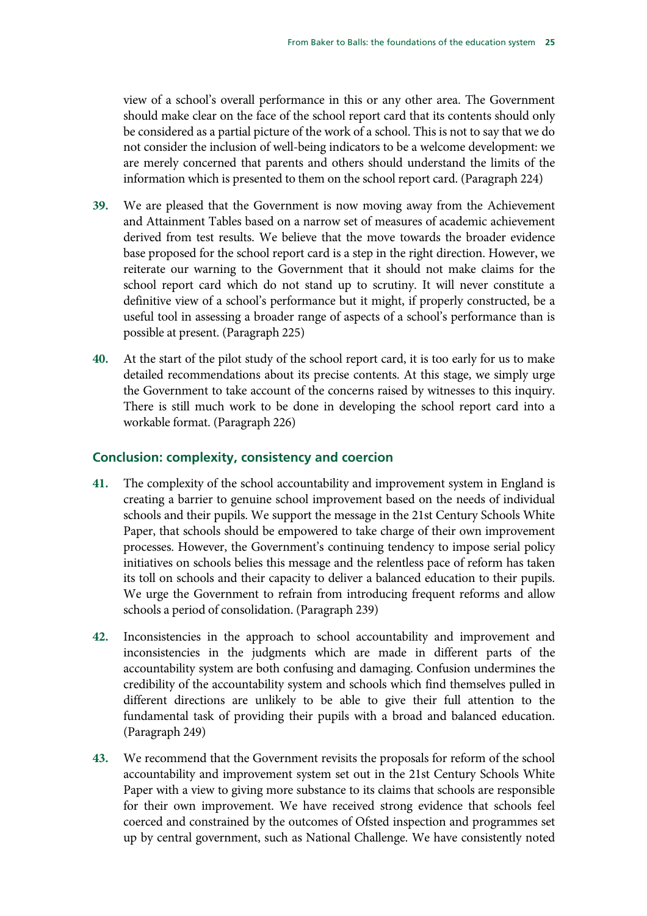view of a school's overall performance in this or any other area. The Government should make clear on the face of the school report card that its contents should only be considered as a partial picture of the work of a school. This is not to say that we do not consider the inclusion of well-being indicators to be a welcome development: we are merely concerned that parents and others should understand the limits of the information which is presented to them on the school report card. (Paragraph 224)

39. We are pleased that the Government is now moving away from the Achievement and Attainment Tables based on a narrow set of measures of academic achievement derived from test results. We believe that the move towards the broader evidence base proposed for the school report card is a step in the right direction. However, we reiterate our warning to the Government that it should not make claims for the school report card which do not stand up to scrutiny. It will never constitute a definitive view of a school's performance but it might, if properly constructed, be a useful tool in assessing a broader range of aspects of a school's performance than is possible at present. (Paragraph 225)

40. At the start of the pilot study of the school report card, it is too early for us to make detailed recommendations about its precise contents. At this stage, we simply urge the Government to take account of the concerns raised by witnesses to this inquiry. There is still much work to be done in developing the school report card into a workable format. (Paragraph 226)

## Conclusion: complexity, consistency and coercion

41. The complexity of the school accountability and improvement system in England is creating a barrier to genuine school improvement based on the needs of individual schools and their pupils. We support the message in the 21st Century Schools White Paper, that schools should be empowered to take charge of their own improvement processes. However, the Government's continuing tendency to impose serial policy initiatives on schools belies this message and the relentless pace of reform has taken its toll on schools and their capacity to deliver a balanced education to their pupils. We urge the Government to refrain from introducing frequent reforms and allow schools a period of consolidation. (Paragraph 239)

42. Inconsistencies in the approach to school accountability and improvement and inconsistencies in the judgments which are made in different parts of the accountability system are both confusing and damaging. Confusion undermines the credibility of the accountability system and schools which find themselves pulled in different directions are unlikely to be able to give their full attention to the fundamental task of providing their pupils with a broad and balanced education. (Paragraph 249)

43. We recommend that the Government revisits the proposals for reform of the school accountability and improvement system set out in the 21st Century Schools White Paper with a view to giving more substance to its claims that schools are responsible for their own improvement. We have received strong evidence that schools feel coerced and constrained by the outcomes of Ofsted inspection and programmes set up by central government, such as National Challenge. We have consistently noted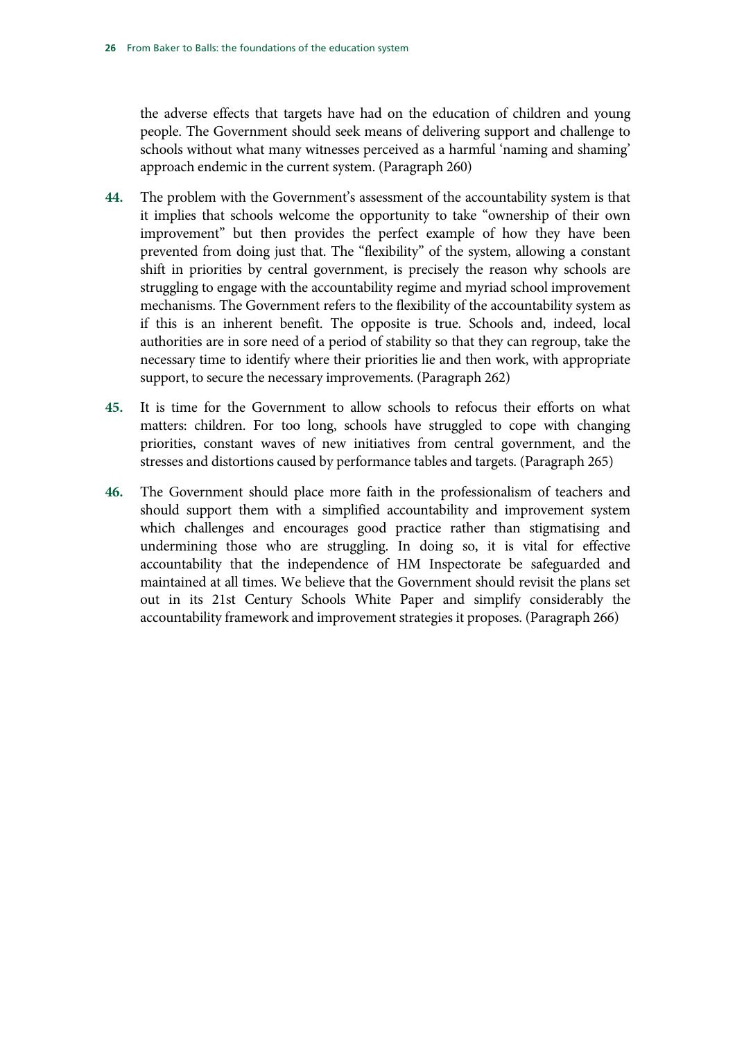the adverse effects that targets have had on the education of children and young people. The Government should seek means of delivering support and challenge to schools without what many witnesses perceived as a harmful 'naming and shaming' approach endemic in the current system. (Paragraph 260)

**44.** The problem with the Government's assessment of the accountability system is that it implies that schools welcome the opportunity to take "ownership of their own improvement" but then provides the perfect example of how they have been prevented from doing just that. The "flexibility" of the system, allowing a constant shift in priorities by central government, is precisely the reason why schools are struggling to engage with the accountability regime and myriad school improvement mechanisms. The Government refers to the flexibility of the accountability system as if this is an inherent benefit. The opposite is true. Schools and, indeed, local authorities are in sore need of a period of stability so that they can regroup, take the necessary time to identify where their priorities lie and then work, with appropriate support, to secure the necessary improvements. (Paragraph 262)

**45.** It is time for the Government to allow schools to refocus their efforts on what matters: children. For too long, schools have struggled to cope with changing priorities, constant waves of new initiatives from central government, and the stresses and distortions caused by performance tables and targets. (Paragraph 265)

**46.** The Government should place more faith in the professionalism of teachers and should support them with a simplified accountability and improvement system which challenges and encourages good practice rather than stigmatising and undermining those who are struggling. In doing so, it is vital for effective accountability that the independence of HM Inspectorate be safeguarded and maintained at all times. We believe that the Government should revisit the plans set out in its 21st Century Schools White Paper and simplify considerably the accountability framework and improvement strategies it proposes. (Paragraph 266)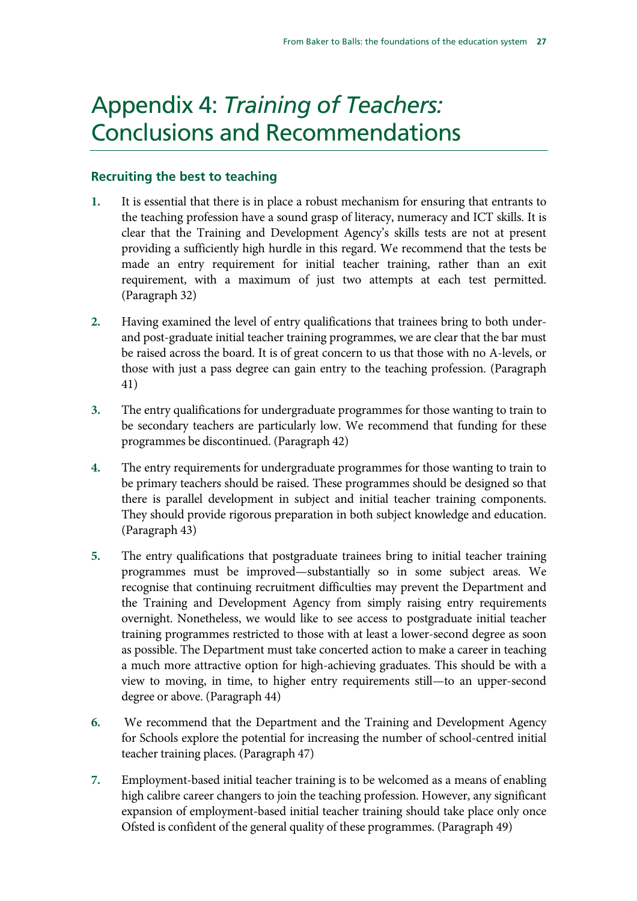# Appendix 4: *Training of Teachers:* Conclusions and Recommendations

### Recruiting the best to teaching

1. It is essential that there is in place a robust mechanism for ensuring that entrants to the teaching profession have a sound grasp of literacy, numeracy and ICT skills. It is clear that the Training and Development Agency's skills tests are not at present providing a sufficiently high hurdle in this regard. We recommend that the tests be made an entry requirement for initial teacher training, rather than an exit requirement, with a maximum of just two attempts at each test permitted. (Paragraph 32)

2. Having examined the level of entry qualifications that trainees bring to both under- and post-graduate initial teacher training programmes, we are clear that the bar must be raised across the board. It is of great concern to us that those with no A-levels, or those with just a pass degree can gain entry to the teaching profession. (Paragraph 41)

3. The entry qualifications for undergraduate programmes for those wanting to train to be secondary teachers are particularly low. We recommend that funding for these programmes be discontinued. (Paragraph 42)

4. The entry requirements for undergraduate programmes for those wanting to train to be primary teachers should be raised. These programmes should be designed so that there is parallel development in subject and initial teacher training components. They should provide rigorous preparation in both subject knowledge and education. (Paragraph 43)

5. The entry qualifications that postgraduate trainees bring to initial teacher training programmes must be improved—substantially so in some subject areas. We recognise that continuing recruitment difficulties may prevent the Department and the Training and Development Agency from simply raising entry requirements overnight. Nonetheless, we would like to see access to postgraduate initial teacher training programmes restricted to those with at least a lower-second degree as soon as possible. The Department must take concerted action to make a career in teaching a much more attractive option for high-achieving graduates. This should be with a view to moving, in time, to higher entry requirements still—to an upper-second degree or above. (Paragraph 44)

6. We recommend that the Department and the Training and Development Agency for Schools explore the potential for increasing the number of school-centred initial teacher training places. (Paragraph 47)

7. Employment-based initial teacher training is to be welcomed as a means of enabling high calibre career changers to join the teaching profession. However, any significant expansion of employment-based initial teacher training should take place only once Ofsted is confident of the general quality of these programmes. (Paragraph 49)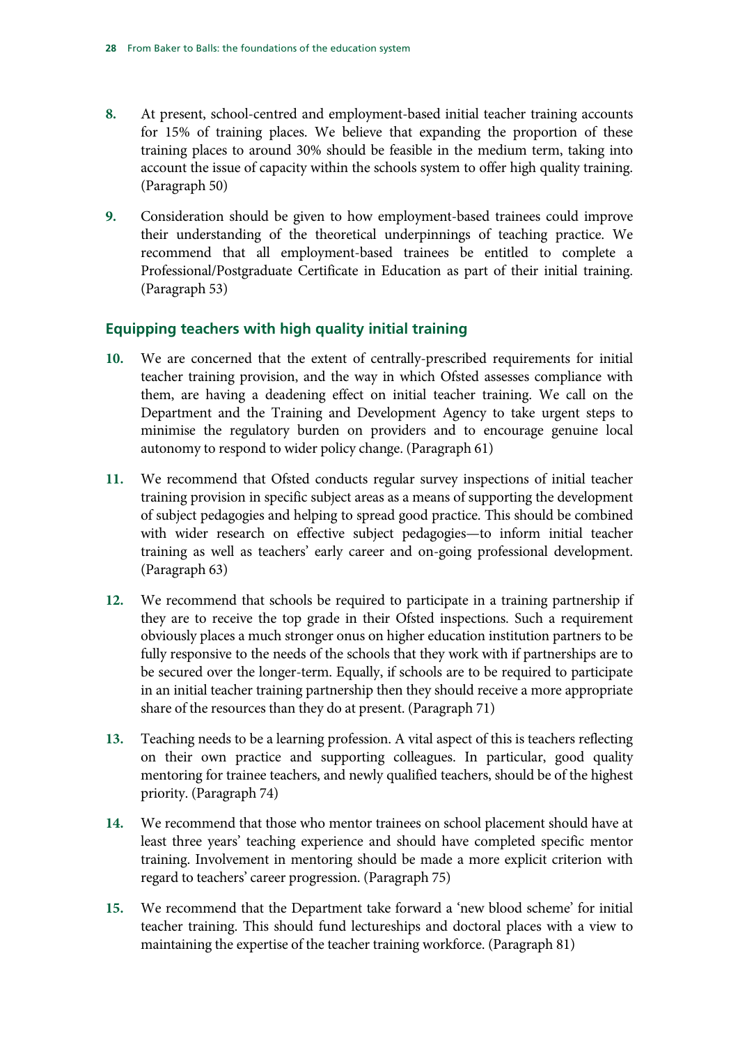8. At present, school-centred and employment-based initial teacher training accounts for 15% of training places. We believe that expanding the proportion of these training places to around 30% should be feasible in the medium term, taking into account the issue of capacity within the schools system to offer high quality training. (Paragraph 50)

9. Consideration should be given to how employment-based trainees could improve their understanding of the theoretical underpinnings of teaching practice. We recommend that all employment-based trainees be entitled to complete a Professional/Postgraduate Certificate in Education as part of their initial training. (Paragraph 53)

## Equipping teachers with high quality initial training

10. We are concerned that the extent of centrally-prescribed requirements for initial teacher training provision, and the way in which Ofsted assesses compliance with them, are having a deadening effect on initial teacher training. We call on the Department and the Training and Development Agency to take urgent steps to minimise the regulatory burden on providers and to encourage genuine local autonomy to respond to wider policy change. (Paragraph 61)

11. We recommend that Ofsted conducts regular survey inspections of initial teacher training provision in specific subject areas as a means of supporting the development of subject pedagogies and helping to spread good practice. This should be combined with wider research on effective subject pedagogies—to inform initial teacher training as well as teachers' early career and on-going professional development. (Paragraph 63)

12. We recommend that schools be required to participate in a training partnership if they are to receive the top grade in their Ofsted inspections. Such a requirement obviously places a much stronger onus on higher education institution partners to be fully responsive to the needs of the schools that they work with if partnerships are to be secured over the longer-term. Equally, if schools are to be required to participate in an initial teacher training partnership then they should receive a more appropriate share of the resources than they do at present. (Paragraph 71)

13. Teaching needs to be a learning profession. A vital aspect of this is teachers reflecting on their own practice and supporting colleagues. In particular, good quality mentoring for trainee teachers, and newly qualified teachers, should be of the highest priority. (Paragraph 74)

14. We recommend that those who mentor trainees on school placement should have at least three years' teaching experience and should have completed specific mentor training. Involvement in mentoring should be made a more explicit criterion with regard to teachers' career progression. (Paragraph 75)

15. We recommend that the Department take forward a 'new blood scheme' for initial teacher training. This should fund lectureships and doctoral places with a view to maintaining the expertise of the teacher training workforce. (Paragraph 81)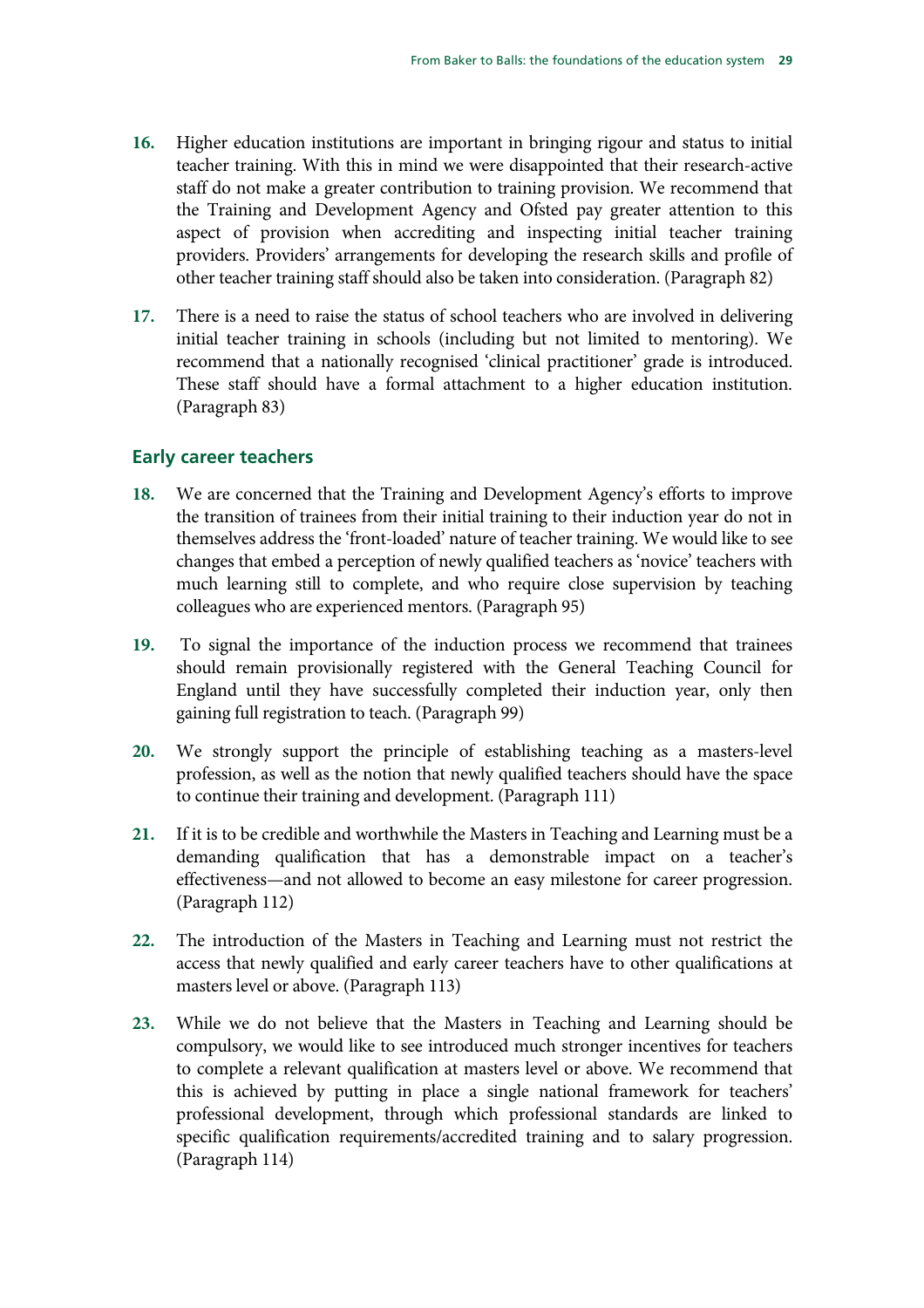16. Higher education institutions are important in bringing rigour and status to initial teacher training. With this in mind we were disappointed that their research-active staff do not make a greater contribution to training provision. We recommend that the Training and Development Agency and Ofsted pay greater attention to this aspect of provision when accrediting and inspecting initial teacher training providers. Providers' arrangements for developing the research skills and profile of other teacher training staff should also be taken into consideration. (Paragraph 82)

17. There is a need to raise the status of school teachers who are involved in delivering initial teacher training in schools (including but not limited to mentoring). We recommend that a nationally recognised 'clinical practitioner' grade is introduced. These staff should have a formal attachment to a higher education institution. (Paragraph 83)

### Early career teachers

18. We are concerned that the Training and Development Agency's efforts to improve the transition of trainees from their initial training to their induction year do not in themselves address the 'front-loaded' nature of teacher training. We would like to see changes that embed a perception of newly qualified teachers as 'novice' teachers with much learning still to complete, and who require close supervision by teaching colleagues who are experienced mentors. (Paragraph 95)

19. To signal the importance of the induction process we recommend that trainees should remain provisionally registered with the General Teaching Council for England until they have successfully completed their induction year, only then gaining full registration to teach. (Paragraph 99)

20. We strongly support the principle of establishing teaching as a masters-level profession, as well as the notion that newly qualified teachers should have the space to continue their training and development. (Paragraph 111)

21. If it is to be credible and worthwhile the Masters in Teaching and Learning must be a demanding qualification that has a demonstrable impact on a teacher's effectiveness—and not allowed to become an easy milestone for career progression. (Paragraph 112)

22. The introduction of the Masters in Teaching and Learning must not restrict the access that newly qualified and early career teachers have to other qualifications at masters level or above. (Paragraph 113)

23. While we do not believe that the Masters in Teaching and Learning should be compulsory, we would like to see introduced much stronger incentives for teachers to complete a relevant qualification at masters level or above. We recommend that this is achieved by putting in place a single national framework for teachers' professional development, through which professional standards are linked to specific qualification requirements/accredited training and to salary progression. (Paragraph 114)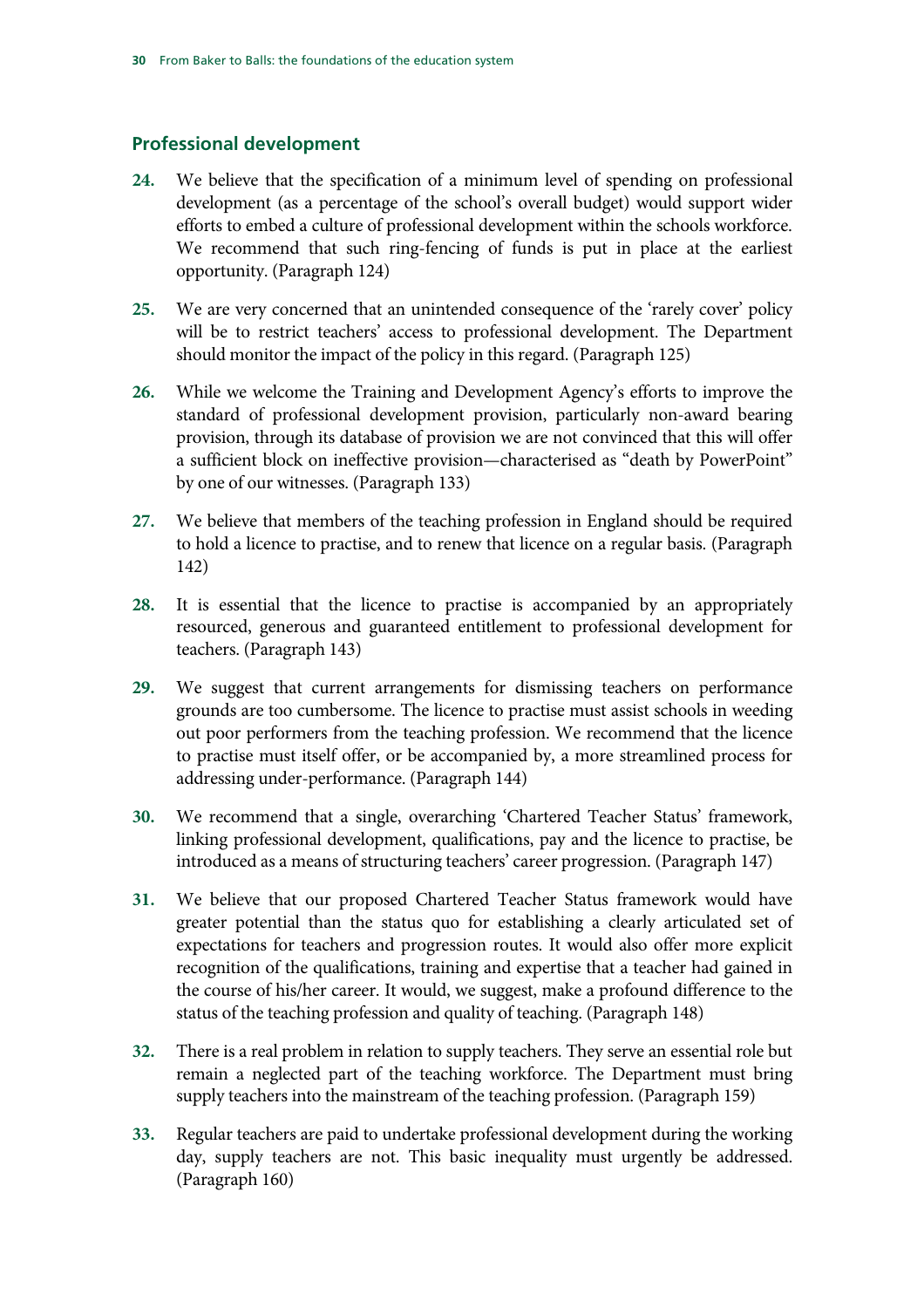## Professional development

**24.** We believe that the specification of a minimum level of spending on professional development (as a percentage of the school's overall budget) would support wider efforts to embed a culture of professional development within the schools workforce. We recommend that such ring-fencing of funds is put in place at the earliest opportunity. (Paragraph 124)

**25.** We are very concerned that an unintended consequence of the 'rarely cover' policy will be to restrict teachers' access to professional development. The Department should monitor the impact of the policy in this regard. (Paragraph 125)

**26.** While we welcome the Training and Development Agency's efforts to improve the standard of professional development provision, particularly non-award bearing provision, through its database of provision we are not convinced that this will offer a sufficient block on ineffective provision—characterised as "death by PowerPoint" by one of our witnesses. (Paragraph 133)

**27.** We believe that members of the teaching profession in England should be required to hold a licence to practise, and to renew that licence on a regular basis. (Paragraph 142)

**28.** It is essential that the licence to practise is accompanied by an appropriately resourced, generous and guaranteed entitlement to professional development for teachers. (Paragraph 143)

**29.** We suggest that current arrangements for dismissing teachers on performance grounds are too cumbersome. The licence to practise must assist schools in weeding out poor performers from the teaching profession. We recommend that the licence to practise must itself offer, or be accompanied by, a more streamlined process for addressing under-performance. (Paragraph 144)

**30.** We recommend that a single, overarching 'Chartered Teacher Status' framework, linking professional development, qualifications, pay and the licence to practise, be introduced as a means of structuring teachers' career progression. (Paragraph 147)

**31.** We believe that our proposed Chartered Teacher Status framework would have greater potential than the status quo for establishing a clearly articulated set of expectations for teachers and progression routes. It would also offer more explicit recognition of the qualifications, training and expertise that a teacher had gained in the course of his/her career. It would, we suggest, make a profound difference to the status of the teaching profession and quality of teaching. (Paragraph 148)

**32.** There is a real problem in relation to supply teachers. They serve an essential role but remain a neglected part of the teaching workforce. The Department must bring supply teachers into the mainstream of the teaching profession. (Paragraph 159)

**33.** Regular teachers are paid to undertake professional development during the working day, supply teachers are not. This basic inequality must urgently be addressed. (Paragraph 160)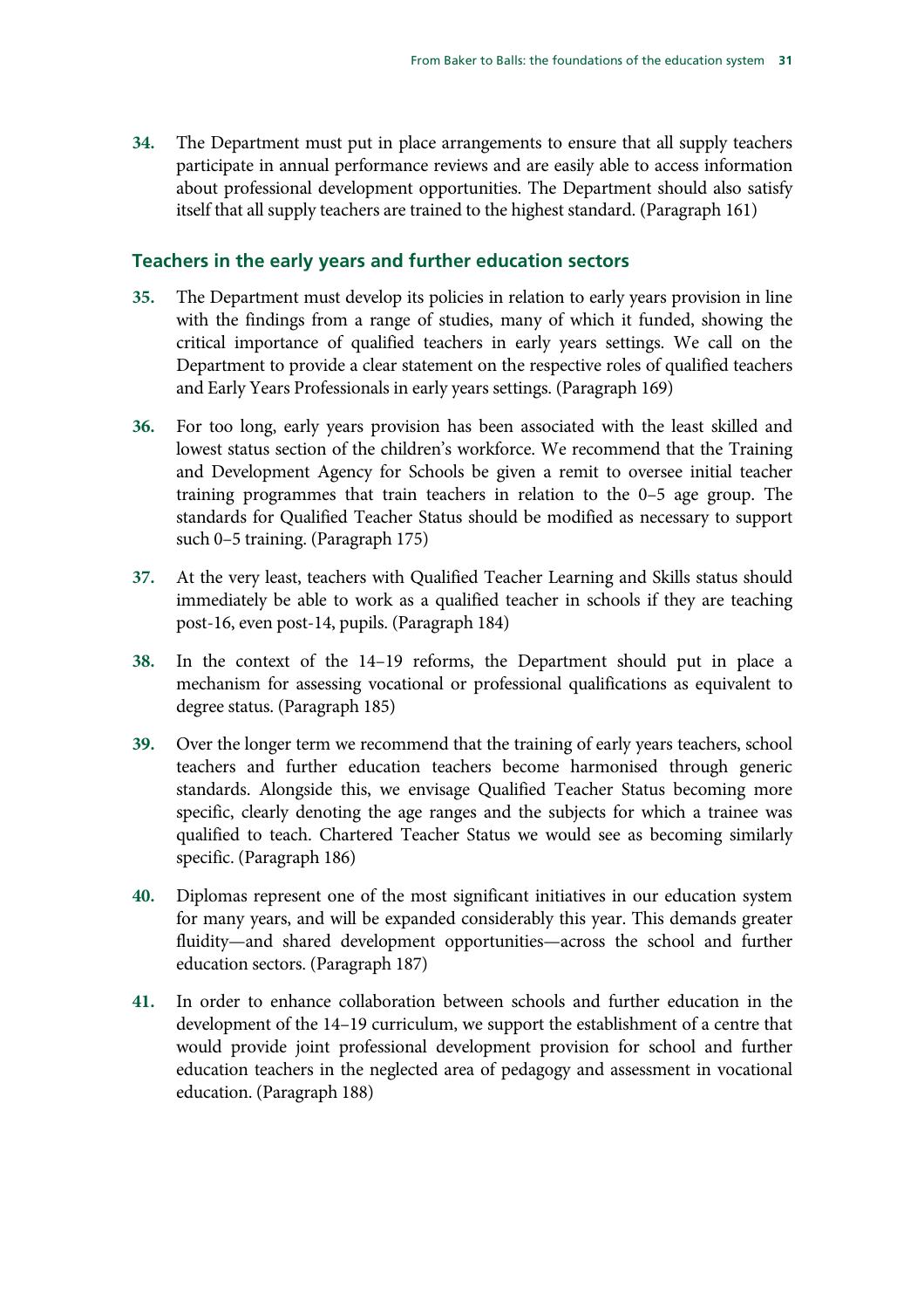34. The Department must put in place arrangements to ensure that all supply teachers participate in annual performance reviews and are easily able to access information about professional development opportunities. The Department should also satisfy itself that all supply teachers are trained to the highest standard. (Paragraph 161)

### Teachers in the early years and further education sectors

35. The Department must develop its policies in relation to early years provision in line with the findings from a range of studies, many of which it funded, showing the critical importance of qualified teachers in early years settings. We call on the Department to provide a clear statement on the respective roles of qualified teachers and Early Years Professionals in early years settings. (Paragraph 169)

36. For too long, early years provision has been associated with the least skilled and lowest status section of the children's workforce. We recommend that the Training and Development Agency for Schools be given a remit to oversee initial teacher training programmes that train teachers in relation to the 0–5 age group. The standards for Qualified Teacher Status should be modified as necessary to support such 0–5 training. (Paragraph 175)

37. At the very least, teachers with Qualified Teacher Learning and Skills status should immediately be able to work as a qualified teacher in schools if they are teaching post-16, even post-14, pupils. (Paragraph 184)

38. In the context of the 14–19 reforms, the Department should put in place a mechanism for assessing vocational or professional qualifications as equivalent to degree status. (Paragraph 185)

39. Over the longer term we recommend that the training of early years teachers, school teachers and further education teachers become harmonised through generic standards. Alongside this, we envisage Qualified Teacher Status becoming more specific, clearly denoting the age ranges and the subjects for which a trainee was qualified to teach. Chartered Teacher Status we would see as becoming similarly specific. (Paragraph 186)

40. Diplomas represent one of the most significant initiatives in our education system for many years, and will be expanded considerably this year. This demands greater fluidity—and shared development opportunities—across the school and further education sectors. (Paragraph 187)

41. In order to enhance collaboration between schools and further education in the development of the 14–19 curriculum, we support the establishment of a centre that would provide joint professional development provision for school and further education teachers in the neglected area of pedagogy and assessment in vocational education. (Paragraph 188)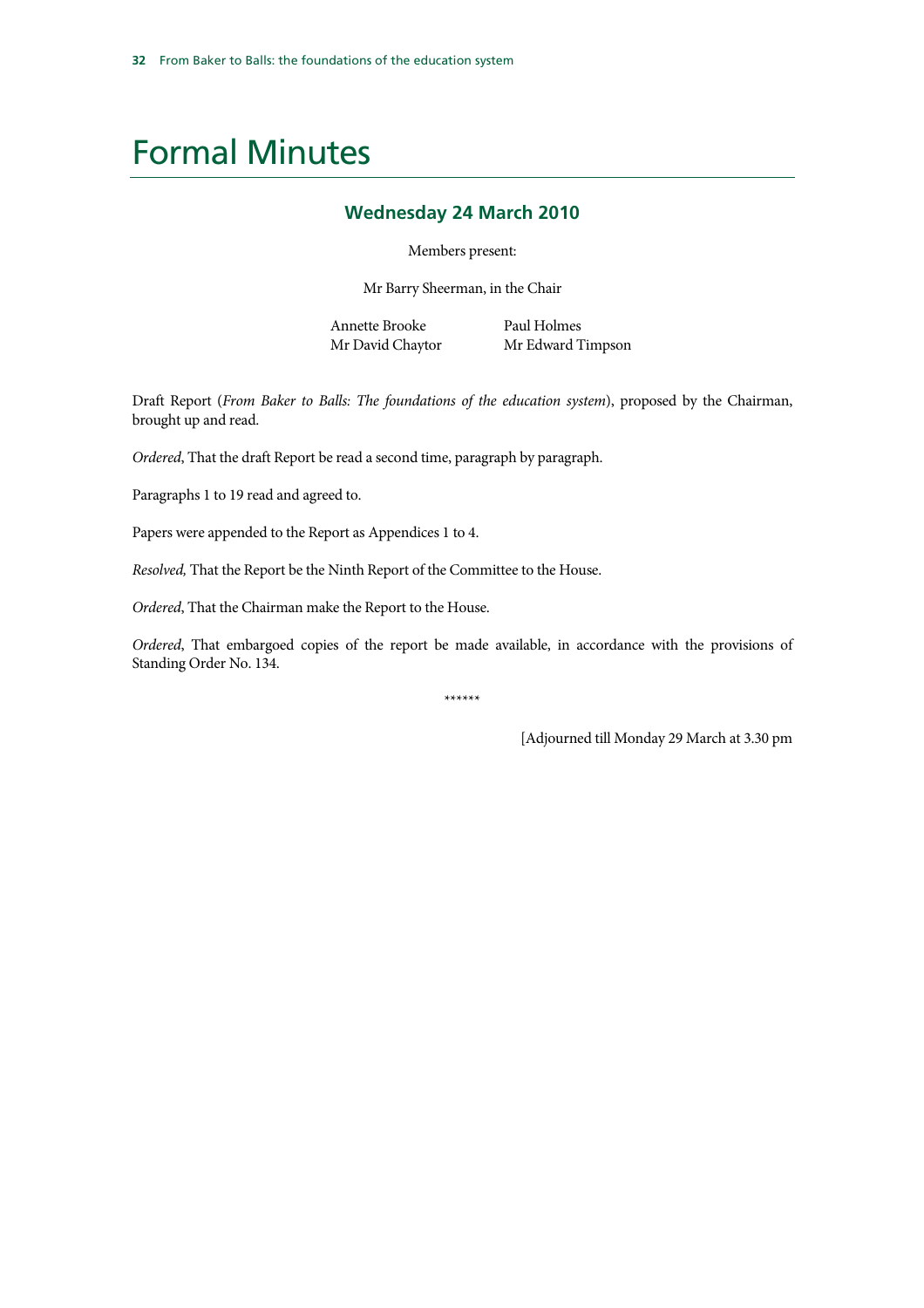# Formal Minutes

## Wednesday 24 March 2010

Members present:

Mr Barry Sheerman, in the Chair

Annette Brooke
Mr David Chaytor
Paul Holmes
Mr Edward Timpson

Draft Report (*From Baker to Balls: The foundations of the education system*), proposed by the Chairman, brought up and read.

*Ordered*, That the draft Report be read a second time, paragraph by paragraph.

Paragraphs 1 to 19 read and agreed to.

Papers were appended to the Report as Appendices 1 to 4.

*Resolved,* That the Report be the Ninth Report of the Committee to the House.

*Ordered*, That the Chairman make the Report to the House.

*Ordered*, That embargoed copies of the report be made available, in accordance with the provisions of Standing Order No. 134.

******

[Adjourned till Monday 29 March at 3.30 pm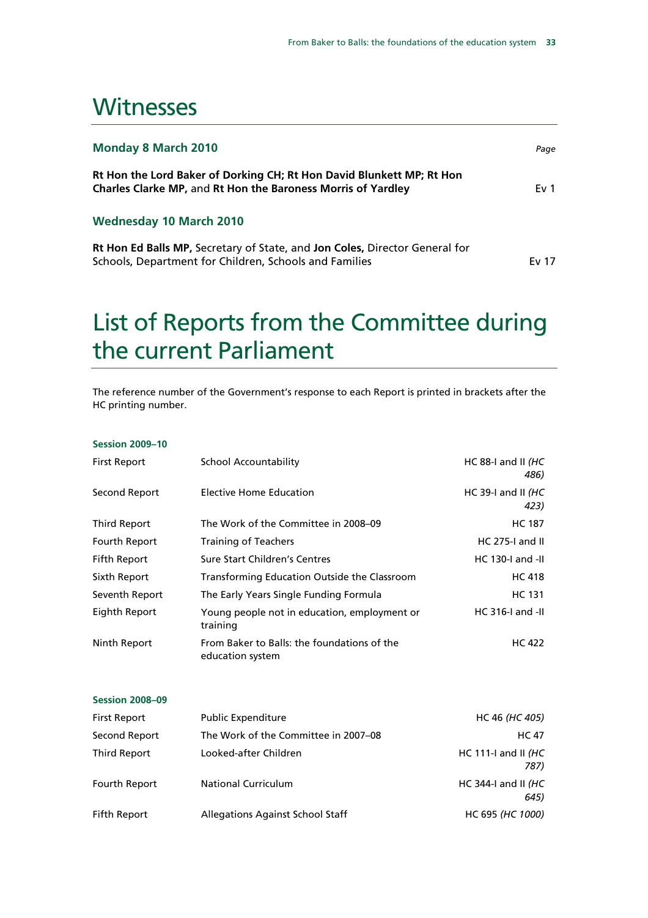# Witnesses

| **Monday 8 March 2010** | *Page* |
|---|---|
| **Rt Hon the Lord Baker of Dorking CH; Rt Hon David Blunkett MP; Rt Hon Charles Clarke MP,** and **Rt Hon the Baroness Morris of Yardley** | Ev 1 |
| **Wednesday 10 March 2010** | |
| **Rt Hon Ed Balls MP,** Secretary of State, and **Jon Coles,** Director General for Schools, Department for Children, Schools and Families | Ev 17 |

# List of Reports from the Committee during the current Parliament

The reference number of the Government's response to each Report is printed in brackets after the HC printing number.

**Session 2009–10**

| | | |
|---|---|---|
| First Report | School Accountability | HC 88-I and II *(HC 486)* |
| Second Report | Elective Home Education | HC 39-I and II *(HC 423)* |
| Third Report | The Work of the Committee in 2008–09 | HC 187 |
| Fourth Report | Training of Teachers | HC 275-I and II |
| Fifth Report | Sure Start Children's Centres | HC 130-I and -II |
| Sixth Report | Transforming Education Outside the Classroom | HC 418 |
| Seventh Report | The Early Years Single Funding Formula | HC 131 |
| Eighth Report | Young people not in education, employment or training | HC 316-I and -II |
| Ninth Report | From Baker to Balls: the foundations of the education system | HC 422 |

**Session 2008–09**

| | | |
|---|---|---|
| First Report | Public Expenditure | HC 46 *(HC 405)* |
| Second Report | The Work of the Committee in 2007–08 | HC 47 |
| Third Report | Looked-after Children | HC 111-I and II *(HC 787)* |
| Fourth Report | National Curriculum | HC 344-I and II *(HC 645)* |
| Fifth Report | Allegations Against School Staff | HC 695 *(HC 1000)* |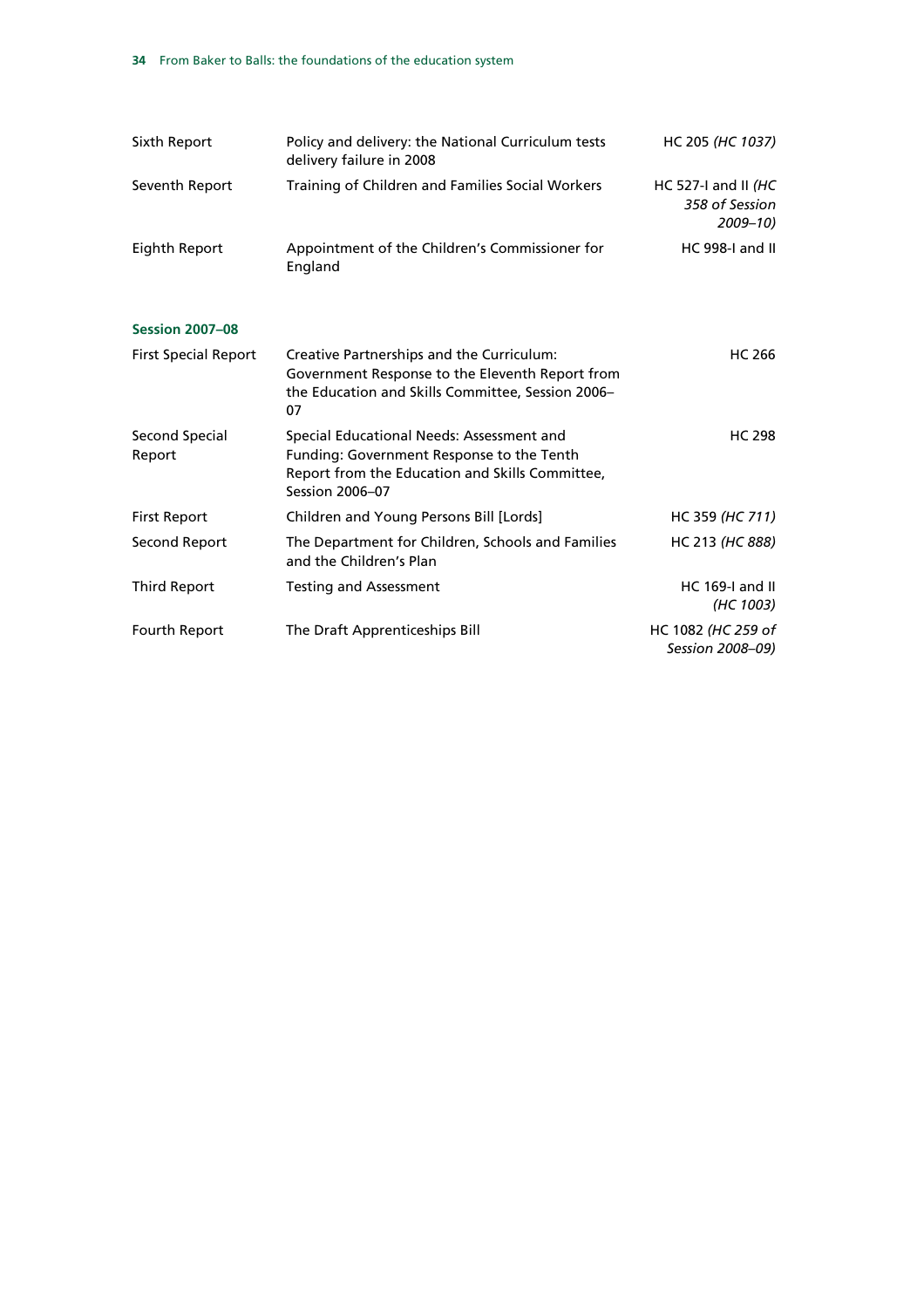| | | |
|---|---|---|
| Sixth Report | Policy and delivery: the National Curriculum tests delivery failure in 2008 | HC 205 *(HC 1037)* |
| Seventh Report | Training of Children and Families Social Workers | HC 527-I and II *(HC 358 of Session 2009–10)* |
| Eighth Report | Appointment of the Children's Commissioner for England | HC 998-I and II |

**Session 2007–08**

| | | |
|---|---|---|
| First Special Report | Creative Partnerships and the Curriculum: Government Response to the Eleventh Report from the Education and Skills Committee, Session 2006–07 | HC 266 |
| Second Special Report | Special Educational Needs: Assessment and Funding: Government Response to the Tenth Report from the Education and Skills Committee, Session 2006–07 | HC 298 |
| First Report | Children and Young Persons Bill [Lords] | HC 359 *(HC 711)* |
| Second Report | The Department for Children, Schools and Families and the Children's Plan | HC 213 *(HC 888)* |
| Third Report | Testing and Assessment | HC 169-I and II *(HC 1003)* |
| Fourth Report | The Draft Apprenticeships Bill | HC 1082 *(HC 259 of Session 2008–09)* |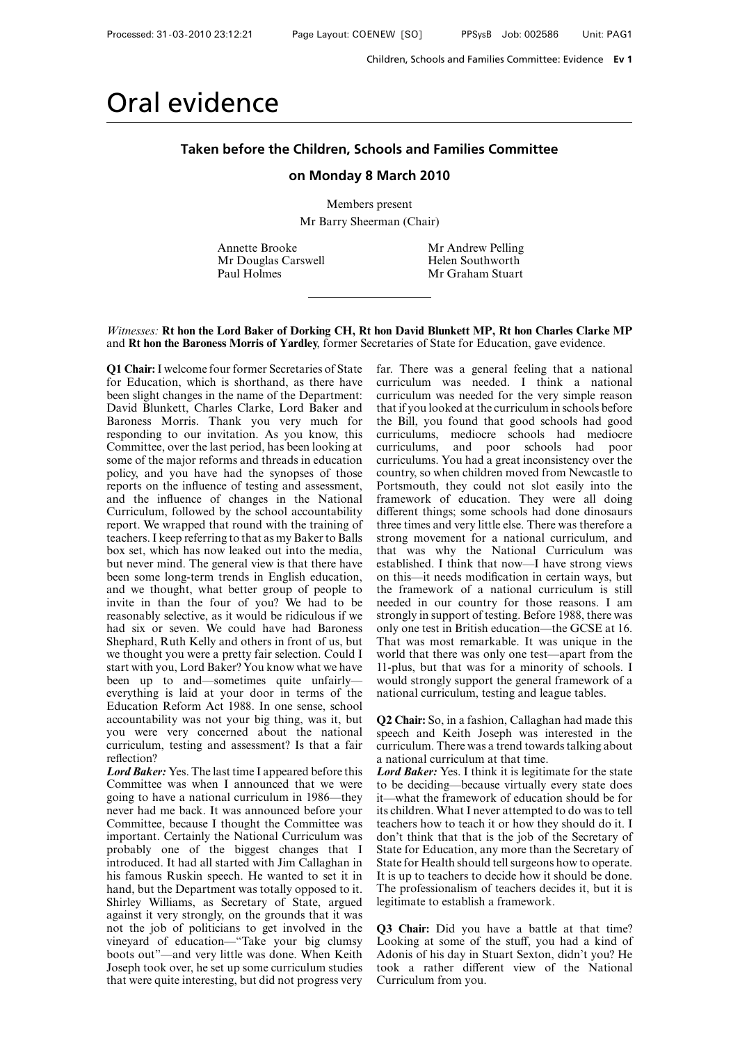# Oral evidence

## Taken before the Children, Schools and Families Committee

## on Monday 8 March 2010

Members present

Mr Barry Sheerman (Chair)

Annette Brooke
Mr Douglas Carswell
Paul Holmes
Mr Andrew Pelling
Helen Southworth
Mr Graham Stuart

---

*Witnesses:* **Rt hon the Lord Baker of Dorking CH, Rt hon David Blunkett MP, Rt hon Charles Clarke MP** and **Rt hon the Baroness Morris of Yardley**, former Secretaries of State for Education, gave evidence.

**Q1 Chair:** I welcome four former Secretaries of State for Education, which is shorthand, as there have been slight changes in the name of the Department: David Blunkett, Charles Clarke, Lord Baker and Baroness Morris. Thank you very much for responding to our invitation. As you know, this Committee, over the last period, has been looking at some of the major reforms and threads in education policy, and you have had the synopses of those reports on the influence of testing and assessment, and the influence of changes in the National Curriculum, followed by the school accountability report. We wrapped that round with the training of teachers. I keep referring to that as my Baker to Balls box set, which has now leaked out into the media, but never mind. The general view is that there have been some long-term trends in English education, and we thought, what better group of people to invite in than the four of you? We had to be reasonably selective, as it would be ridiculous if we had six or seven. We could have had Baroness Shephard, Ruth Kelly and others in front of us, but we thought you were a pretty fair selection. Could I start with you, Lord Baker? You know what we have been up to and—sometimes quite unfairly—everything is laid at your door in terms of the Education Reform Act 1988. In one sense, school accountability was not your big thing, was it, but you were very concerned about the national curriculum, testing and assessment? Is that a fair reflection?

***Lord Baker:*** Yes. The last time I appeared before this Committee was when I announced that we were going to have a national curriculum in 1986—they never had me back. It was announced before your Committee, because I thought the Committee was important. Certainly the National Curriculum was probably one of the biggest changes that I introduced. It had all started with Jim Callaghan in his famous Ruskin speech. He wanted to set it in hand, but the Department was totally opposed to it. Shirley Williams, as Secretary of State, argued against it very strongly, on the grounds that it was not the job of politicians to get involved in the vineyard of education—"Take your big clumsy boots out"—and very little was done. When Keith Joseph took over, he set up some curriculum studies that were quite interesting, but did not progress very far. There was a general feeling that a national curriculum was needed. I think a national curriculum was needed for the very simple reason that if you looked at the curriculum in schools before the Bill, you found that good schools had good curriculums, mediocre schools had mediocre curriculums, and poor schools had poor curriculums. You had a great inconsistency over the country, so when children moved from Newcastle to Portsmouth, they could not slot easily into the framework of education. They were all doing different things; some schools had done dinosaurs three times and very little else. There was therefore a strong movement for a national curriculum, and that was why the National Curriculum was established. I think that now—I have strong views on this—it needs modification in certain ways, but the framework of a national curriculum is still needed in our country for those reasons. I am strongly in support of testing. Before 1988, there was only one test in British education—the GCSE at 16. That was most remarkable. It was unique in the world that there was only one test—apart from the 11-plus, but that was for a minority of schools. I would strongly support the general framework of a national curriculum, testing and league tables.

**Q2 Chair:** So, in a fashion, Callaghan had made this speech and Keith Joseph was interested in the curriculum. There was a trend towards talking about a national curriculum at that time.

***Lord Baker:*** Yes. I think it is legitimate for the state to be deciding—because virtually every state does it—what the framework of education should be for its children. What I never attempted to do was to tell teachers how to teach it or how they should do it. I don't think that that is the job of the Secretary of State for Education, any more than the Secretary of State for Health should tell surgeons how to operate. It is up to teachers to decide how it should be done. The professionalism of teachers decides it, but it is legitimate to establish a framework.

**Q3 Chair:** Did you have a battle at that time? Looking at some of the stuff, you had a kind of Adonis of his day in Stuart Sexton, didn't you? He took a rather different view of the National Curriculum from you.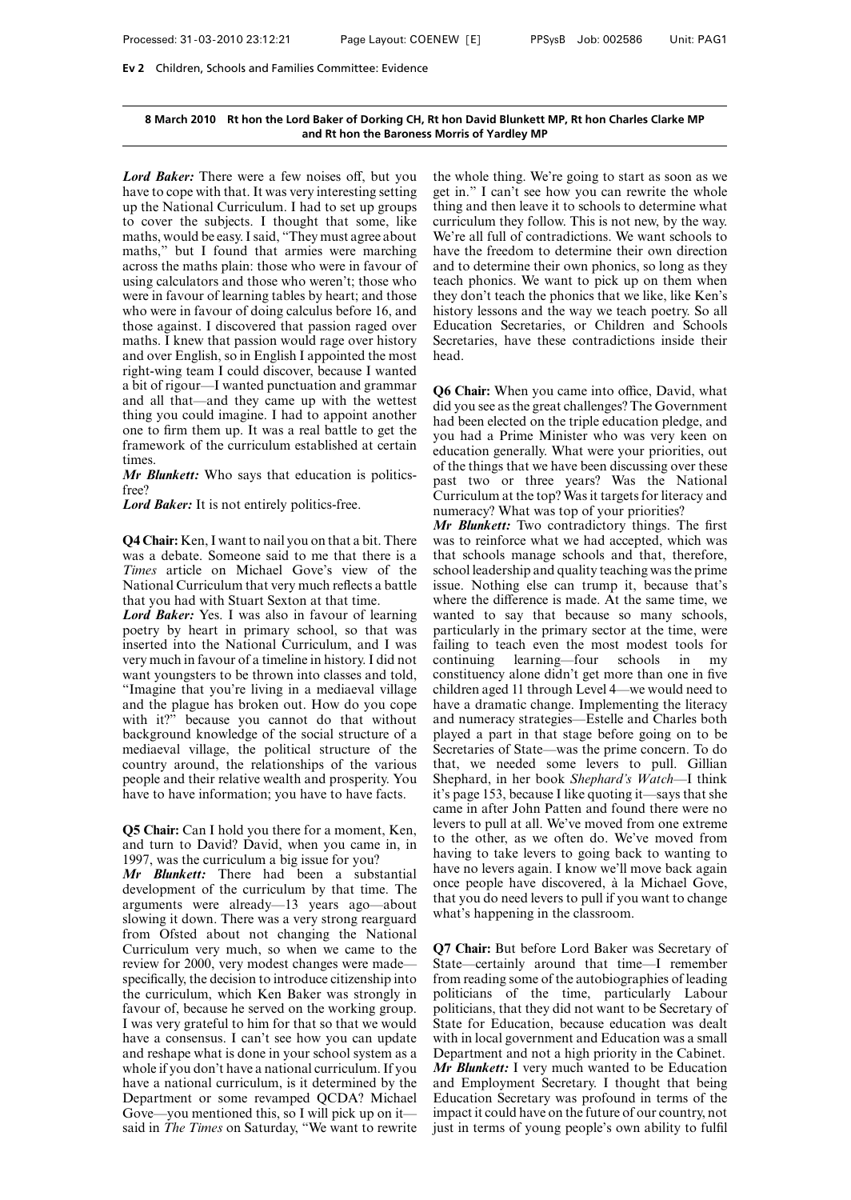**8 March 2010 Rt hon the Lord Baker of Dorking CH, Rt hon David Blunkett MP, Rt hon Charles Clarke MP and Rt hon the Baroness Morris of Yardley MP**

***Lord Baker:*** There were a few noises off, but you have to cope with that. It was very interesting setting up the National Curriculum. I had to set up groups to cover the subjects. I thought that some, like maths, would be easy. I said, "They must agree about maths," but I found that armies were marching across the maths plain: those who were in favour of using calculators and those who weren't; those who were in favour of learning tables by heart; and those who were in favour of doing calculus before 16, and those against. I discovered that passion raged over maths. I knew that passion would rage over history and over English, so in English I appointed the most right-wing team I could discover, because I wanted a bit of rigour—I wanted punctuation and grammar and all that—and they came up with the wettest thing you could imagine. I had to appoint another one to firm them up. It was a real battle to get the framework of the curriculum established at certain times.

***Mr Blunkett:*** Who says that education is politics-free?

***Lord Baker:*** It is not entirely politics-free.

**Q4 Chair:** Ken, I want to nail you on that a bit. There was a debate. Someone said to me that there is a *Times* article on Michael Gove's view of the National Curriculum that very much reflects a battle that you had with Stuart Sexton at that time.

***Lord Baker:*** Yes. I was also in favour of learning poetry by heart in primary school, so that was inserted into the National Curriculum, and I was very much in favour of a timeline in history. I did not want youngsters to be thrown into classes and told, "Imagine that you're living in a mediaeval village and the plague has broken out. How do you cope with it?" because you cannot do that without background knowledge of the social structure of a mediaeval village, the political structure of the country around, the relationships of the various people and their relative wealth and prosperity. You have to have information; you have to have facts.

**Q5 Chair:** Can I hold you there for a moment, Ken, and turn to David? David, when you came in, in 1997, was the curriculum a big issue for you?

***Mr Blunkett:*** There had been a substantial development of the curriculum by that time. The arguments were already—13 years ago—about slowing it down. There was a very strong rearguard from Ofsted about not changing the National Curriculum very much, so when we came to the review for 2000, very modest changes were made—specifically, the decision to introduce citizenship into the curriculum, which Ken Baker was strongly in favour of, because he served on the working group. I was very grateful to him for that so that we would have a consensus. I can't see how you can update and reshape what is done in your school system as a whole if you don't have a national curriculum. If you have a national curriculum, is it determined by the Department or some revamped QCDA? Michael Gove—you mentioned this, so I will pick up on it—said in *The Times* on Saturday, "We want to rewrite the whole thing. We're going to start as soon as we get in." I can't see how you can rewrite the whole thing and then leave it to schools to determine what curriculum they follow. This is not new, by the way. We're all full of contradictions. We want schools to have the freedom to determine their own direction and to determine their own phonics, so long as they teach phonics. We want to pick up on them when they don't teach the phonics that we like, like Ken's history lessons and the way we teach poetry. So all Education Secretaries, or Children and Schools Secretaries, have these contradictions inside their head.

**Q6 Chair:** When you came into office, David, what did you see as the great challenges? The Government had been elected on the triple education pledge, and you had a Prime Minister who was very keen on education generally. What were your priorities, out of the things that we have been discussing over these past two or three years? Was the National Curriculum at the top? Was it targets for literacy and numeracy? What was top of your priorities?

***Mr Blunkett:*** Two contradictory things. The first was to reinforce what we had accepted, which was that schools manage schools and that, therefore, school leadership and quality teaching was the prime issue. Nothing else can trump it, because that's where the difference is made. At the same time, we wanted to say that because so many schools, particularly in the primary sector at the time, were failing to teach even the most modest tools for continuing learning—four schools in my constituency alone didn't get more than one in five children aged 11 through Level 4—we would need to have a dramatic change. Implementing the literacy and numeracy strategies—Estelle and Charles both played a part in that stage before going on to be Secretaries of State—was the prime concern. To do that, we needed some levers to pull. Gillian Shephard, in her book *Shephard's Watch*—I think it's page 153, because I like quoting it—says that she came in after John Patten and found there were no levers to pull at all. We've moved from one extreme to the other, as we often do. We've moved from having to take levers to going back to wanting to have no levers again. I know we'll move back again once people have discovered, à la Michael Gove, that you do need levers to pull if you want to change what's happening in the classroom.

**Q7 Chair:** But before Lord Baker was Secretary of State—certainly around that time—I remember from reading some of the autobiographies of leading politicians of the time, particularly Labour politicians, that they did not want to be Secretary of State for Education, because education was dealt with in local government and Education was a small Department and not a high priority in the Cabinet.

***Mr Blunkett:*** I very much wanted to be Education and Employment Secretary. I thought that being Education Secretary was profound in terms of the impact it could have on the future of our country, not just in terms of young people's own ability to fulfil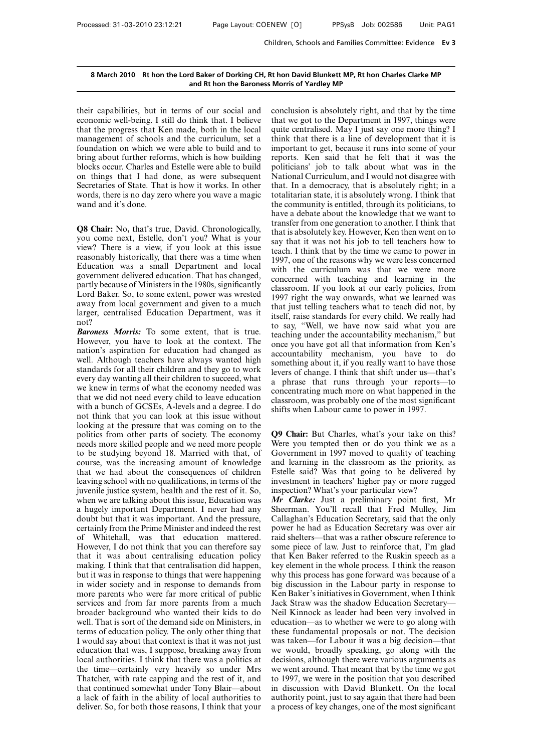their capabilities, but in terms of our social and economic well-being. I still do think that. I believe that the progress that Ken made, both in the local management of schools and the curriculum, set a foundation on which we were able to build and to bring about further reforms, which is how building blocks occur. Charles and Estelle were able to build on things that I had done, as were subsequent Secretaries of State. That is how it works. In other words, there is no day zero where you wave a magic wand and it's done.

**Q8 Chair:** No, that's true, David. Chronologically, you come next, Estelle, don't you? What is your view? There is a view, if you look at this issue reasonably historically, that there was a time when Education was a small Department and local government delivered education. That has changed, partly because of Ministers in the 1980s, significantly Lord Baker. So, to some extent, power was wrested away from local government and given to a much larger, centralised Education Department, was it not?

***Baroness Morris:*** To some extent, that is true. However, you have to look at the context. The nation's aspiration for education had changed as well. Although teachers have always wanted high standards for all their children and they go to work every day wanting all their children to succeed, what we knew in terms of what the economy needed was that we did not need every child to leave education with a bunch of GCSEs, A-levels and a degree. I do not think that you can look at this issue without looking at the pressure that was coming on to the politics from other parts of society. The economy needs more skilled people and we need more people to be studying beyond 18. Married with that, of course, was the increasing amount of knowledge that we had about the consequences of children leaving school with no qualifications, in terms of the juvenile justice system, health and the rest of it. So, when we are talking about this issue, Education was a hugely important Department. I never had any doubt but that it was important. And the pressure, certainly from the Prime Minister and indeed the rest of Whitehall, was that education mattered. However, I do not think that you can therefore say that it was about centralising education policy making. I think that that centralisation did happen, but it was in response to things that were happening in wider society and in response to demands from more parents who were far more critical of public services and from far more parents from a much broader background who wanted their kids to do well. That is sort of the demand side on Ministers, in terms of education policy. The only other thing that I would say about that context is that it was not just education that was, I suppose, breaking away from local authorities. I think that there was a politics at the time—certainly very heavily so under Mrs Thatcher, with rate capping and the rest of it, and that continued somewhat under Tony Blair—about a lack of faith in the ability of local authorities to deliver. So, for both those reasons, I think that your conclusion is absolutely right, and that by the time that we got to the Department in 1997, things were quite centralised. May I just say one more thing? I think that there is a line of development that it is important to get, because it runs into some of your reports. Ken said that he felt that it was the politicians' job to talk about what was in the National Curriculum, and I would not disagree with that. In a democracy, that is absolutely right; in a totalitarian state, it is absolutely wrong. I think that the community is entitled, through its politicians, to have a debate about the knowledge that we want to transfer from one generation to another. I think that that is absolutely key. However, Ken then went on to say that it was not his job to tell teachers how to teach. I think that by the time we came to power in 1997, one of the reasons why we were less concerned with the curriculum was that we were more concerned with teaching and learning in the classroom. If you look at our early policies, from 1997 right the way onwards, what we learned was that just telling teachers what to teach did not, by itself, raise standards for every child. We really had to say, "Well, we have now said what you are teaching under the accountability mechanism," but once you have got all that information from Ken's accountability mechanism, you have to do something about it, if you really want to have those levers of change. I think that shift under us—that's a phrase that runs through your reports—to concentrating much more on what happened in the classroom, was probably one of the most significant shifts when Labour came to power in 1997.

**Q9 Chair:** But Charles, what's your take on this? Were you tempted then or do you think we as a Government in 1997 moved to quality of teaching and learning in the classroom as the priority, as Estelle said? Was that going to be delivered by investment in teachers' higher pay or more rugged inspection? What's your particular view?

***Mr Clarke:*** Just a preliminary point first, Mr Sheerman. You'll recall that Fred Mulley, Jim Callaghan's Education Secretary, said that the only power he had as Education Secretary was over air raid shelters—that was a rather obscure reference to some piece of law. Just to reinforce that, I'm glad that Ken Baker referred to the Ruskin speech as a key element in the whole process. I think the reason why this process has gone forward was because of a big discussion in the Labour party in response to Ken Baker's initiatives in Government, when I think Jack Straw was the shadow Education Secretary—Neil Kinnock as leader had been very involved in education—as to whether we were to go along with these fundamental proposals or not. The decision was taken—for Labour it was a big decision—that we would, broadly speaking, go along with the decisions, although there were various arguments as we went around. That meant that by the time we got to 1997, we were in the position that you described in discussion with David Blunkett. On the local authority point, just to say again that there had been a process of key changes, one of the most significant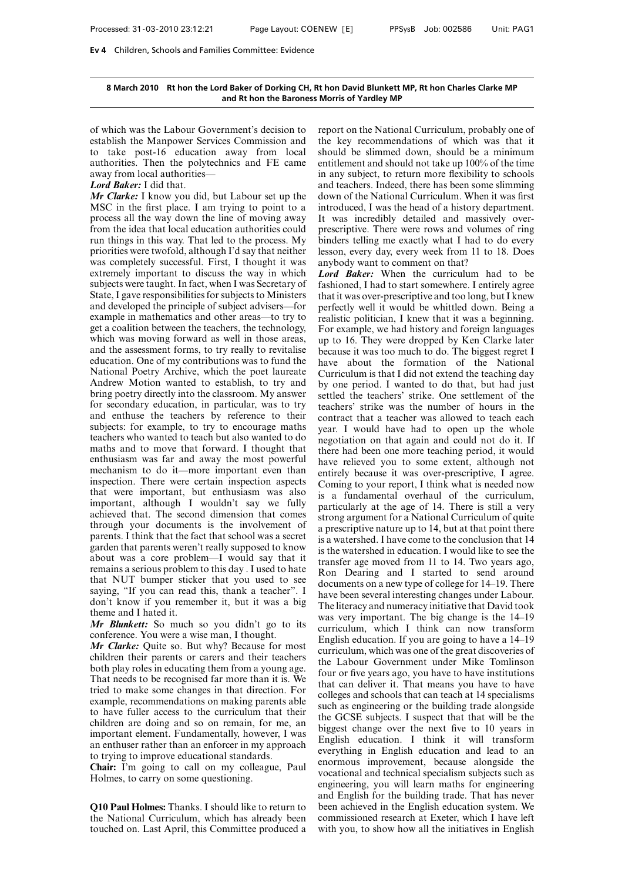**8 March 2010 Rt hon the Lord Baker of Dorking CH, Rt hon David Blunkett MP, Rt hon Charles Clarke MP and Rt hon the Baroness Morris of Yardley MP**

of which was the Labour Government's decision to establish the Manpower Services Commission and to take post-16 education away from local authorities. Then the polytechnics and FE came away from local authorities—

***Lord Baker:*** I did that.

***Mr Clarke:*** I know you did, but Labour set up the MSC in the first place. I am trying to point to a process all the way down the line of moving away from the idea that local education authorities could run things in this way. That led to the process. My priorities were twofold, although I'd say that neither was completely successful. First, I thought it was extremely important to discuss the way in which subjects were taught. In fact, when I was Secretary of State, I gave responsibilities for subjects to Ministers and developed the principle of subject advisers—for example in mathematics and other areas—to try to get a coalition between the teachers, the technology, which was moving forward as well in those areas, and the assessment forms, to try really to revitalise education. One of my contributions was to fund the National Poetry Archive, which the poet laureate Andrew Motion wanted to establish, to try and bring poetry directly into the classroom. My answer for secondary education, in particular, was to try and enthuse the teachers by reference to their subjects: for example, to try to encourage maths teachers who wanted to teach but also wanted to do maths and to move that forward. I thought that enthusiasm was far and away the most powerful mechanism to do it—more important even than inspection. There were certain inspection aspects that were important, but enthusiasm was also important, although I wouldn't say we fully achieved that. The second dimension that comes through your documents is the involvement of parents. I think that the fact that school was a secret garden that parents weren't really supposed to know about was a core problem—I would say that it remains a serious problem to this day . I used to hate that NUT bumper sticker that you used to see saying, "If you can read this, thank a teacher". I don't know if you remember it, but it was a big theme and I hated it.

***Mr Blunkett:*** So much so you didn't go to its conference. You were a wise man, I thought.

***Mr Clarke:*** Quite so. But why? Because for most children their parents or carers and their teachers both play roles in educating them from a young age. That needs to be recognised far more than it is. We tried to make some changes in that direction. For example, recommendations on making parents able to have fuller access to the curriculum that their children are doing and so on remain, for me, an important element. Fundamentally, however, I was an enthuser rather than an enforcer in my approach to trying to improve educational standards.

**Chair:** I'm going to call on my colleague, Paul Holmes, to carry on some questioning.

**Q10 Paul Holmes:** Thanks. I should like to return to the National Curriculum, which has already been touched on. Last April, this Committee produced a report on the National Curriculum, probably one of the key recommendations of which was that it should be slimmed down, should be a minimum entitlement and should not take up 100% of the time in any subject, to return more flexibility to schools and teachers. Indeed, there has been some slimming down of the National Curriculum. When it was first introduced, I was the head of a history department. It was incredibly detailed and massively over-prescriptive. There were rows and volumes of ring binders telling me exactly what I had to do every lesson, every day, every week from 11 to 18. Does anybody want to comment on that?

***Lord Baker:*** When the curriculum had to be fashioned, I had to start somewhere. I entirely agree that it was over-prescriptive and too long, but I knew perfectly well it would be whittled down. Being a realistic politician, I knew that it was a beginning. For example, we had history and foreign languages up to 16. They were dropped by Ken Clarke later because it was too much to do. The biggest regret I have about the formation of the National Curriculum is that I did not extend the teaching day by one period. I wanted to do that, but had just settled the teachers' strike. One settlement of the teachers' strike was the number of hours in the contract that a teacher was allowed to teach each year. I would have had to open up the whole negotiation on that again and could not do it. If there had been one more teaching period, it would have relieved you to some extent, although not entirely because it was over-prescriptive, I agree. Coming to your report, I think what is needed now is a fundamental overhaul of the curriculum, particularly at the age of 14. There is still a very strong argument for a National Curriculum of quite a prescriptive nature up to 14, but at that point there is a watershed. I have come to the conclusion that 14 is the watershed in education. I would like to see the transfer age moved from 11 to 14. Two years ago, Ron Dearing and I started to send around documents on a new type of college for 14–19. There have been several interesting changes under Labour. The literacy and numeracy initiative that David took was very important. The big change is the 14–19 curriculum, which I think can now transform English education. If you are going to have a 14–19 curriculum, which was one of the great discoveries of the Labour Government under Mike Tomlinson four or five years ago, you have to have institutions that can deliver it. That means you have to have colleges and schools that can teach at 14 specialisms such as engineering or the building trade alongside the GCSE subjects. I suspect that that will be the biggest change over the next five to 10 years in English education. I think it will transform everything in English education and lead to an enormous improvement, because alongside the vocational and technical specialism subjects such as engineering, you will learn maths for engineering and English for the building trade. That has never been achieved in the English education system. We commissioned research at Exeter, which I have left with you, to show how all the initiatives in English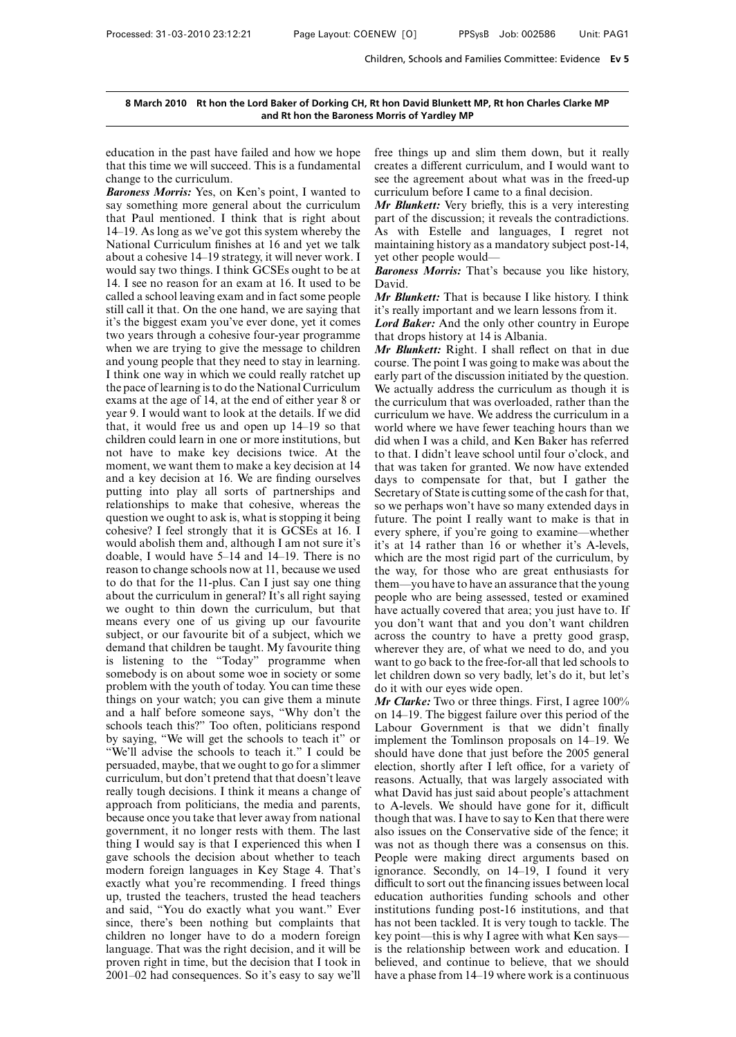**8 March 2010 Rt hon the Lord Baker of Dorking CH, Rt hon David Blunkett MP, Rt hon Charles Clarke MP and Rt hon the Baroness Morris of Yardley MP**

education in the past have failed and how we hope that this time we will succeed. This is a fundamental change to the curriculum.

***Baroness Morris:*** Yes, on Ken's point, I wanted to say something more general about the curriculum that Paul mentioned. I think that is right about 14–19. As long as we've got this system whereby the National Curriculum finishes at 16 and yet we talk about a cohesive 14–19 strategy, it will never work. I would say two things. I think GCSEs ought to be at 14. I see no reason for an exam at 16. It used to be called a school leaving exam and in fact some people still call it that. On the one hand, we are saying that it's the biggest exam you've ever done, yet it comes two years through a cohesive four-year programme when we are trying to give the message to children and young people that they need to stay in learning. I think one way in which we could really ratchet up the pace of learning is to do the National Curriculum exams at the age of 14, at the end of either year 8 or year 9. I would want to look at the details. If we did that, it would free us and open up 14–19 so that children could learn in one or more institutions, but not have to make key decisions twice. At the moment, we want them to make a key decision at 14 and a key decision at 16. We are finding ourselves putting into play all sorts of partnerships and relationships to make that cohesive, whereas the question we ought to ask is, what is stopping it being cohesive? I feel strongly that it is GCSEs at 16. I would abolish them and, although I am not sure it's doable, I would have 5–14 and 14–19. There is no reason to change schools now at 11, because we used to do that for the 11-plus. Can I just say one thing about the curriculum in general? It's all right saying we ought to thin down the curriculum, but that means every one of us giving up our favourite subject, or our favourite bit of a subject, which we demand that children be taught. My favourite thing is listening to the "Today" programme when somebody is on about some woe in society or some problem with the youth of today. You can time these things on your watch; you can give them a minute and a half before someone says, "Why don't the schools teach this?" Too often, politicians respond by saying, "We will get the schools to teach it" or "We'll advise the schools to teach it." I could be persuaded, maybe, that we ought to go for a slimmer curriculum, but don't pretend that that doesn't leave really tough decisions. I think it means a change of approach from politicians, the media and parents, because once you take that lever away from national government, it no longer rests with them. The last thing I would say is that I experienced this when I gave schools the decision about whether to teach modern foreign languages in Key Stage 4. That's exactly what you're recommending. I freed things up, trusted the teachers, trusted the head teachers and said, "You do exactly what you want." Ever since, there's been nothing but complaints that children no longer have to do a modern foreign language. That was the right decision, and it will be proven right in time, but the decision that I took in 2001–02 had consequences. So it's easy to say we'll free things up and slim them down, but it really creates a different curriculum, and I would want to see the agreement about what was in the freed-up curriculum before I came to a final decision.

***Mr Blunkett:*** Very briefly, this is a very interesting part of the discussion; it reveals the contradictions. As with Estelle and languages, I regret not maintaining history as a mandatory subject post-14, yet other people would—

***Baroness Morris:*** That's because you like history, David.

***Mr Blunkett:*** That is because I like history. I think it's really important and we learn lessons from it.

***Lord Baker:*** And the only other country in Europe that drops history at 14 is Albania.

***Mr Blunkett:*** Right. I shall reflect on that in due course. The point I was going to make was about the early part of the discussion initiated by the question. We actually address the curriculum as though it is the curriculum that was overloaded, rather than the curriculum we have. We address the curriculum in a world where we have fewer teaching hours than we did when I was a child, and Ken Baker has referred to that. I didn't leave school until four o'clock, and that was taken for granted. We now have extended days to compensate for that, but I gather the Secretary of State is cutting some of the cash for that, so we perhaps won't have so many extended days in future. The point I really want to make is that in every sphere, if you're going to examine—whether it's at 14 rather than 16 or whether it's A-levels, which are the most rigid part of the curriculum, by the way, for those who are great enthusiasts for them—you have to have an assurance that the young people who are being assessed, tested or examined have actually covered that area; you just have to. If you don't want that and you don't want children across the country to have a pretty good grasp, wherever they are, of what we need to do, and you want to go back to the free-for-all that led schools to let children down so very badly, let's do it, but let's do it with our eyes wide open.

***Mr Clarke:*** Two or three things. First, I agree 100% on 14–19. The biggest failure over this period of the Labour Government is that we didn't finally implement the Tomlinson proposals on 14–19. We should have done that just before the 2005 general election, shortly after I left office, for a variety of reasons. Actually, that was largely associated with what David has just said about people's attachment to A-levels. We should have gone for it, difficult though that was. I have to say to Ken that there were also issues on the Conservative side of the fence; it was not as though there was a consensus on this. People were making direct arguments based on ignorance. Secondly, on 14–19, I found it very difficult to sort out the financing issues between local education authorities funding schools and other institutions funding post-16 institutions, and that has not been tackled. It is very tough to tackle. The key point—this is why I agree with what Ken says—is the relationship between work and education. I believed, and continue to believe, that we should have a phase from 14–19 where work is a continuous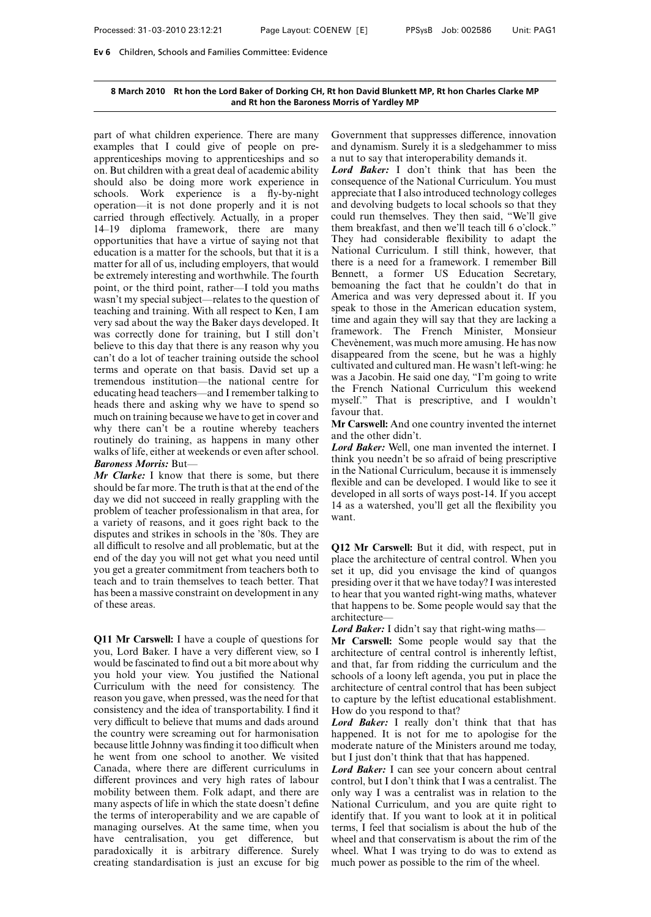**8 March 2010 Rt hon the Lord Baker of Dorking CH, Rt hon David Blunkett MP, Rt hon Charles Clarke MP and Rt hon the Baroness Morris of Yardley MP**

part of what children experience. There are many examples that I could give of people on pre-apprenticeships moving to apprenticeships and so on. But children with a great deal of academic ability should also be doing more work experience in schools. Work experience is a fly-by-night operation—it is not done properly and it is not carried through effectively. Actually, in a proper 14–19 diploma framework, there are many opportunities that have a virtue of saying not that education is a matter for the schools, but that it is a matter for all of us, including employers, that would be extremely interesting and worthwhile. The fourth point, or the third point, rather—I told you maths wasn't my special subject—relates to the question of teaching and training. With all respect to Ken, I am very sad about the way the Baker days developed. It was correctly done for training, but I still don't believe to this day that there is any reason why you can't do a lot of teacher training outside the school terms and operate on that basis. David set up a tremendous institution—the national centre for educating head teachers—and I remember talking to heads there and asking why we have to spend so much on training because we have to get in cover and why there can't be a routine whereby teachers routinely do training, as happens in many other walks of life, either at weekends or even after school.

***Baroness Morris:*** But—

***Mr Clarke:*** I know that there is some, but there should be far more. The truth is that at the end of the day we did not succeed in really grappling with the problem of teacher professionalism in that area, for a variety of reasons, and it goes right back to the disputes and strikes in schools in the '80s. They are all difficult to resolve and all problematic, but at the end of the day you will not get what you need until you get a greater commitment from teachers both to teach and to train themselves to teach better. That has been a massive constraint on development in any of these areas.

**Q11 Mr Carswell:** I have a couple of questions for you, Lord Baker. I have a very different view, so I would be fascinated to find out a bit more about why you hold your view. You justified the National Curriculum with the need for consistency. The reason you gave, when pressed, was the need for that consistency and the idea of transportability. I find it very difficult to believe that mums and dads around the country were screaming out for harmonisation because little Johnny was finding it too difficult when he went from one school to another. We visited Canada, where there are different curriculums in different provinces and very high rates of labour mobility between them. Folk adapt, and there are many aspects of life in which the state doesn't define the terms of interoperability and we are capable of managing ourselves. At the same time, when you have centralisation, you get difference, but paradoxically it is arbitrary difference. Surely creating standardisation is just an excuse for big Government that suppresses difference, innovation and dynamism. Surely it is a sledgehammer to miss a nut to say that interoperability demands it.

***Lord Baker:*** I don't think that has been the consequence of the National Curriculum. You must appreciate that I also introduced technology colleges and devolving budgets to local schools so that they could run themselves. They then said, "We'll give them breakfast, and then we'll teach till 6 o'clock." They had considerable flexibility to adapt the National Curriculum. I still think, however, that there is a need for a framework. I remember Bill Bennett, a former US Education Secretary, bemoaning the fact that he couldn't do that in America and was very depressed about it. If you speak to those in the American education system, time and again they will say that they are lacking a framework. The French Minister, Monsieur Chevènement, was much more amusing. He has now disappeared from the scene, but he was a highly cultivated and cultured man. He wasn't left-wing: he was a Jacobin. He said one day, "I'm going to write the French National Curriculum this weekend myself." That is prescriptive, and I wouldn't favour that.

**Mr Carswell:** And one country invented the internet and the other didn't.

***Lord Baker:*** Well, one man invented the internet. I think you needn't be so afraid of being prescriptive in the National Curriculum, because it is immensely flexible and can be developed. I would like to see it developed in all sorts of ways post-14. If you accept 14 as a watershed, you'll get all the flexibility you want.

**Q12 Mr Carswell:** But it did, with respect, put in place the architecture of central control. When you set it up, did you envisage the kind of quangos presiding over it that we have today? I was interested to hear that you wanted right-wing maths, whatever that happens to be. Some people would say that the architecture—

***Lord Baker:*** I didn't say that right-wing maths—

**Mr Carswell:** Some people would say that the architecture of central control is inherently leftist, and that, far from ridding the curriculum and the schools of a loony left agenda, you put in place the architecture of central control that has been subject to capture by the leftist educational establishment. How do you respond to that?

***Lord Baker:*** I really don't think that that has happened. It is not for me to apologise for the moderate nature of the Ministers around me today, but I just don't think that that has happened.

***Lord Baker:*** I can see your concern about central control, but I don't think that I was a centralist. The only way I was a centralist was in relation to the National Curriculum, and you are quite right to identify that. If you want to look at it in political terms, I feel that socialism is about the hub of the wheel and that conservatism is about the rim of the wheel. What I was trying to do was to extend as much power as possible to the rim of the wheel.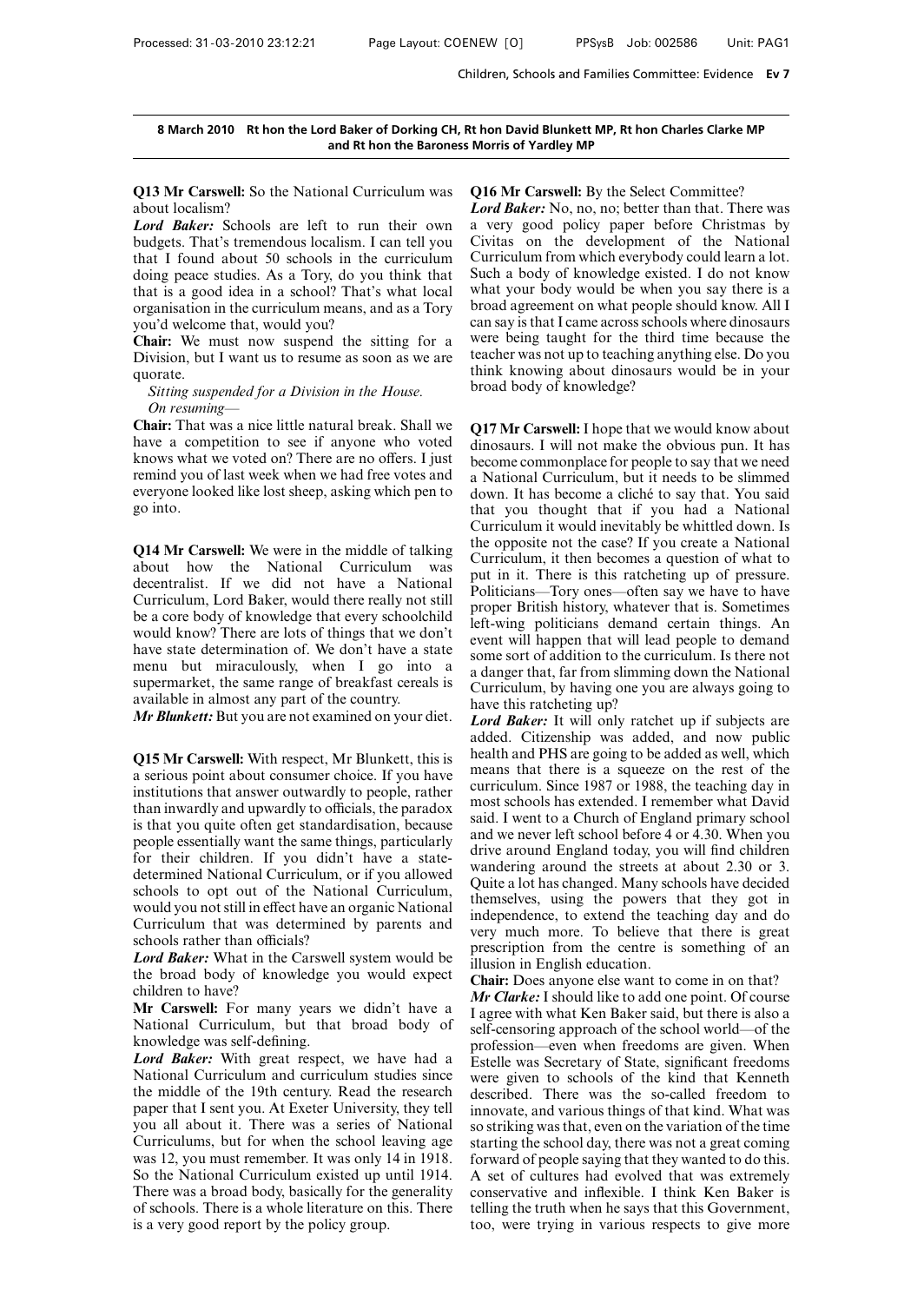**8 March 2010 Rt hon the Lord Baker of Dorking CH, Rt hon David Blunkett MP, Rt hon Charles Clarke MP and Rt hon the Baroness Morris of Yardley MP**

**Q13 Mr Carswell:** So the National Curriculum was about localism?

***Lord Baker:*** Schools are left to run their own budgets. That's tremendous localism. I can tell you that I found about 50 schools in the curriculum doing peace studies. As a Tory, do you think that that is a good idea in a school? That's what local organisation in the curriculum means, and as a Tory you'd welcome that, would you?

**Chair:** We must now suspend the sitting for a Division, but I want us to resume as soon as we are quorate.

*Sitting suspended for a Division in the House.*

*On resuming—*

**Chair:** That was a nice little natural break. Shall we have a competition to see if anyone who voted knows what we voted on? There are no offers. I just remind you of last week when we had free votes and everyone looked like lost sheep, asking which pen to go into.

**Q14 Mr Carswell:** We were in the middle of talking about how the National Curriculum was decentralist. If we did not have a National Curriculum, Lord Baker, would there really not still be a core body of knowledge that every schoolchild would know? There are lots of things that we don't have state determination of. We don't have a state menu but miraculously, when I go into a supermarket, the same range of breakfast cereals is available in almost any part of the country.

***Mr Blunkett:*** But you are not examined on your diet.

**Q15 Mr Carswell:** With respect, Mr Blunkett, this is a serious point about consumer choice. If you have institutions that answer outwardly to people, rather than inwardly and upwardly to officials, the paradox is that you quite often get standardisation, because people essentially want the same things, particularly for their children. If you didn't have a state-determined National Curriculum, or if you allowed schools to opt out of the National Curriculum, would you not still in effect have an organic National Curriculum that was determined by parents and schools rather than officials?

***Lord Baker:*** What in the Carswell system would be the broad body of knowledge you would expect children to have?

**Mr Carswell:** For many years we didn't have a National Curriculum, but that broad body of knowledge was self-defining.

***Lord Baker:*** With great respect, we have had a National Curriculum and curriculum studies since the middle of the 19th century. Read the research paper that I sent you. At Exeter University, they tell you all about it. There was a series of National Curriculums, but for when the school leaving age was 12, you must remember. It was only 14 in 1918. So the National Curriculum existed up until 1914. There was a broad body, basically for the generality of schools. There is a whole literature on this. There is a very good report by the policy group.

**Q16 Mr Carswell:** By the Select Committee?

***Lord Baker:*** No, no, no; better than that. There was a very good policy paper before Christmas by Civitas on the development of the National Curriculum from which everybody could learn a lot. Such a body of knowledge existed. I do not know what your body would be when you say there is a broad agreement on what people should know. All I can say is that I came across schools where dinosaurs were being taught for the third time because the teacher was not up to teaching anything else. Do you think knowing about dinosaurs would be in your broad body of knowledge?

**Q17 Mr Carswell:** I hope that we would know about dinosaurs. I will not make the obvious pun. It has become commonplace for people to say that we need a National Curriculum, but it needs to be slimmed down. It has become a cliché to say that. You said that you thought that if you had a National Curriculum it would inevitably be whittled down. Is the opposite not the case? If you create a National Curriculum, it then becomes a question of what to put in it. There is this ratcheting up of pressure. Politicians—Tory ones—often say we have to have proper British history, whatever that is. Sometimes left-wing politicians demand certain things. An event will happen that will lead people to demand some sort of addition to the curriculum. Is there not a danger that, far from slimming down the National Curriculum, by having one you are always going to have this ratcheting up?

***Lord Baker:*** It will only ratchet up if subjects are added. Citizenship was added, and now public health and PHS are going to be added as well, which means that there is a squeeze on the rest of the curriculum. Since 1987 or 1988, the teaching day in most schools has extended. I remember what David said. I went to a Church of England primary school and we never left school before 4 or 4.30. When you drive around England today, you will find children wandering around the streets at about 2.30 or 3. Quite a lot has changed. Many schools have decided themselves, using the powers that they got in independence, to extend the teaching day and do very much more. To believe that there is great prescription from the centre is something of an illusion in English education.

**Chair:** Does anyone else want to come in on that?

***Mr Clarke:*** I should like to add one point. Of course I agree with what Ken Baker said, but there is also a self-censoring approach of the school world—of the profession—even when freedoms are given. When Estelle was Secretary of State, significant freedoms were given to schools of the kind that Kenneth described. There was the so-called freedom to innovate, and various things of that kind. What was so striking was that, even on the variation of the time starting the school day, there was not a great coming forward of people saying that they wanted to do this. A set of cultures had evolved that was extremely conservative and inflexible. I think Ken Baker is telling the truth when he says that this Government, too, were trying in various respects to give more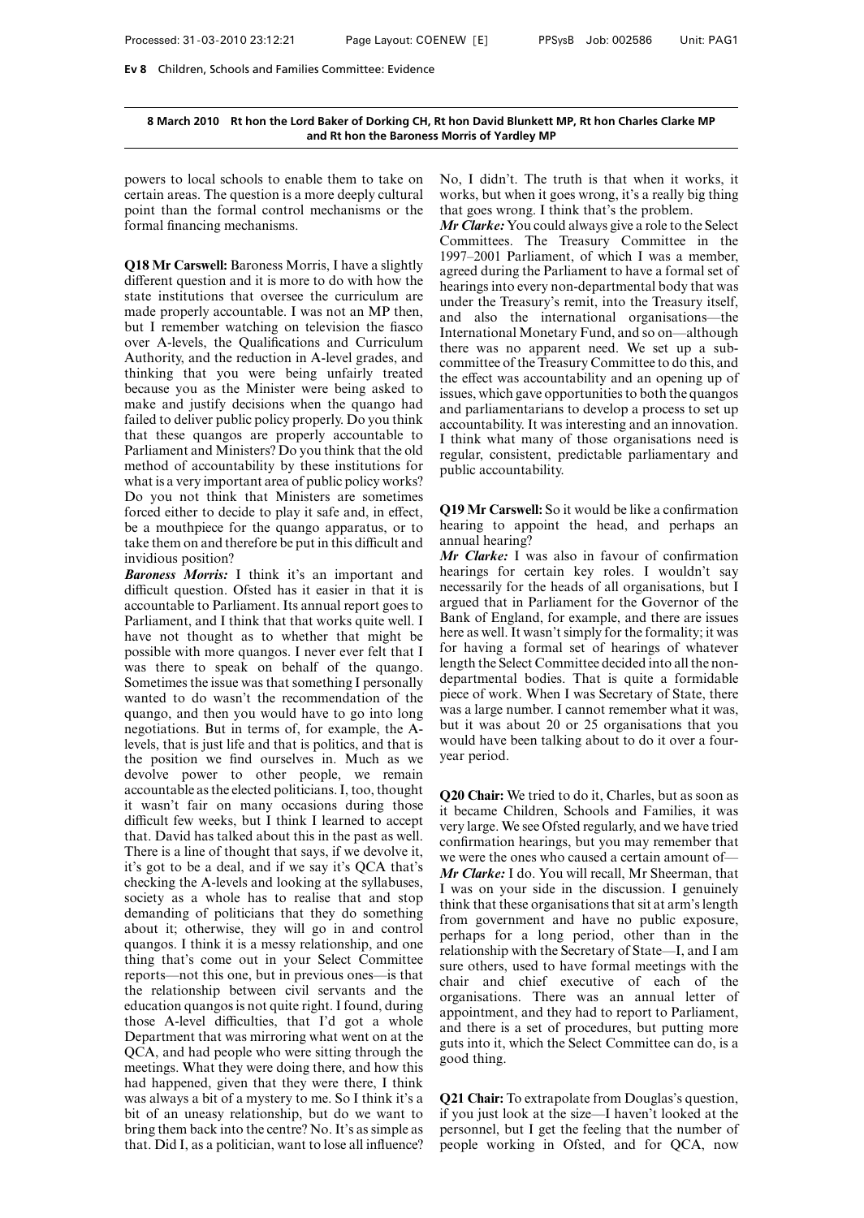powers to local schools to enable them to take on certain areas. The question is a more deeply cultural point than the formal control mechanisms or the formal financing mechanisms.

**Q18 Mr Carswell:** Baroness Morris, I have a slightly different question and it is more to do with how the state institutions that oversee the curriculum are made properly accountable. I was not an MP then, but I remember watching on television the fiasco over A-levels, the Qualifications and Curriculum Authority, and the reduction in A-level grades, and thinking that you were being unfairly treated because you as the Minister were being asked to make and justify decisions when the quango had failed to deliver public policy properly. Do you think that these quangos are properly accountable to Parliament and Ministers? Do you think that the old method of accountability by these institutions for what is a very important area of public policy works? Do you not think that Ministers are sometimes forced either to decide to play it safe and, in effect, be a mouthpiece for the quango apparatus, or to take them on and therefore be put in this difficult and invidious position?

***Baroness Morris:*** I think it's an important and difficult question. Ofsted has it easier in that it is accountable to Parliament. Its annual report goes to Parliament, and I think that that works quite well. I have not thought as to whether that might be possible with more quangos. I never ever felt that I was there to speak on behalf of the quango. Sometimes the issue was that something I personally wanted to do wasn't the recommendation of the quango, and then you would have to go into long negotiations. But in terms of, for example, the A-levels, that is just life and that is politics, and that is the position we find ourselves in. Much as we devolve power to other people, we remain accountable as the elected politicians. I, too, thought it wasn't fair on many occasions during those difficult few weeks, but I think I learned to accept that. David has talked about this in the past as well. There is a line of thought that says, if we devolve it, it's got to be a deal, and if we say it's QCA that's checking the A-levels and looking at the syllabuses, society as a whole has to realise that and stop demanding of politicians that they do something about it; otherwise, they will go in and control quangos. I think it is a messy relationship, and one thing that's come out in your Select Committee reports—not this one, but in previous ones—is that the relationship between civil servants and the education quangos is not quite right. I found, during those A-level difficulties, that I'd got a whole Department that was mirroring what went on at the QCA, and had people who were sitting through the meetings. What they were doing there, and how this had happened, given that they were there, I think was always a bit of a mystery to me. So I think it's a bit of an uneasy relationship, but do we want to bring them back into the centre? No. It's as simple as that. Did I, as a politician, want to lose all influence? No, I didn't. The truth is that when it works, it works, but when it goes wrong, it's a really big thing that goes wrong. I think that's the problem.

***Mr Clarke:*** You could always give a role to the Select Committees. The Treasury Committee in the 1997–2001 Parliament, of which I was a member, agreed during the Parliament to have a formal set of hearings into every non-departmental body that was under the Treasury's remit, into the Treasury itself, and also the international organisations—the International Monetary Fund, and so on—although there was no apparent need. We set up a sub-committee of the Treasury Committee to do this, and the effect was accountability and an opening up of issues, which gave opportunities to both the quangos and parliamentarians to develop a process to set up accountability. It was interesting and an innovation. I think what many of those organisations need is regular, consistent, predictable parliamentary and public accountability.

**Q19 Mr Carswell:** So it would be like a confirmation hearing to appoint the head, and perhaps an annual hearing?

***Mr Clarke:*** I was also in favour of confirmation hearings for certain key roles. I wouldn't say necessarily for the heads of all organisations, but I argued that in Parliament for the Governor of the Bank of England, for example, and there are issues here as well. It wasn't simply for the formality; it was for having a formal set of hearings of whatever length the Select Committee decided into all the non-departmental bodies. That is quite a formidable piece of work. When I was Secretary of State, there was a large number. I cannot remember what it was, but it was about 20 or 25 organisations that you would have been talking about to do it over a four-year period.

**Q20 Chair:** We tried to do it, Charles, but as soon as it became Children, Schools and Families, it was very large. We see Ofsted regularly, and we have tried confirmation hearings, but you may remember that we were the ones who caused a certain amount of—

***Mr Clarke:*** I do. You will recall, Mr Sheerman, that I was on your side in the discussion. I genuinely think that these organisations that sit at arm's length from government and have no public exposure, perhaps for a long period, other than in the relationship with the Secretary of State—I, and I am sure others, used to have formal meetings with the chair and chief executive of each of the organisations. There was an annual letter of appointment, and they had to report to Parliament, and there is a set of procedures, but putting more guts into it, which the Select Committee can do, is a good thing.

**Q21 Chair:** To extrapolate from Douglas's question, if you just look at the size—I haven't looked at the personnel, but I get the feeling that the number of people working in Ofsted, and for QCA, now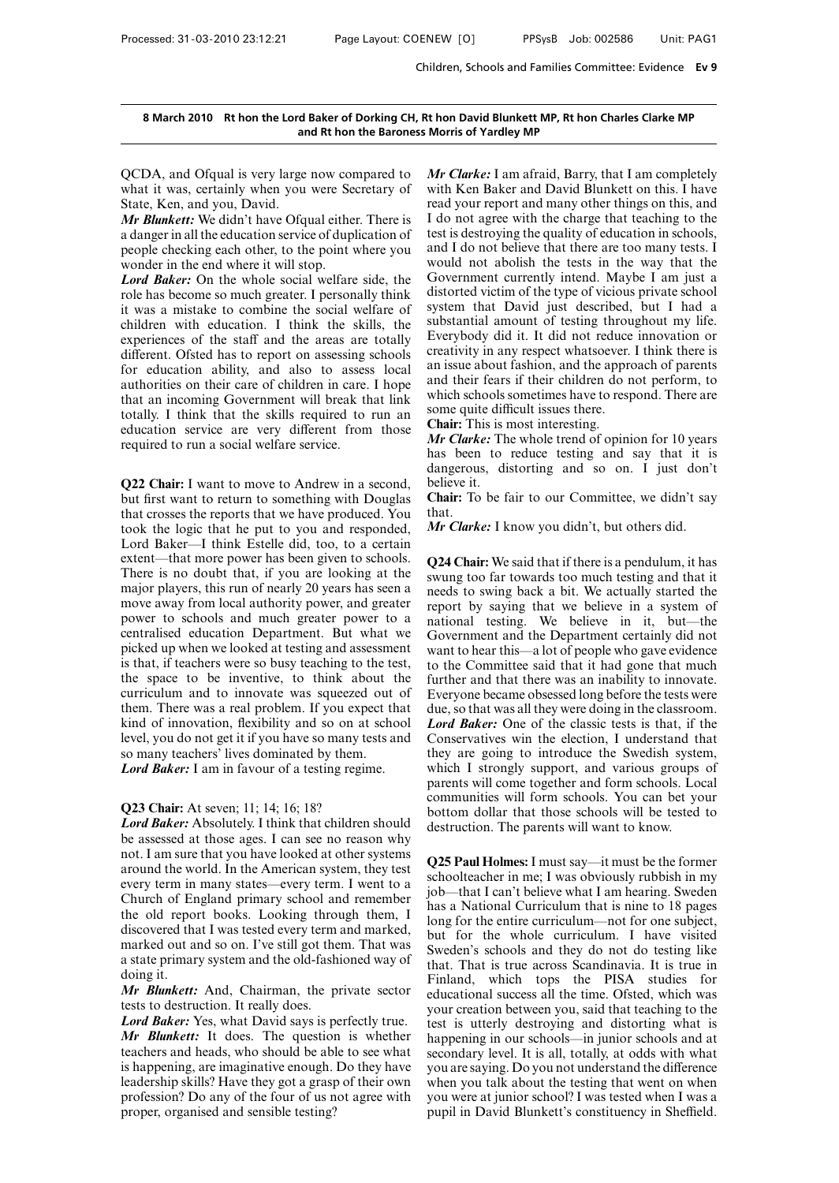**8 March 2010 Rt hon the Lord Baker of Dorking CH, Rt hon David Blunkett MP, Rt hon Charles Clarke MP and Rt hon the Baroness Morris of Yardley MP**

QCDA, and Ofqual is very large now compared to what it was, certainly when you were Secretary of State, Ken, and you, David.

***Mr Blunkett:*** We didn't have Ofqual either. There is a danger in all the education service of duplication of people checking each other, to the point where you wonder in the end where it will stop.

***Lord Baker:*** On the whole social welfare side, the role has become so much greater. I personally think it was a mistake to combine the social welfare of children with education. I think the skills, the experiences of the staff and the areas are totally different. Ofsted has to report on assessing schools for education ability, and also to assess local authorities on their care of children in care. I hope that an incoming Government will break that link totally. I think that the skills required to run an education service are very different from those required to run a social welfare service.

**Q22 Chair:** I want to move to Andrew in a second, but first want to return to something with Douglas that crosses the reports that we have produced. You took the logic that he put to you and responded, Lord Baker—I think Estelle did, too, to a certain extent—that more power has been given to schools. There is no doubt that, if you are looking at the major players, this run of nearly 20 years has seen a move away from local authority power, and greater power to schools and much greater power to a centralised education Department. But what we picked up when we looked at testing and assessment is that, if teachers were so busy teaching to the test, the space to be inventive, to think about the curriculum and to innovate was squeezed out of them. There was a real problem. If you expect that kind of innovation, flexibility and so on at school level, you do not get it if you have so many tests and so many teachers' lives dominated by them.

***Lord Baker:*** I am in favour of a testing regime.

**Q23 Chair:** At seven; 11; 14; 16; 18?

***Lord Baker:*** Absolutely. I think that children should be assessed at those ages. I can see no reason why not. I am sure that you have looked at other systems around the world. In the American system, they test every term in many states—every term. I went to a Church of England primary school and remember the old report books. Looking through them, I discovered that I was tested every term and marked, marked out and so on. I've still got them. That was a state primary system and the old-fashioned way of doing it.

***Mr Blunkett:*** And, Chairman, the private sector tests to destruction. It really does.

***Lord Baker:*** Yes, what David says is perfectly true.

***Mr Blunkett:*** It does. The question is whether teachers and heads, who should be able to see what is happening, are imaginative enough. Do they have leadership skills? Have they got a grasp of their own profession? Do any of the four of us not agree with proper, organised and sensible testing?

***Mr Clarke:*** I am afraid, Barry, that I am completely with Ken Baker and David Blunkett on this. I have read your report and many other things on this, and I do not agree with the charge that teaching to the test is destroying the quality of education in schools, and I do not believe that there are too many tests. I would not abolish the tests in the way that the Government currently intend. Maybe I am just a distorted victim of the type of vicious private school system that David just described, but I had a substantial amount of testing throughout my life. Everybody did it. It did not reduce innovation or creativity in any respect whatsoever. I think there is an issue about fashion, and the approach of parents and their fears if their children do not perform, to which schools sometimes have to respond. There are some quite difficult issues there.

**Chair:** This is most interesting.

***Mr Clarke:*** The whole trend of opinion for 10 years has been to reduce testing and say that it is dangerous, distorting and so on. I just don't believe it.

**Chair:** To be fair to our Committee, we didn't say that.

***Mr Clarke:*** I know you didn't, but others did.

**Q24 Chair:** We said that if there is a pendulum, it has swung too far towards too much testing and that it needs to swing back a bit. We actually started the report by saying that we believe in a system of national testing. We believe in it, but—the Government and the Department certainly did not want to hear this—a lot of people who gave evidence to the Committee said that it had gone that much further and that there was an inability to innovate. Everyone became obsessed long before the tests were due, so that was all they were doing in the classroom.

***Lord Baker:*** One of the classic tests is that, if the Conservatives win the election, I understand that they are going to introduce the Swedish system, which I strongly support, and various groups of parents will come together and form schools. Local communities will form schools. You can bet your bottom dollar that those schools will be tested to destruction. The parents will want to know.

**Q25 Paul Holmes:** I must say—it must be the former schoolteacher in me; I was obviously rubbish in my job—that I can't believe what I am hearing. Sweden has a National Curriculum that is nine to 18 pages long for the entire curriculum—not for one subject, but for the whole curriculum. I have visited Sweden's schools and they do not do testing like that. That is true across Scandinavia. It is true in Finland, which tops the PISA studies for educational success all the time. Ofsted, which was your creation between you, said that teaching to the test is utterly destroying and distorting what is happening in our schools—in junior schools and at secondary level. It is all, totally, at odds with what you are saying. Do you not understand the difference when you talk about the testing that went on when you were at junior school? I was tested when I was a pupil in David Blunkett's constituency in Sheffield.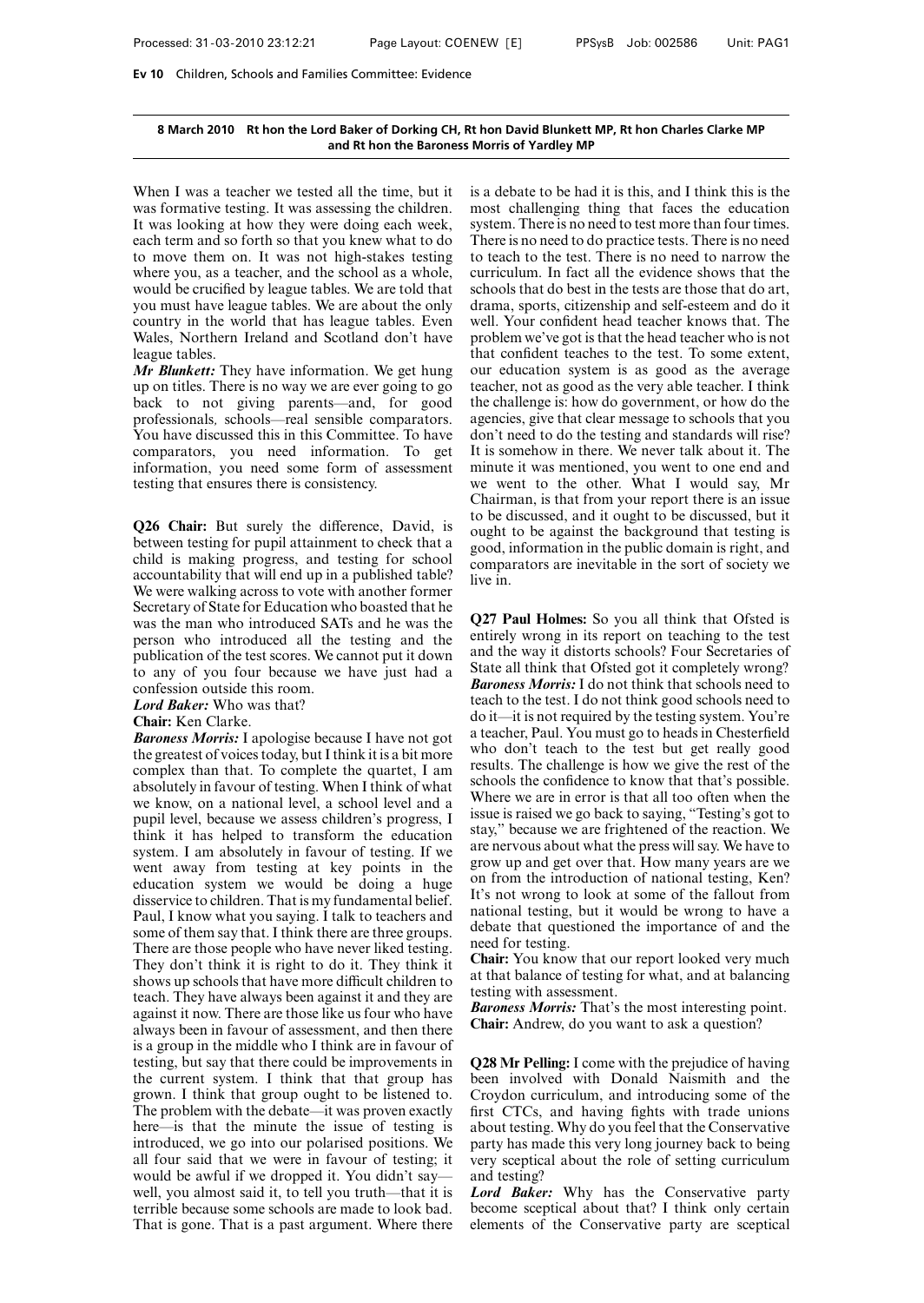**8 March 2010 Rt hon the Lord Baker of Dorking CH, Rt hon David Blunkett MP, Rt hon Charles Clarke MP and Rt hon the Baroness Morris of Yardley MP**

When I was a teacher we tested all the time, but it was formative testing. It was assessing the children. It was looking at how they were doing each week, each term and so forth so that you knew what to do to move them on. It was not high-stakes testing where you, as a teacher, and the school as a whole, would be crucified by league tables. We are told that you must have league tables. We are about the only country in the world that has league tables. Even Wales, Northern Ireland and Scotland don't have league tables.

***Mr Blunkett:*** They have information. We get hung up on titles. There is no way we are ever going to go back to not giving parents—and, for good professionals, schools—real sensible comparators. You have discussed this in this Committee. To have comparators, you need information. To get information, you need some form of assessment testing that ensures there is consistency.

**Q26 Chair:** But surely the difference, David, is between testing for pupil attainment to check that a child is making progress, and testing for school accountability that will end up in a published table? We were walking across to vote with another former Secretary of State for Education who boasted that he was the man who introduced SATs and he was the person who introduced all the testing and the publication of the test scores. We cannot put it down to any of you four because we have just had a confession outside this room.

***Lord Baker:*** Who was that?

**Chair:** Ken Clarke.

***Baroness Morris:*** I apologise because I have not got the greatest of voices today, but I think it is a bit more complex than that. To complete the quartet, I am absolutely in favour of testing. When I think of what we know, on a national level, a school level and a pupil level, because we assess children's progress, I think it has helped to transform the education system. I am absolutely in favour of testing. If we went away from testing at key points in the education system we would be doing a huge disservice to children. That is my fundamental belief. Paul, I know what you saying. I talk to teachers and some of them say that. I think there are three groups. There are those people who have never liked testing. They don't think it is right to do it. They think it shows up schools that have more difficult children to teach. They have always been against it and they are against it now. There are those like us four who have always been in favour of assessment, and then there is a group in the middle who I think are in favour of testing, but say that there could be improvements in the current system. I think that that group has grown. I think that group ought to be listened to. The problem with the debate—it was proven exactly here—is that the minute the issue of testing is introduced, we go into our polarised positions. We all four said that we were in favour of testing; it would be awful if we dropped it. You didn't say—well, you almost said it, to tell you truth—that it is terrible because some schools are made to look bad. That is gone. That is a past argument. Where there is a debate to be had it is this, and I think this is the most challenging thing that faces the education system. There is no need to test more than four times. There is no need to do practice tests. There is no need to teach to the test. There is no need to narrow the curriculum. In fact all the evidence shows that the schools that do best in the tests are those that do art, drama, sports, citizenship and self-esteem and do it well. Your confident head teacher knows that. The problem we've got is that the head teacher who is not that confident teaches to the test. To some extent, our education system is as good as the average teacher, not as good as the very able teacher. I think the challenge is: how do government, or how do the agencies, give that clear message to schools that you don't need to do the testing and standards will rise? It is somehow in there. We never talk about it. The minute it was mentioned, you went to one end and we went to the other. What I would say, Mr Chairman, is that from your report there is an issue to be discussed, and it ought to be discussed, but it ought to be against the background that testing is good, information in the public domain is right, and comparators are inevitable in the sort of society we live in.

**Q27 Paul Holmes:** So you all think that Ofsted is entirely wrong in its report on teaching to the test and the way it distorts schools? Four Secretaries of State all think that Ofsted got it completely wrong?

***Baroness Morris:*** I do not think that schools need to teach to the test. I do not think good schools need to do it—it is not required by the testing system. You're a teacher, Paul. You must go to heads in Chesterfield who don't teach to the test but get really good results. The challenge is how we give the rest of the schools the confidence to know that that's possible. Where we are in error is that all too often when the issue is raised we go back to saying, "Testing's got to stay," because we are frightened of the reaction. We are nervous about what the press will say. We have to grow up and get over that. How many years are we on from the introduction of national testing, Ken? It's not wrong to look at some of the fallout from national testing, but it would be wrong to have a debate that questioned the importance of and the need for testing.

**Chair:** You know that our report looked very much at that balance of testing for what, and at balancing testing with assessment.

***Baroness Morris:*** That's the most interesting point.

**Chair:** Andrew, do you want to ask a question?

**Q28 Mr Pelling:** I come with the prejudice of having been involved with Donald Naismith and the Croydon curriculum, and introducing some of the first CTCs, and having fights with trade unions about testing. Why do you feel that the Conservative party has made this very long journey back to being very sceptical about the role of setting curriculum and testing?

***Lord Baker:*** Why has the Conservative party become sceptical about that? I think only certain elements of the Conservative party are sceptical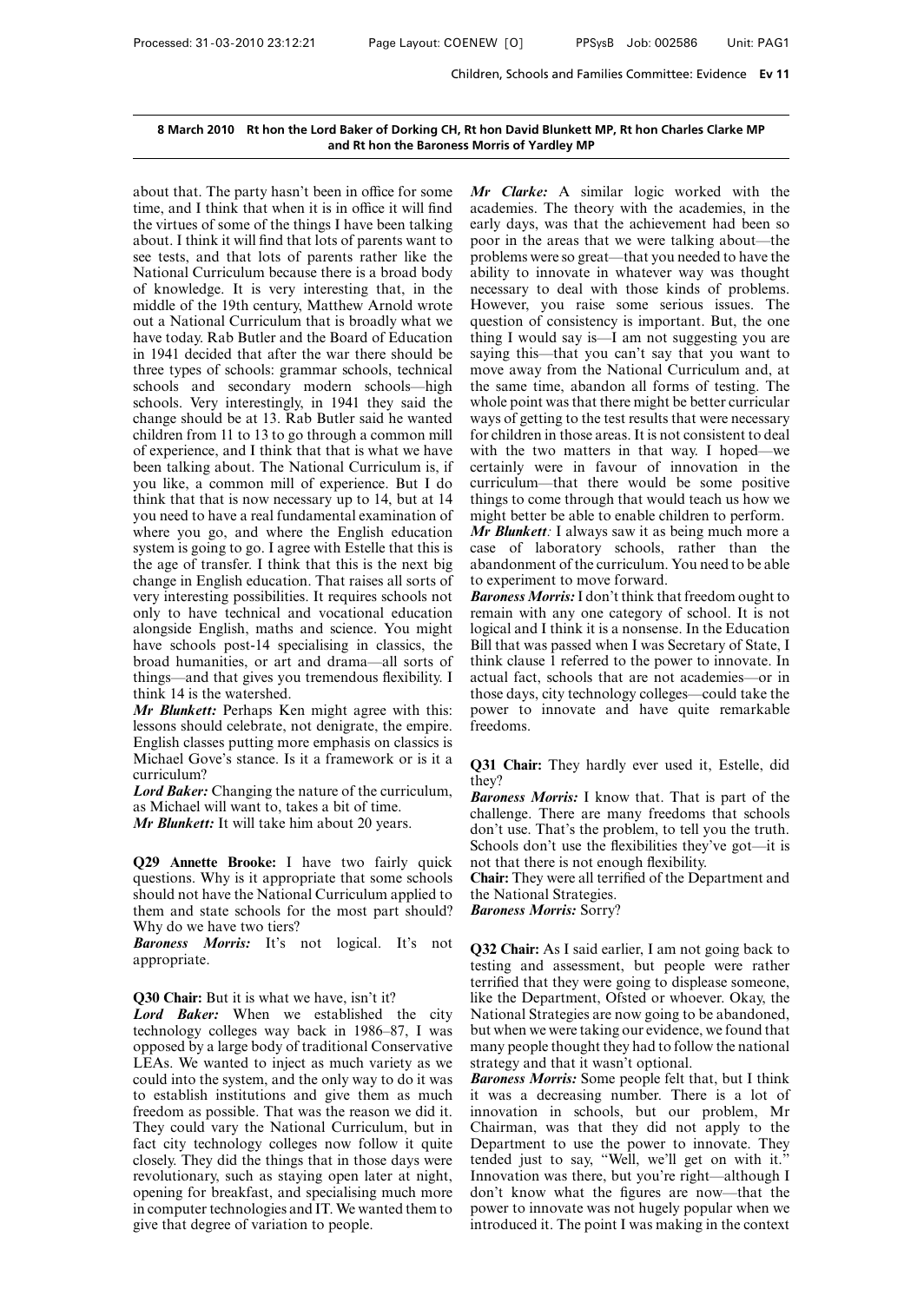about that. The party hasn't been in office for some time, and I think that when it is in office it will find the virtues of some of the things I have been talking about. I think it will find that lots of parents want to see tests, and that lots of parents rather like the National Curriculum because there is a broad body of knowledge. It is very interesting that, in the middle of the 19th century, Matthew Arnold wrote out a National Curriculum that is broadly what we have today. Rab Butler and the Board of Education in 1941 decided that after the war there should be three types of schools: grammar schools, technical schools and secondary modern schools—high schools. Very interestingly, in 1941 they said the change should be at 13. Rab Butler said he wanted children from 11 to 13 to go through a common mill of experience, and I think that that is what we have been talking about. The National Curriculum is, if you like, a common mill of experience. But I do think that that is now necessary up to 14, but at 14 you need to have a real fundamental examination of where you go, and where the English education system is going to go. I agree with Estelle that this is the age of transfer. I think that this is the next big change in English education. That raises all sorts of very interesting possibilities. It requires schools not only to have technical and vocational education alongside English, maths and science. You might have schools post-14 specialising in classics, the broad humanities, or art and drama—all sorts of things—and that gives you tremendous flexibility. I think 14 is the watershed.

***Mr Blunkett:*** Perhaps Ken might agree with this: lessons should celebrate, not denigrate, the empire. English classes putting more emphasis on classics is Michael Gove's stance. Is it a framework or is it a curriculum?

***Lord Baker:*** Changing the nature of the curriculum, as Michael will want to, takes a bit of time.

***Mr Blunkett:*** It will take him about 20 years.

**Q29 Annette Brooke:** I have two fairly quick questions. Why is it appropriate that some schools should not have the National Curriculum applied to them and state schools for the most part should? Why do we have two tiers?

***Baroness Morris:*** It's not logical. It's not appropriate.

**Q30 Chair:** But it is what we have, isn't it?

***Lord Baker:*** When we established the city technology colleges way back in 1986–87, I was opposed by a large body of traditional Conservative LEAs. We wanted to inject as much variety as we could into the system, and the only way to do it was to establish institutions and give them as much freedom as possible. That was the reason we did it. They could vary the National Curriculum, but in fact city technology colleges now follow it quite closely. They did the things that in those days were revolutionary, such as staying open later at night, opening for breakfast, and specialising much more in computer technologies and IT. We wanted them to give that degree of variation to people.

***Mr Clarke:*** A similar logic worked with the academies. The theory with the academies, in the early days, was that the achievement had been so poor in the areas that we were talking about—the problems were so great—that you needed to have the ability to innovate in whatever way was thought necessary to deal with those kinds of problems. However, you raise some serious issues. The question of consistency is important. But, the one thing I would say is—I am not suggesting you are saying this—that you can't say that you want to move away from the National Curriculum and, at the same time, abandon all forms of testing. The whole point was that there might be better curricular ways of getting to the test results that were necessary for children in those areas. It is not consistent to deal with the two matters in that way. I hoped—we certainly were in favour of innovation in the curriculum—that there would be some positive things to come through that would teach us how we might better be able to enable children to perform.

***Mr Blunkett:*** I always saw it as being much more a case of laboratory schools, rather than the abandonment of the curriculum. You need to be able to experiment to move forward.

***Baroness Morris:*** I don't think that freedom ought to remain with any one category of school. It is not logical and I think it is a nonsense. In the Education Bill that was passed when I was Secretary of State, I think clause 1 referred to the power to innovate. In actual fact, schools that are not academies—or in those days, city technology colleges—could take the power to innovate and have quite remarkable freedoms.

**Q31 Chair:** They hardly ever used it, Estelle, did they?

***Baroness Morris:*** I know that. That is part of the challenge. There are many freedoms that schools don't use. That's the problem, to tell you the truth. Schools don't use the flexibilities they've got—it is not that there is not enough flexibility.

**Chair:** They were all terrified of the Department and the National Strategies.

***Baroness Morris:*** Sorry?

**Q32 Chair:** As I said earlier, I am not going back to testing and assessment, but people were rather terrified that they were going to displease someone, like the Department, Ofsted or whoever. Okay, the National Strategies are now going to be abandoned, but when we were taking our evidence, we found that many people thought they had to follow the national strategy and that it wasn't optional.

***Baroness Morris:*** Some people felt that, but I think it was a decreasing number. There is a lot of innovation in schools, but our problem, Mr Chairman, was that they did not apply to the Department to use the power to innovate. They tended just to say, "Well, we'll get on with it." Innovation was there, but you're right—although I don't know what the figures are now—that the power to innovate was not hugely popular when we introduced it. The point I was making in the context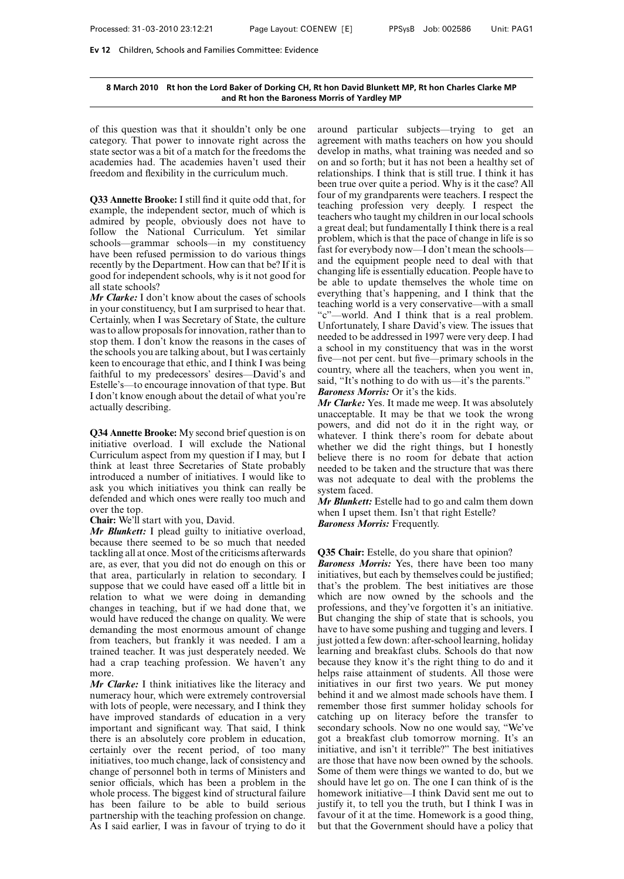of this question was that it shouldn't only be one category. That power to innovate right across the state sector was a bit of a match for the freedoms the academies had. The academies haven't used their freedom and flexibility in the curriculum much.

**Q33 Annette Brooke:** I still find it quite odd that, for example, the independent sector, much of which is admired by people, obviously does not have to follow the National Curriculum. Yet similar schools—grammar schools—in my constituency have been refused permission to do various things recently by the Department. How can that be? If it is good for independent schools, why is it not good for all state schools?

***Mr Clarke:*** I don't know about the cases of schools in your constituency, but I am surprised to hear that. Certainly, when I was Secretary of State, the culture was to allow proposals for innovation, rather than to stop them. I don't know the reasons in the cases of the schools you are talking about, but I was certainly keen to encourage that ethic, and I think I was being faithful to my predecessors' desires—David's and Estelle's—to encourage innovation of that type. But I don't know enough about the detail of what you're actually describing.

**Q34 Annette Brooke:** My second brief question is on initiative overload. I will exclude the National Curriculum aspect from my question if I may, but I think at least three Secretaries of State probably introduced a number of initiatives. I would like to ask you which initiatives you think can really be defended and which ones were really too much and over the top.

**Chair:** We'll start with you, David.

***Mr Blunkett:*** I plead guilty to initiative overload, because there seemed to be so much that needed tackling all at once. Most of the criticisms afterwards are, as ever, that you did not do enough on this or that area, particularly in relation to secondary. I suppose that we could have eased off a little bit in relation to what we were doing in demanding changes in teaching, but if we had done that, we would have reduced the change on quality. We were demanding the most enormous amount of change from teachers, but frankly it was needed. I am a trained teacher. It was just desperately needed. We had a crap teaching profession. We haven't any more.

***Mr Clarke:*** I think initiatives like the literacy and numeracy hour, which were extremely controversial with lots of people, were necessary, and I think they have improved standards of education in a very important and significant way. That said, I think there is an absolutely core problem in education, certainly over the recent period, of too many initiatives, too much change, lack of consistency and change of personnel both in terms of Ministers and senior officials, which has been a problem in the whole process. The biggest kind of structural failure has been failure to be able to build serious partnership with the teaching profession on change. As I said earlier, I was in favour of trying to do it around particular subjects—trying to get an agreement with maths teachers on how you should develop in maths, what training was needed and so on and so forth; but it has not been a healthy set of relationships. I think that is still true. I think it has been true over quite a period. Why is it the case? All four of my grandparents were teachers. I respect the teaching profession very deeply. I respect the teachers who taught my children in our local schools a great deal; but fundamentally I think there is a real problem, which is that the pace of change in life is so fast for everybody now—I don't mean the schools—and the equipment people need to deal with that changing life is essentially education. People have to be able to update themselves the whole time on everything that's happening, and I think that the teaching world is a very conservative—with a small "c"—world. And I think that is a real problem. Unfortunately, I share David's view. The issues that needed to be addressed in 1997 were very deep. I had a school in my constituency that was in the worst five—not per cent. but five—primary schools in the country, where all the teachers, when you went in, said, "It's nothing to do with us—it's the parents."

***Baroness Morris:*** Or it's the kids.

***Mr Clarke:*** Yes. It made me weep. It was absolutely unacceptable. It may be that we took the wrong powers, and did not do it in the right way, or whatever. I think there's room for debate about whether we did the right things, but I honestly believe there is no room for debate that action needed to be taken and the structure that was there was not adequate to deal with the problems the system faced.

***Mr Blunkett:*** Estelle had to go and calm them down when I upset them. Isn't that right Estelle?

***Baroness Morris:*** Frequently.

**Q35 Chair:** Estelle, do you share that opinion?

***Baroness Morris:*** Yes, there have been too many initiatives, but each by themselves could be justified; that's the problem. The best initiatives are those which are now owned by the schools and the professions, and they've forgotten it's an initiative. But changing the ship of state that is schools, you have to have some pushing and tugging and levers. I just jotted a few down: after-school learning, holiday learning and breakfast clubs. Schools do that now because they know it's the right thing to do and it helps raise attainment of students. All those were initiatives in our first two years. We put money behind it and we almost made schools have them. I remember those first summer holiday schools for catching up on literacy before the transfer to secondary schools. Now no one would say, "We've got a breakfast club tomorrow morning. It's an initiative, and isn't it terrible?" The best initiatives are those that have now been owned by the schools. Some of them were things we wanted to do, but we should have let go on. The one I can think of is the homework initiative—I think David sent me out to justify it, to tell you the truth, but I think I was in favour of it at the time. Homework is a good thing, but that the Government should have a policy that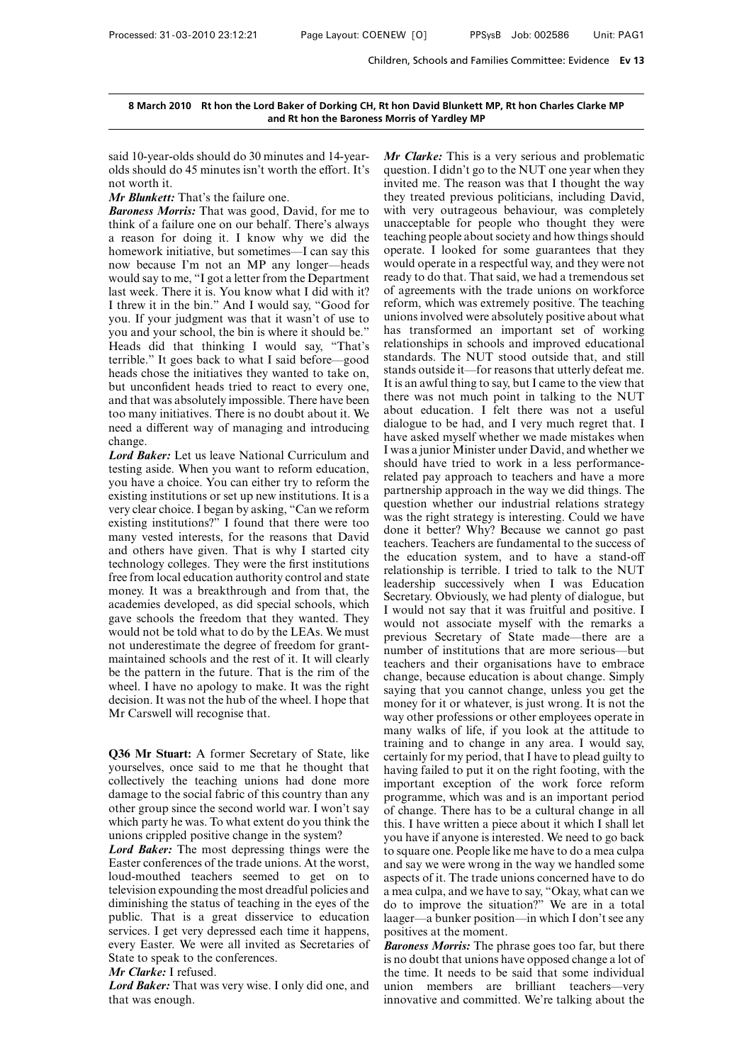**8 March 2010 Rt hon the Lord Baker of Dorking CH, Rt hon David Blunkett MP, Rt hon Charles Clarke MP and Rt hon the Baroness Morris of Yardley MP**

said 10-year-olds should do 30 minutes and 14-year-olds should do 45 minutes isn't worth the effort. It's not worth it.

***Mr Blunkett:*** That's the failure one.

***Baroness Morris:*** That was good, David, for me to think of a failure one on our behalf. There's always a reason for doing it. I know why we did the homework initiative, but sometimes—I can say this now because I'm not an MP any longer—heads would say to me, "I got a letter from the Department last week. There it is. You know what I did with it? I threw it in the bin." And I would say, "Good for you. If your judgment was that it wasn't of use to you and your school, the bin is where it should be." Heads did that thinking I would say, "That's terrible." It goes back to what I said before—good heads chose the initiatives they wanted to take on, but unconfident heads tried to react to every one, and that was absolutely impossible. There have been too many initiatives. There is no doubt about it. We need a different way of managing and introducing change.

***Lord Baker:*** Let us leave National Curriculum and testing aside. When you want to reform education, you have a choice. You can either try to reform the existing institutions or set up new institutions. It is a very clear choice. I began by asking, "Can we reform existing institutions?" I found that there were too many vested interests, for the reasons that David and others have given. That is why I started city technology colleges. They were the first institutions free from local education authority control and state money. It was a breakthrough and from that, the academies developed, as did special schools, which gave schools the freedom that they wanted. They would not be told what to do by the LEAs. We must not underestimate the degree of freedom for grant-maintained schools and the rest of it. It will clearly be the pattern in the future. That is the rim of the wheel. I have no apology to make. It was the right decision. It was not the hub of the wheel. I hope that Mr Carswell will recognise that.

**Q36 Mr Stuart:** A former Secretary of State, like yourselves, once said to me that he thought that collectively the teaching unions had done more damage to the social fabric of this country than any other group since the second world war. I won't say which party he was. To what extent do you think the unions crippled positive change in the system?

***Lord Baker:*** The most depressing things were the Easter conferences of the trade unions. At the worst, loud-mouthed teachers seemed to get on to television expounding the most dreadful policies and diminishing the status of teaching in the eyes of the public. That is a great disservice to education services. I get very depressed each time it happens, every Easter. We were all invited as Secretaries of State to speak to the conferences.

***Mr Clarke:*** I refused.

***Lord Baker:*** That was very wise. I only did one, and that was enough.

***Mr Clarke:*** This is a very serious and problematic question. I didn't go to the NUT one year when they invited me. The reason was that I thought the way they treated previous politicians, including David, with very outrageous behaviour, was completely unacceptable for people who thought they were teaching people about society and how things should operate. I looked for some guarantees that they would operate in a respectful way, and they were not ready to do that. That said, we had a tremendous set of agreements with the trade unions on workforce reform, which was extremely positive. The teaching unions involved were absolutely positive about what has transformed an important set of working relationships in schools and improved educational standards. The NUT stood outside that, and still stands outside it—for reasons that utterly defeat me. It is an awful thing to say, but I came to the view that there was not much point in talking to the NUT about education. I felt there was not a useful dialogue to be had, and I very much regret that. I have asked myself whether we made mistakes when I was a junior Minister under David, and whether we should have tried to work in a less performance-related pay approach to teachers and have a more partnership approach in the way we did things. The question whether our industrial relations strategy was the right strategy is interesting. Could we have done it better? Why? Because we cannot go past teachers. Teachers are fundamental to the success of the education system, and to have a stand-off relationship is terrible. I tried to talk to the NUT leadership successively when I was Education Secretary. Obviously, we had plenty of dialogue, but I would not say that it was fruitful and positive. I would not associate myself with the remarks a previous Secretary of State made—there are a number of institutions that are more serious—but teachers and their organisations have to embrace change, because education is about change. Simply saying that you cannot change, unless you get the money for it or whatever, is just wrong. It is not the way other professions or other employees operate in many walks of life, if you look at the attitude to training and to change in any area. I would say, certainly for my period, that I have to plead guilty to having failed to put it on the right footing, with the important exception of the work force reform programme, which was and is an important period of change. There has to be a cultural change in all this. I have written a piece about it which I shall let you have if anyone is interested. We need to go back to square one. People like me have to do a mea culpa and say we were wrong in the way we handled some aspects of it. The trade unions concerned have to do a mea culpa, and we have to say, "Okay, what can we do to improve the situation?" We are in a total laager—a bunker position—in which I don't see any positives at the moment.

***Baroness Morris:*** The phrase goes too far, but there is no doubt that unions have opposed change a lot of the time. It needs to be said that some individual union members are brilliant teachers—very innovative and committed. We're talking about the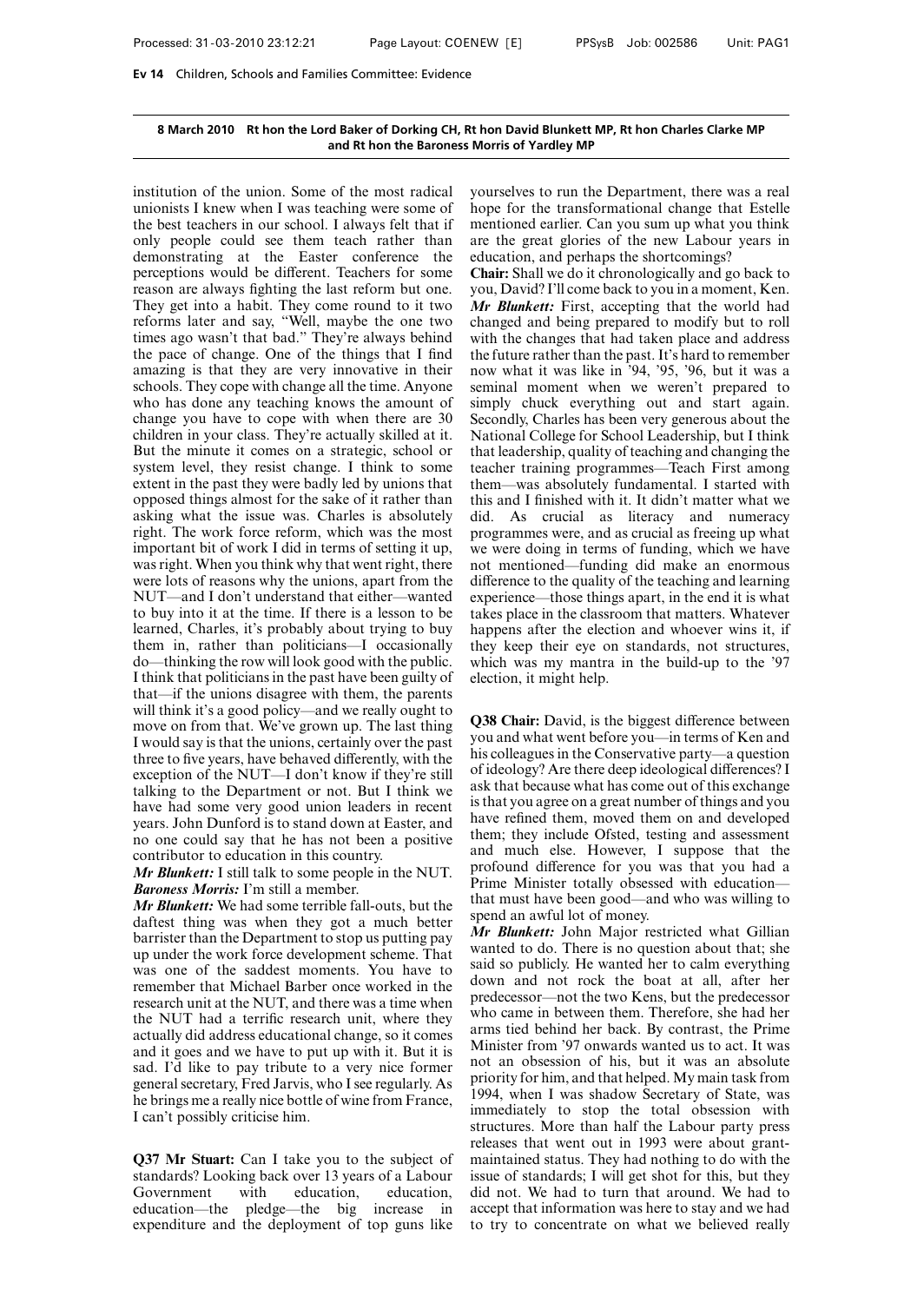**8 March 2010 Rt hon the Lord Baker of Dorking CH, Rt hon David Blunkett MP, Rt hon Charles Clarke MP and Rt hon the Baroness Morris of Yardley MP**

institution of the union. Some of the most radical unionists I knew when I was teaching were some of the best teachers in our school. I always felt that if only people could see them teach rather than demonstrating at the Easter conference the perceptions would be different. Teachers for some reason are always fighting the last reform but one. They get into a habit. They come round to it two reforms later and say, "Well, maybe the one two times ago wasn't that bad." They're always behind the pace of change. One of the things that I find amazing is that they are very innovative in their schools. They cope with change all the time. Anyone who has done any teaching knows the amount of change you have to cope with when there are 30 children in your class. They're actually skilled at it. But the minute it comes on a strategic, school or system level, they resist change. I think to some extent in the past they were badly led by unions that opposed things almost for the sake of it rather than asking what the issue was. Charles is absolutely right. The work force reform, which was the most important bit of work I did in terms of setting it up, was right. When you think why that went right, there were lots of reasons why the unions, apart from the NUT—and I don't understand that either—wanted to buy into it at the time. If there is a lesson to be learned, Charles, it's probably about trying to buy them in, rather than politicians—I occasionally do—thinking the row will look good with the public. I think that politicians in the past have been guilty of that—if the unions disagree with them, the parents will think it's a good policy—and we really ought to move on from that. We've grown up. The last thing I would say is that the unions, certainly over the past three to five years, have behaved differently, with the exception of the NUT—I don't know if they're still talking to the Department or not. But I think we have had some very good union leaders in recent years. John Dunford is to stand down at Easter, and no one could say that he has not been a positive contributor to education in this country.

***Mr Blunkett:*** I still talk to some people in the NUT.

***Baroness Morris:*** I'm still a member.

***Mr Blunkett:*** We had some terrible fall-outs, but the daftest thing was when they got a much better barrister than the Department to stop us putting pay up under the work force development scheme. That was one of the saddest moments. You have to remember that Michael Barber once worked in the research unit at the NUT, and there was a time when the NUT had a terrific research unit, where they actually did address educational change, so it comes and it goes and we have to put up with it. But it is sad. I'd like to pay tribute to a very nice former general secretary, Fred Jarvis, who I see regularly. As he brings me a really nice bottle of wine from France, I can't possibly criticise him.

**Q37 Mr Stuart:** Can I take you to the subject of standards? Looking back over 13 years of a Labour Government with education, education, education—the pledge—the big increase in expenditure and the deployment of top guns like yourselves to run the Department, there was a real hope for the transformational change that Estelle mentioned earlier. Can you sum up what you think are the great glories of the new Labour years in education, and perhaps the shortcomings?

**Chair:** Shall we do it chronologically and go back to you, David? I'll come back to you in a moment, Ken.

***Mr Blunkett:*** First, accepting that the world had changed and being prepared to modify but to roll with the changes that had taken place and address the future rather than the past. It's hard to remember now what it was like in '94, '95, '96, but it was a seminal moment when we weren't prepared to simply chuck everything out and start again. Secondly, Charles has been very generous about the National College for School Leadership, but I think that leadership, quality of teaching and changing the teacher training programmes—Teach First among them—was absolutely fundamental. I started with this and I finished with it. It didn't matter what we did. As crucial as literacy and numeracy programmes were, and as crucial as freeing up what we were doing in terms of funding, which we have not mentioned—funding did make an enormous difference to the quality of the teaching and learning experience—those things apart, in the end it is what takes place in the classroom that matters. Whatever happens after the election and whoever wins it, if they keep their eye on standards, not structures, which was my mantra in the build-up to the '97 election, it might help.

**Q38 Chair:** David, is the biggest difference between you and what went before you—in terms of Ken and his colleagues in the Conservative party—a question of ideology? Are there deep ideological differences? I ask that because what has come out of this exchange is that you agree on a great number of things and you have refined them, moved them on and developed them; they include Ofsted, testing and assessment and much else. However, I suppose that the profound difference for you was that you had a Prime Minister totally obsessed with education—that must have been good—and who was willing to spend an awful lot of money.

***Mr Blunkett:*** John Major restricted what Gillian wanted to do. There is no question about that; she said so publicly. He wanted her to calm everything down and not rock the boat at all, after her predecessor—not the two Kens, but the predecessor who came in between them. Therefore, she had her arms tied behind her back. By contrast, the Prime Minister from '97 onwards wanted us to act. It was not an obsession of his, but it was an absolute priority for him, and that helped. My main task from 1994, when I was shadow Secretary of State, was immediately to stop the total obsession with structures. More than half the Labour party press releases that went out in 1993 were about grant-maintained status. They had nothing to do with the issue of standards; I will get shot for this, but they did not. We had to turn that around. We had to accept that information was here to stay and we had to try to concentrate on what we believed really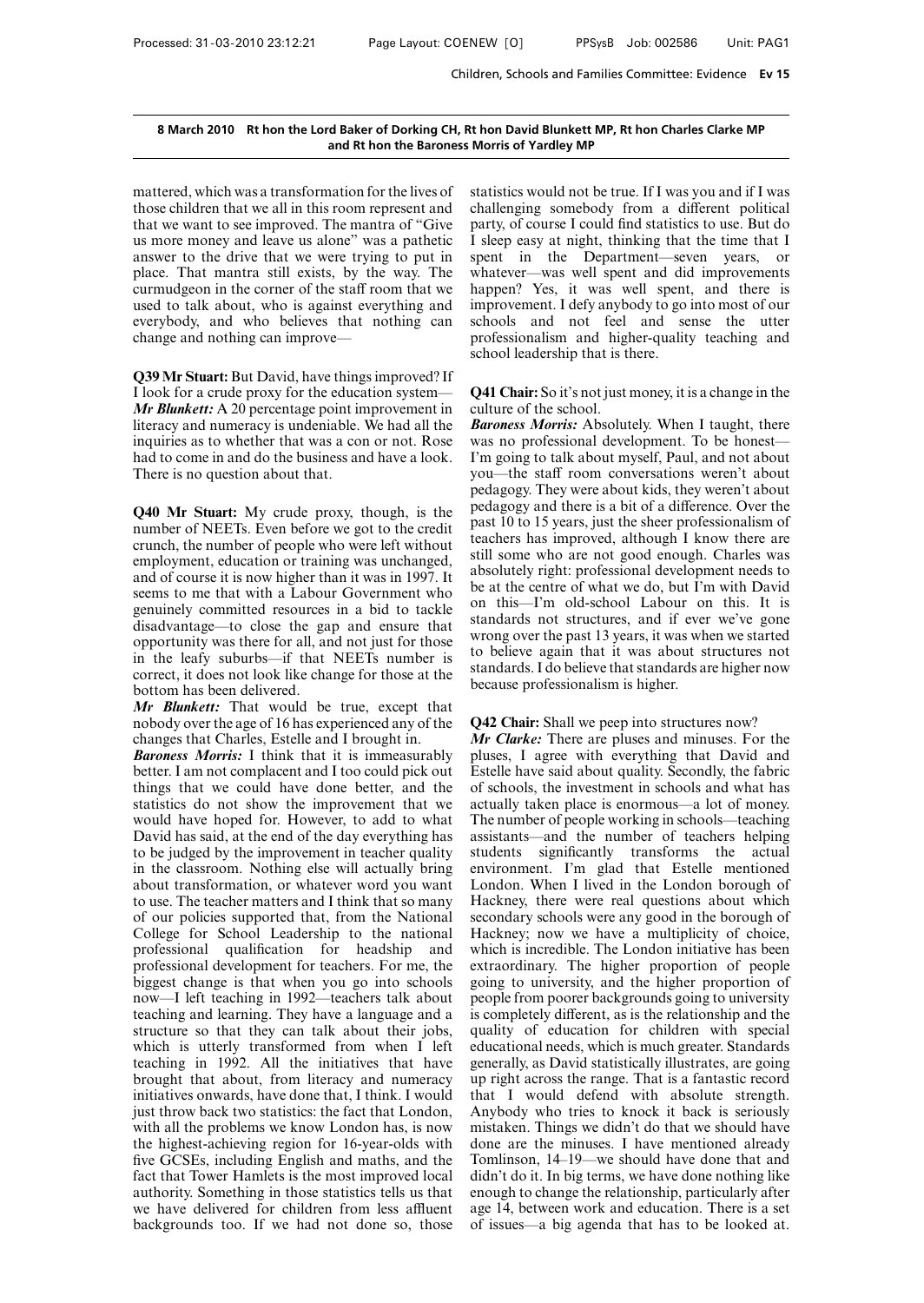mattered, which was a transformation for the lives of those children that we all in this room represent and that we want to see improved. The mantra of "Give us more money and leave us alone" was a pathetic answer to the drive that we were trying to put in place. That mantra still exists, by the way. The curmudgeon in the corner of the staff room that we used to talk about, who is against everything and everybody, and who believes that nothing can change and nothing can improve—

**Q39 Mr Stuart:** But David, have things improved? If I look for a crude proxy for the education system—

***Mr Blunkett:*** A 20 percentage point improvement in literacy and numeracy is undeniable. We had all the inquiries as to whether that was a con or not. Rose had to come in and do the business and have a look. There is no question about that.

**Q40 Mr Stuart:** My crude proxy, though, is the number of NEETs. Even before we got to the credit crunch, the number of people who were left without employment, education or training was unchanged, and of course it is now higher than it was in 1997. It seems to me that with a Labour Government who genuinely committed resources in a bid to tackle disadvantage—to close the gap and ensure that opportunity was there for all, and not just for those in the leafy suburbs—if that NEETs number is correct, it does not look like change for those at the bottom has been delivered.

***Mr Blunkett:*** That would be true, except that nobody over the age of 16 has experienced any of the changes that Charles, Estelle and I brought in.

***Baroness Morris:*** I think that it is immeasurably better. I am not complacent and I too could pick out things that we could have done better, and the statistics do not show the improvement that we would have hoped for. However, to add to what David has said, at the end of the day everything has to be judged by the improvement in teacher quality in the classroom. Nothing else will actually bring about transformation, or whatever word you want to use. The teacher matters and I think that so many of our policies supported that, from the National College for School Leadership to the national professional qualification for headship and professional development for teachers. For me, the biggest change is that when you go into schools now—I left teaching in 1992—teachers talk about teaching and learning. They have a language and a structure so that they can talk about their jobs, which is utterly transformed from when I left teaching in 1992. All the initiatives that have brought that about, from literacy and numeracy initiatives onwards, have done that, I think. I would just throw back two statistics: the fact that London, with all the problems we know London has, is now the highest-achieving region for 16-year-olds with five GCSEs, including English and maths, and the fact that Tower Hamlets is the most improved local authority. Something in those statistics tells us that we have delivered for children from less affluent backgrounds too. If we had not done so, those statistics would not be true. If I was you and if I was challenging somebody from a different political party, of course I could find statistics to use. But do I sleep easy at night, thinking that the time that I spent in the Department—seven years, or whatever—was well spent and did improvements happen? Yes, it was well spent, and there is improvement. I defy anybody to go into most of our schools and not feel and sense the utter professionalism and higher-quality teaching and school leadership that is there.

**Q41 Chair:** So it's not just money, it is a change in the culture of the school.

***Baroness Morris:*** Absolutely. When I taught, there was no professional development. To be honest—I'm going to talk about myself, Paul, and not about you—the staff room conversations weren't about pedagogy. They were about kids, they weren't about pedagogy and there is a bit of a difference. Over the past 10 to 15 years, just the sheer professionalism of teachers has improved, although I know there are still some who are not good enough. Charles was absolutely right: professional development needs to be at the centre of what we do, but I'm with David on this—I'm old-school Labour on this. It is standards not structures, and if ever we've gone wrong over the past 13 years, it was when we started to believe again that it was about structures not standards. I do believe that standards are higher now because professionalism is higher.

**Q42 Chair:** Shall we peep into structures now?

***Mr Clarke:*** There are pluses and minuses. For the pluses, I agree with everything that David and Estelle have said about quality. Secondly, the fabric of schools, the investment in schools and what has actually taken place is enormous—a lot of money. The number of people working in schools—teaching assistants—and the number of teachers helping students significantly transforms the actual environment. I'm glad that Estelle mentioned London. When I lived in the London borough of Hackney, there were real questions about which secondary schools were any good in the borough of Hackney; now we have a multiplicity of choice, which is incredible. The London initiative has been extraordinary. The higher proportion of people going to university, and the higher proportion of people from poorer backgrounds going to university is completely different, as is the relationship and the quality of education for children with special educational needs, which is much greater. Standards generally, as David statistically illustrates, are going up right across the range. That is a fantastic record that I would defend with absolute strength. Anybody who tries to knock it back is seriously mistaken. Things we didn't do that we should have done are the minuses. I have mentioned already Tomlinson, 14–19—we should have done that and didn't do it. In big terms, we have done nothing like enough to change the relationship, particularly after age 14, between work and education. There is a set of issues—a big agenda that has to be looked at.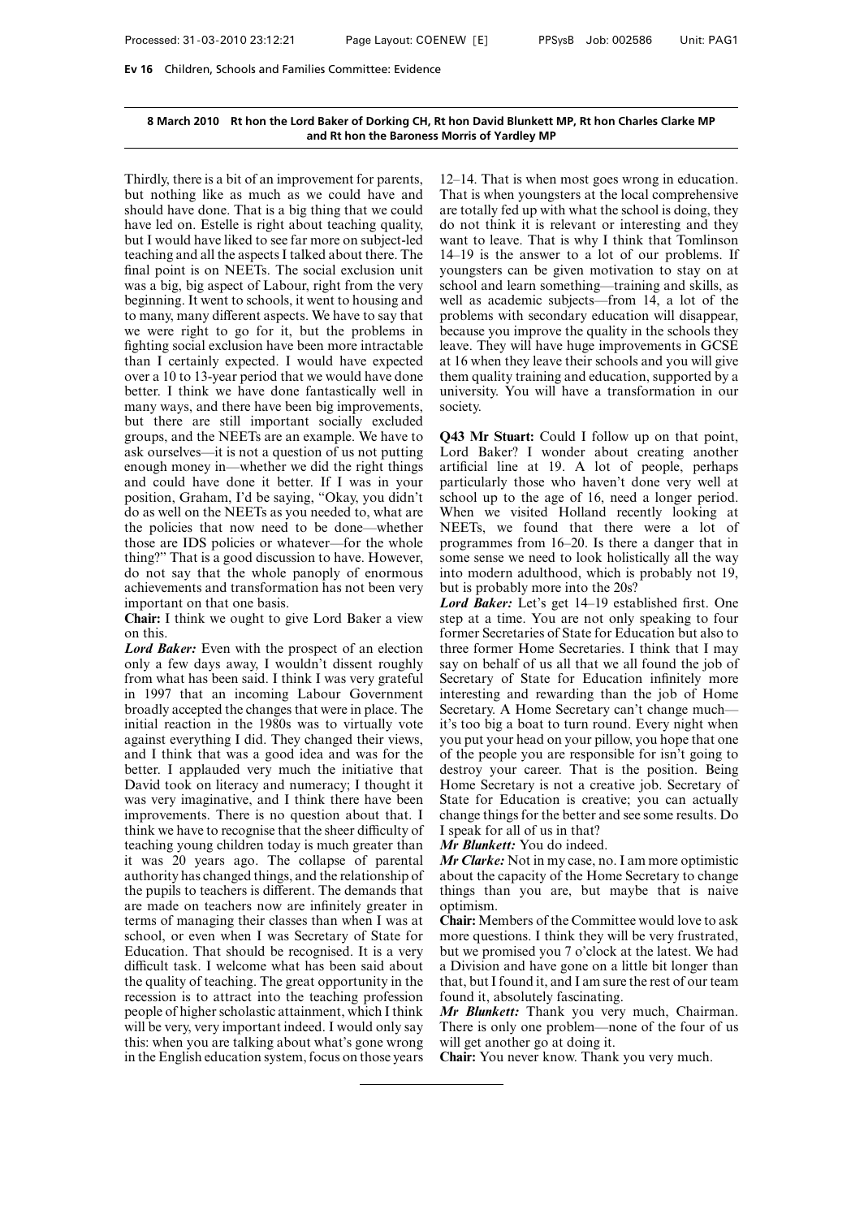**8 March 2010 Rt hon the Lord Baker of Dorking CH, Rt hon David Blunkett MP, Rt hon Charles Clarke MP and Rt hon the Baroness Morris of Yardley MP**

Thirdly, there is a bit of an improvement for parents, but nothing like as much as we could have and should have done. That is a big thing that we could have led on. Estelle is right about teaching quality, but I would have liked to see far more on subject-led teaching and all the aspects I talked about there. The final point is on NEETs. The social exclusion unit was a big, big aspect of Labour, right from the very beginning. It went to schools, it went to housing and to many, many different aspects. We have to say that we were right to go for it, but the problems in fighting social exclusion have been more intractable than I certainly expected. I would have expected over a 10 to 13-year period that we would have done better. I think we have done fantastically well in many ways, and there have been big improvements, but there are still important socially excluded groups, and the NEETs are an example. We have to ask ourselves—it is not a question of us not putting enough money in—whether we did the right things and could have done it better. If I was in your position, Graham, I'd be saying, "Okay, you didn't do as well on the NEETs as you needed to, what are the policies that now need to be done—whether those are IDS policies or whatever—for the whole thing?" That is a good discussion to have. However, do not say that the whole panoply of enormous achievements and transformation has not been very important on that one basis.

**Chair:** I think we ought to give Lord Baker a view on this.

***Lord Baker:*** Even with the prospect of an election only a few days away, I wouldn't dissent roughly from what has been said. I think I was very grateful in 1997 that an incoming Labour Government broadly accepted the changes that were in place. The initial reaction in the 1980s was to virtually vote against everything I did. They changed their views, and I think that was a good idea and was for the better. I applauded very much the initiative that David took on literacy and numeracy; I thought it was very imaginative, and I think there have been improvements. There is no question about that. I think we have to recognise that the sheer difficulty of teaching young children today is much greater than it was 20 years ago. The collapse of parental authority has changed things, and the relationship of the pupils to teachers is different. The demands that are made on teachers now are infinitely greater in terms of managing their classes than when I was at school, or even when I was Secretary of State for Education. That should be recognised. It is a very difficult task. I welcome what has been said about the quality of teaching. The great opportunity in the recession is to attract into the teaching profession people of higher scholastic attainment, which I think will be very, very important indeed. I would only say this: when you are talking about what's gone wrong in the English education system, focus on those years 12–14. That is when most goes wrong in education. That is when youngsters at the local comprehensive are totally fed up with what the school is doing, they do not think it is relevant or interesting and they want to leave. That is why I think that Tomlinson 14–19 is the answer to a lot of our problems. If youngsters can be given motivation to stay on at school and learn something—training and skills, as well as academic subjects—from 14, a lot of the problems with secondary education will disappear, because you improve the quality in the schools they leave. They will have huge improvements in GCSE at 16 when they leave their schools and you will give them quality training and education, supported by a university. You will have a transformation in our society.

**Q43 Mr Stuart:** Could I follow up on that point, Lord Baker? I wonder about creating another artificial line at 19. A lot of people, perhaps particularly those who haven't done very well at school up to the age of 16, need a longer period. When we visited Holland recently looking at NEETs, we found that there were a lot of programmes from 16–20. Is there a danger that in some sense we need to look holistically all the way into modern adulthood, which is probably not 19, but is probably more into the 20s?

***Lord Baker:*** Let's get 14–19 established first. One step at a time. You are not only speaking to four former Secretaries of State for Education but also to three former Home Secretaries. I think that I may say on behalf of us all that we all found the job of Secretary of State for Education infinitely more interesting and rewarding than the job of Home Secretary. A Home Secretary can't change much—it's too big a boat to turn round. Every night when you put your head on your pillow, you hope that one of the people you are responsible for isn't going to destroy your career. That is the position. Being Home Secretary is not a creative job. Secretary of State for Education is creative; you can actually change things for the better and see some results. Do I speak for all of us in that?

***Mr Blunkett:*** You do indeed.

***Mr Clarke:*** Not in my case, no. I am more optimistic about the capacity of the Home Secretary to change things than you are, but maybe that is naive optimism.

**Chair:** Members of the Committee would love to ask more questions. I think they will be very frustrated, but we promised you 7 o'clock at the latest. We had a Division and have gone on a little bit longer than that, but I found it, and I am sure the rest of our team found it, absolutely fascinating.

***Mr Blunkett:*** Thank you very much, Chairman. There is only one problem—none of the four of us will get another go at doing it.

**Chair:** You never know. Thank you very much.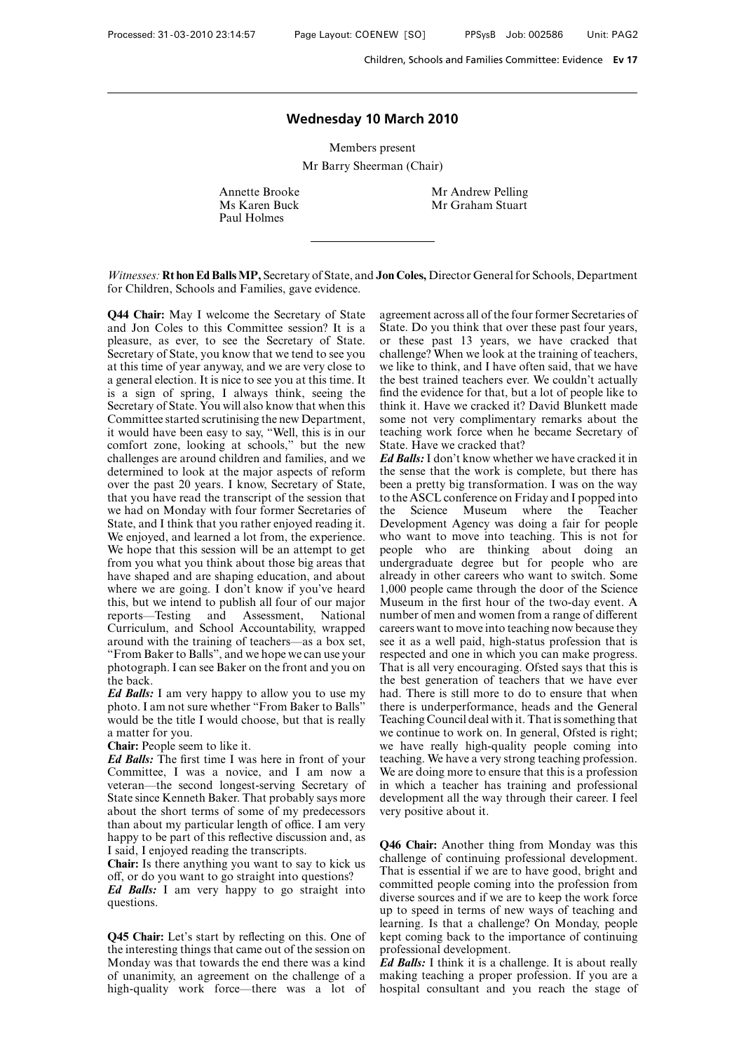## Wednesday 10 March 2010

Members present

Mr Barry Sheerman (Chair)

Annette Brooke
Ms Karen Buck
Paul Holmes
Mr Andrew Pelling
Mr Graham Stuart

---

*Witnesses:* **Rt hon Ed Balls MP,** Secretary of State, and **Jon Coles,** Director General for Schools, Department for Children, Schools and Families, gave evidence.

**Q44 Chair:** May I welcome the Secretary of State and Jon Coles to this Committee session? It is a pleasure, as ever, to see the Secretary of State. Secretary of State, you know that we tend to see you at this time of year anyway, and we are very close to a general election. It is nice to see you at this time. It is a sign of spring, I always think, seeing the Secretary of State. You will also know that when this Committee started scrutinising the new Department, it would have been easy to say, "Well, this is in our comfort zone, looking at schools," but the new challenges are around children and families, and we determined to look at the major aspects of reform over the past 20 years. I know, Secretary of State, that you have read the transcript of the session that we had on Monday with four former Secretaries of State, and I think that you rather enjoyed reading it. We enjoyed, and learned a lot from, the experience. We hope that this session will be an attempt to get from you what you think about those big areas that have shaped and are shaping education, and about where we are going. I don't know if you've heard this, but we intend to publish all four of our major reports—Testing and Assessment, National Curriculum, and School Accountability, wrapped around with the training of teachers—as a box set, "From Baker to Balls", and we hope we can use your photograph. I can see Baker on the front and you on the back.

***Ed Balls:*** I am very happy to allow you to use my photo. I am not sure whether "From Baker to Balls" would be the title I would choose, but that is really a matter for you.

**Chair:** People seem to like it.

***Ed Balls:*** The first time I was here in front of your Committee, I was a novice, and I am now a veteran—the second longest-serving Secretary of State since Kenneth Baker. That probably says more about the short terms of some of my predecessors than about my particular length of office. I am very happy to be part of this reflective discussion and, as I said, I enjoyed reading the transcripts.

**Chair:** Is there anything you want to say to kick us off, or do you want to go straight into questions?

***Ed Balls:*** I am very happy to go straight into questions.

**Q45 Chair:** Let's start by reflecting on this. One of the interesting things that came out of the session on Monday was that towards the end there was a kind of unanimity, an agreement on the challenge of a high-quality work force—there was a lot of agreement across all of the four former Secretaries of State. Do you think that over these past four years, or these past 13 years, we have cracked that challenge? When we look at the training of teachers, we like to think, and I have often said, that we have the best trained teachers ever. We couldn't actually find the evidence for that, but a lot of people like to think it. Have we cracked it? David Blunkett made some not very complimentary remarks about the teaching work force when he became Secretary of State. Have we cracked that?

***Ed Balls:*** I don't know whether we have cracked it in the sense that the work is complete, but there has been a pretty big transformation. I was on the way to the ASCL conference on Friday and I popped into the Science Museum where the Teacher Development Agency was doing a fair for people who want to move into teaching. This is not for people who are thinking about doing an undergraduate degree but for people who are already in other careers who want to switch. Some 1,000 people came through the door of the Science Museum in the first hour of the two-day event. A number of men and women from a range of different careers want to move into teaching now because they see it as a well paid, high-status profession that is respected and one in which you can make progress. That is all very encouraging. Ofsted says that this is the best generation of teachers that we have ever had. There is still more to do to ensure that when there is underperformance, heads and the General Teaching Council deal with it. That is something that we continue to work on. In general, Ofsted is right; we have really high-quality people coming into teaching. We have a very strong teaching profession. We are doing more to ensure that this is a profession in which a teacher has training and professional development all the way through their career. I feel very positive about it.

**Q46 Chair:** Another thing from Monday was this challenge of continuing professional development. That is essential if we are to have good, bright and committed people coming into the profession from diverse sources and if we are to keep the work force up to speed in terms of new ways of teaching and learning. Is that a challenge? On Monday, people kept coming back to the importance of continuing professional development.

***Ed Balls:*** I think it is a challenge. It is about really making teaching a proper profession. If you are a hospital consultant and you reach the stage of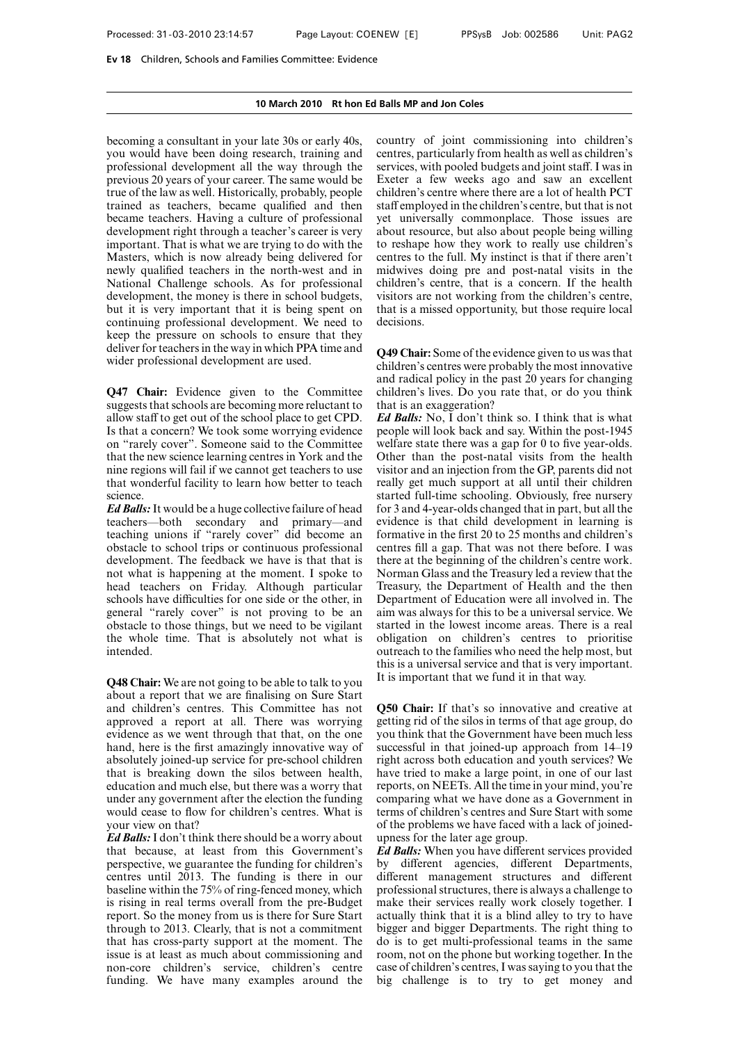becoming a consultant in your late 30s or early 40s, you would have been doing research, training and professional development all the way through the previous 20 years of your career. The same would be true of the law as well. Historically, probably, people trained as teachers, became qualified and then became teachers. Having a culture of professional development right through a teacher's career is very important. That is what we are trying to do with the Masters, which is now already being delivered for newly qualified teachers in the north-west and in National Challenge schools. As for professional development, the money is there in school budgets, but it is very important that it is being spent on continuing professional development. We need to keep the pressure on schools to ensure that they deliver for teachers in the way in which PPA time and wider professional development are used.

**Q47 Chair:** Evidence given to the Committee suggests that schools are becoming more reluctant to allow staff to get out of the school place to get CPD. Is that a concern? We took some worrying evidence on "rarely cover". Someone said to the Committee that the new science learning centres in York and the nine regions will fail if we cannot get teachers to use that wonderful facility to learn how better to teach science.

***Ed Balls:*** It would be a huge collective failure of head teachers—both secondary and primary—and teaching unions if "rarely cover" did become an obstacle to school trips or continuous professional development. The feedback we have is that that is not what is happening at the moment. I spoke to head teachers on Friday. Although particular schools have difficulties for one side or the other, in general "rarely cover" is not proving to be an obstacle to those things, but we need to be vigilant the whole time. That is absolutely not what is intended.

**Q48 Chair:** We are not going to be able to talk to you about a report that we are finalising on Sure Start and children's centres. This Committee has not approved a report at all. There was worrying evidence as we went through that that, on the one hand, here is the first amazingly innovative way of absolutely joined-up service for pre-school children that is breaking down the silos between health, education and much else, but there was a worry that under any government after the election the funding would cease to flow for children's centres. What is your view on that?

***Ed Balls:*** I don't think there should be a worry about that because, at least from this Government's perspective, we guarantee the funding for children's centres until 2013. The funding is there in our baseline within the 75% of ring-fenced money, which is rising in real terms overall from the pre-Budget report. So the money from us is there for Sure Start through to 2013. Clearly, that is not a commitment that has cross-party support at the moment. The issue is at least as much about commissioning and non-core children's service, children's centre funding. We have many examples around the country of joint commissioning into children's centres, particularly from health as well as children's services, with pooled budgets and joint staff. I was in Exeter a few weeks ago and saw an excellent children's centre where there are a lot of health PCT staff employed in the children's centre, but that is not yet universally commonplace. Those issues are about resource, but also about people being willing to reshape how they work to really use children's centres to the full. My instinct is that if there aren't midwives doing pre and post-natal visits in the children's centre, that is a concern. If the health visitors are not working from the children's centre, that is a missed opportunity, but those require local decisions.

**Q49 Chair:** Some of the evidence given to us was that children's centres were probably the most innovative and radical policy in the past 20 years for changing children's lives. Do you rate that, or do you think that is an exaggeration?

***Ed Balls:*** No, I don't think so. I think that is what people will look back and say. Within the post-1945 welfare state there was a gap for 0 to five year-olds. Other than the post-natal visits from the health visitor and an injection from the GP, parents did not really get much support at all until their children started full-time schooling. Obviously, free nursery for 3 and 4-year-olds changed that in part, but all the evidence is that child development in learning is formative in the first 20 to 25 months and children's centres fill a gap. That was not there before. I was there at the beginning of the children's centre work. Norman Glass and the Treasury led a review that the Treasury, the Department of Health and the then Department of Education were all involved in. The aim was always for this to be a universal service. We started in the lowest income areas. There is a real obligation on children's centres to prioritise outreach to the families who need the help most, but this is a universal service and that is very important. It is important that we fund it in that way.

**Q50 Chair:** If that's so innovative and creative at getting rid of the silos in terms of that age group, do you think that the Government have been much less successful in that joined-up approach from 14–19 right across both education and youth services? We have tried to make a large point, in one of our last reports, on NEETs. All the time in your mind, you're comparing what we have done as a Government in terms of children's centres and Sure Start with some of the problems we have faced with a lack of joined-upness for the later age group.

***Ed Balls:*** When you have different services provided by different agencies, different Departments, different management structures and different professional structures, there is always a challenge to make their services really work closely together. I actually think that it is a blind alley to try to have bigger and bigger Departments. The right thing to do is to get multi-professional teams in the same room, not on the phone but working together. In the case of children's centres, I was saying to you that the big challenge is to try to get money and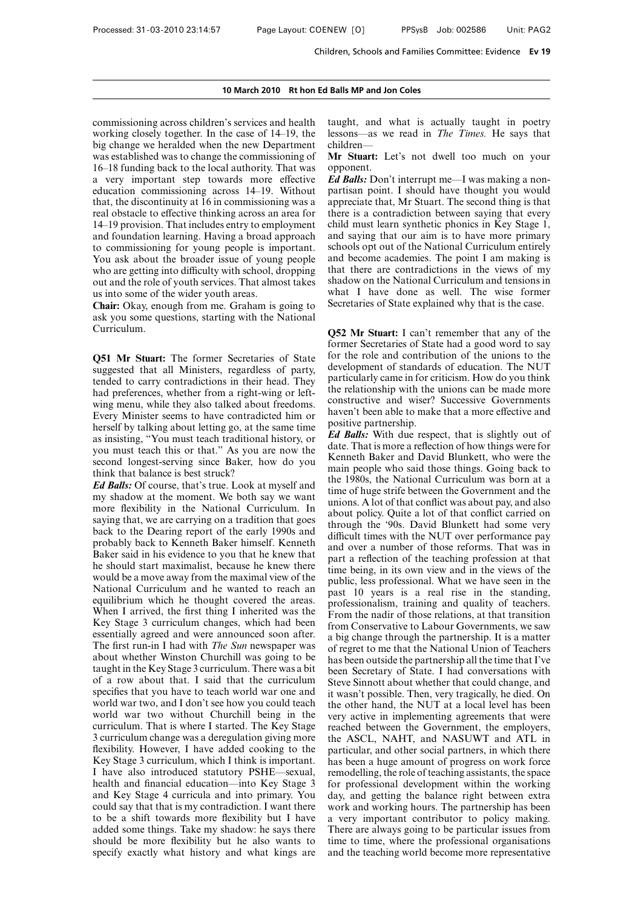commissioning across children's services and health working closely together. In the case of 14–19, the big change we heralded when the new Department was established was to change the commissioning of 16–18 funding back to the local authority. That was a very important step towards more effective education commissioning across 14–19. Without that, the discontinuity at 16 in commissioning was a real obstacle to effective thinking across an area for 14–19 provision. That includes entry to employment and foundation learning. Having a broad approach to commissioning for young people is important. You ask about the broader issue of young people who are getting into difficulty with school, dropping out and the role of youth services. That almost takes us into some of the wider youth areas.

**Chair:** Okay, enough from me. Graham is going to ask you some questions, starting with the National Curriculum.

**Q51 Mr Stuart:** The former Secretaries of State suggested that all Ministers, regardless of party, tended to carry contradictions in their head. They had preferences, whether from a right-wing or left-wing menu, while they also talked about freedoms. Every Minister seems to have contradicted him or herself by talking about letting go, at the same time as insisting, "You must teach traditional history, or you must teach this or that." As you are now the second longest-serving since Baker, how do you think that balance is best struck?

***Ed Balls:*** Of course, that's true. Look at myself and my shadow at the moment. We both say we want more flexibility in the National Curriculum. In saying that, we are carrying on a tradition that goes back to the Dearing report of the early 1990s and probably back to Kenneth Baker himself. Kenneth Baker said in his evidence to you that he knew that he should start maximalist, because he knew there would be a move away from the maximal view of the National Curriculum and he wanted to reach an equilibrium which he thought covered the areas. When I arrived, the first thing I inherited was the Key Stage 3 curriculum changes, which had been essentially agreed and were announced soon after. The first run-in I had with *The Sun* newspaper was about whether Winston Churchill was going to be taught in the Key Stage 3 curriculum. There was a bit of a row about that. I said that the curriculum specifies that you have to teach world war one and world war two, and I don't see how you could teach world war two without Churchill being in the curriculum. That is where I started. The Key Stage 3 curriculum change was a deregulation giving more flexibility. However, I have added cooking to the Key Stage 3 curriculum, which I think is important. I have also introduced statutory PSHE—sexual, health and financial education—into Key Stage 3 and Key Stage 4 curricula and into primary. You could say that that is my contradiction. I want there to be a shift towards more flexibility but I have added some things. Take my shadow: he says there should be more flexibility but he also wants to specify exactly what history and what kings are taught, and what is actually taught in poetry lessons—as we read in *The Times.* He says that children—

**Mr Stuart:** Let's not dwell too much on your opponent.

***Ed Balls:*** Don't interrupt me—I was making a non-partisan point. I should have thought you would appreciate that, Mr Stuart. The second thing is that there is a contradiction between saying that every child must learn synthetic phonics in Key Stage 1, and saying that our aim is to have more primary schools opt out of the National Curriculum entirely and become academies. The point I am making is that there are contradictions in the views of my shadow on the National Curriculum and tensions in what I have done as well. The wise former Secretaries of State explained why that is the case.

**Q52 Mr Stuart:** I can't remember that any of the former Secretaries of State had a good word to say for the role and contribution of the unions to the development of standards of education. The NUT particularly came in for criticism. How do you think the relationship with the unions can be made more constructive and wiser? Successive Governments haven't been able to make that a more effective and positive partnership.

***Ed Balls:*** With due respect, that is slightly out of date. That is more a reflection of how things were for Kenneth Baker and David Blunkett, who were the main people who said those things. Going back to the 1980s, the National Curriculum was born at a time of huge strife between the Government and the unions. A lot of that conflict was about pay, and also about policy. Quite a lot of that conflict carried on through the '90s. David Blunkett had some very difficult times with the NUT over performance pay and over a number of those reforms. That was in part a reflection of the teaching profession at that time being, in its own view and in the views of the public, less professional. What we have seen in the past 10 years is a real rise in the standing, professionalism, training and quality of teachers. From the nadir of those relations, at that transition from Conservative to Labour Governments, we saw a big change through the partnership. It is a matter of regret to me that the National Union of Teachers has been outside the partnership all the time that I've been Secretary of State. I had conversations with Steve Sinnott about whether that could change, and it wasn't possible. Then, very tragically, he died. On the other hand, the NUT at a local level has been very active in implementing agreements that were reached between the Government, the employers, the ASCL, NAHT, and NASUWT and ATL in particular, and other social partners, in which there has been a huge amount of progress on work force remodelling, the role of teaching assistants, the space for professional development within the working day, and getting the balance right between extra work and working hours. The partnership has been a very important contributor to policy making. There are always going to be particular issues from time to time, where the professional organisations and the teaching world become more representative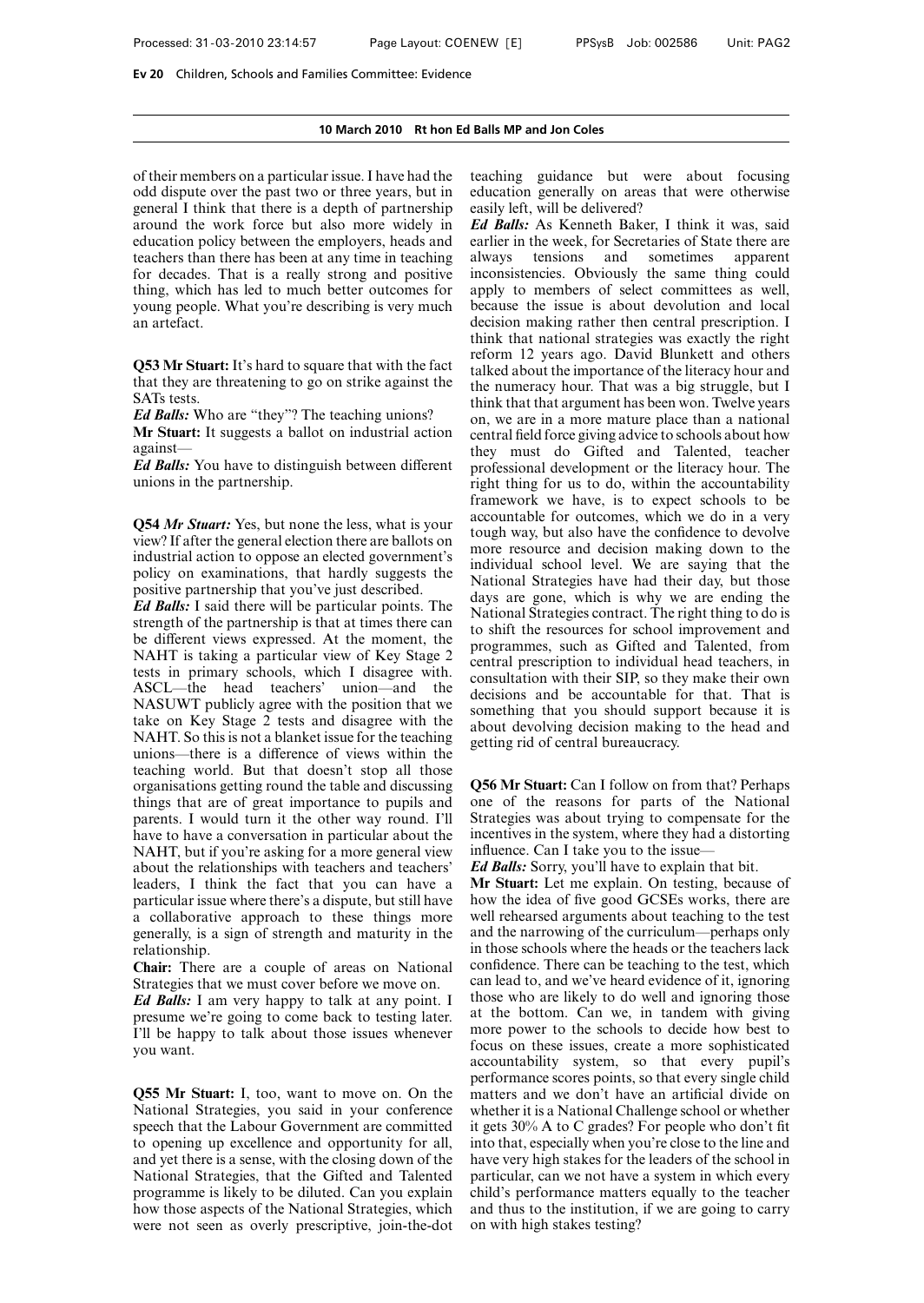of their members on a particular issue. I have had the odd dispute over the past two or three years, but in general I think that there is a depth of partnership around the work force but also more widely in education policy between the employers, heads and teachers than there has been at any time in teaching for decades. That is a really strong and positive thing, which has led to much better outcomes for young people. What you're describing is very much an artefact.

**Q53 Mr Stuart:** It's hard to square that with the fact that they are threatening to go on strike against the SATs tests.

***Ed Balls:*** Who are "they"? The teaching unions?

**Mr Stuart:** It suggests a ballot on industrial action against—

***Ed Balls:*** You have to distinguish between different unions in the partnership.

**Q54 *Mr Stuart:*** Yes, but none the less, what is your view? If after the general election there are ballots on industrial action to oppose an elected government's policy on examinations, that hardly suggests the positive partnership that you've just described.

***Ed Balls:*** I said there will be particular points. The strength of the partnership is that at times there can be different views expressed. At the moment, the NAHT is taking a particular view of Key Stage 2 tests in primary schools, which I disagree with. ASCL—the head teachers' union—and the NASUWT publicly agree with the position that we take on Key Stage 2 tests and disagree with the NAHT. So this is not a blanket issue for the teaching unions—there is a difference of views within the teaching world. But that doesn't stop all those organisations getting round the table and discussing things that are of great importance to pupils and parents. I would turn it the other way round. I'll have to have a conversation in particular about the NAHT, but if you're asking for a more general view about the relationships with teachers and teachers' leaders, I think the fact that you can have a particular issue where there's a dispute, but still have a collaborative approach to these things more generally, is a sign of strength and maturity in the relationship.

**Chair:** There are a couple of areas on National Strategies that we must cover before we move on.

***Ed Balls:*** I am very happy to talk at any point. I presume we're going to come back to testing later. I'll be happy to talk about those issues whenever you want.

**Q55 Mr Stuart:** I, too, want to move on. On the National Strategies, you said in your conference speech that the Labour Government are committed to opening up excellence and opportunity for all, and yet there is a sense, with the closing down of the National Strategies, that the Gifted and Talented programme is likely to be diluted. Can you explain how those aspects of the National Strategies, which were not seen as overly prescriptive, join-the-dot teaching guidance but were about focusing education generally on areas that were otherwise easily left, will be delivered?

***Ed Balls:*** As Kenneth Baker, I think it was, said earlier in the week, for Secretaries of State there are always tensions and sometimes apparent inconsistencies. Obviously the same thing could apply to members of select committees as well, because the issue is about devolution and local decision making rather then central prescription. I think that national strategies was exactly the right reform 12 years ago. David Blunkett and others talked about the importance of the literacy hour and the numeracy hour. That was a big struggle, but I think that that argument has been won. Twelve years on, we are in a more mature place than a national central field force giving advice to schools about how they must do Gifted and Talented, teacher professional development or the literacy hour. The right thing for us to do, within the accountability framework we have, is to expect schools to be accountable for outcomes, which we do in a very tough way, but also have the confidence to devolve more resource and decision making down to the individual school level. We are saying that the National Strategies have had their day, but those days are gone, which is why we are ending the National Strategies contract. The right thing to do is to shift the resources for school improvement and programmes, such as Gifted and Talented, from central prescription to individual head teachers, in consultation with their SIP, so they make their own decisions and be accountable for that. That is something that you should support because it is about devolving decision making to the head and getting rid of central bureaucracy.

**Q56 Mr Stuart:** Can I follow on from that? Perhaps one of the reasons for parts of the National Strategies was about trying to compensate for the incentives in the system, where they had a distorting influence. Can I take you to the issue—

***Ed Balls:*** Sorry, you'll have to explain that bit.

**Mr Stuart:** Let me explain. On testing, because of how the idea of five good GCSEs works, there are well rehearsed arguments about teaching to the test and the narrowing of the curriculum—perhaps only in those schools where the heads or the teachers lack confidence. There can be teaching to the test, which can lead to, and we've heard evidence of it, ignoring those who are likely to do well and ignoring those at the bottom. Can we, in tandem with giving more power to the schools to decide how best to focus on these issues, create a more sophisticated accountability system, so that every pupil's performance scores points, so that every single child matters and we don't have an artificial divide on whether it is a National Challenge school or whether it gets 30% A to C grades? For people who don't fit into that, especially when you're close to the line and have very high stakes for the leaders of the school in particular, can we not have a system in which every child's performance matters equally to the teacher and thus to the institution, if we are going to carry on with high stakes testing?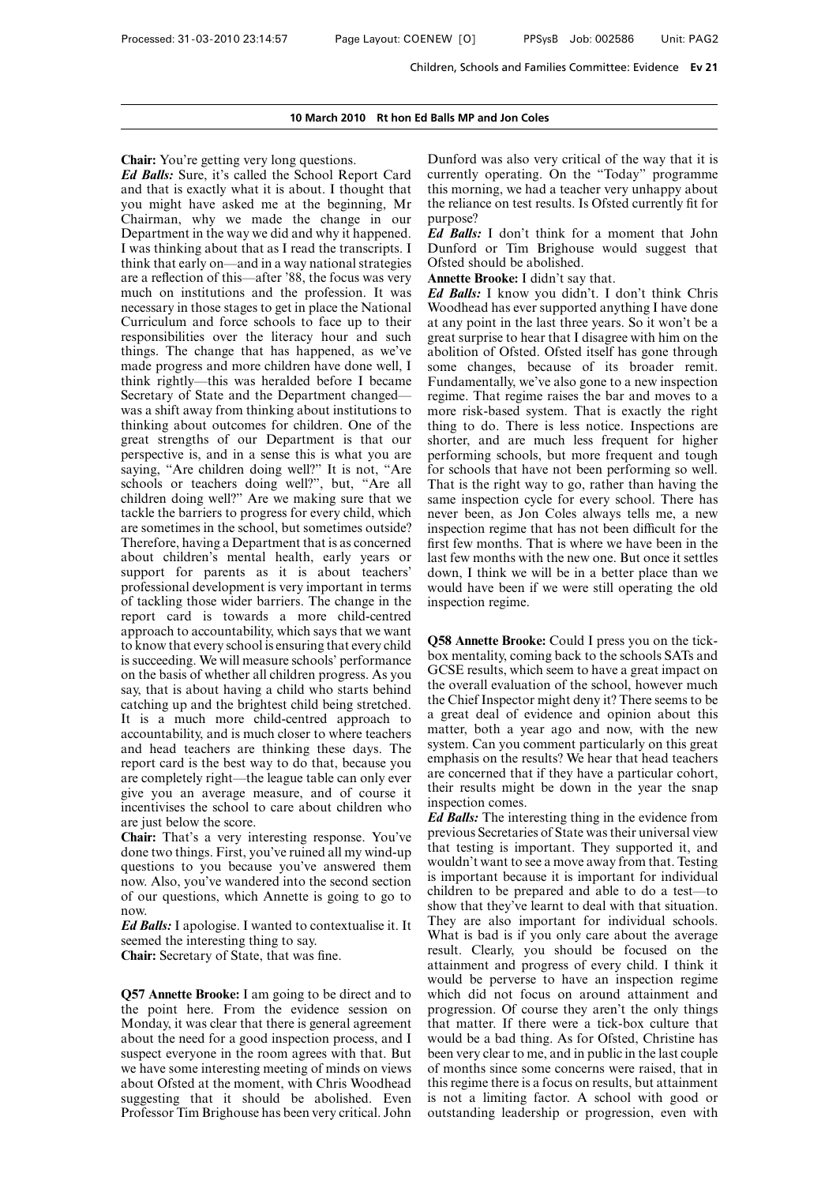**Chair:** You're getting very long questions.

***Ed Balls:*** Sure, it's called the School Report Card and that is exactly what it is about. I thought that you might have asked me at the beginning, Mr Chairman, why we made the change in our Department in the way we did and why it happened. I was thinking about that as I read the transcripts. I think that early on—and in a way national strategies are a reflection of this—after '88, the focus was very much on institutions and the profession. It was necessary in those stages to get in place the National Curriculum and force schools to face up to their responsibilities over the literacy hour and such things. The change that has happened, as we've made progress and more children have done well, I think rightly—this was heralded before I became Secretary of State and the Department changed—was a shift away from thinking about institutions to thinking about outcomes for children. One of the great strengths of our Department is that our perspective is, and in a sense this is what you are saying, "Are children doing well?" It is not, "Are schools or teachers doing well?", but, "Are all children doing well?" Are we making sure that we tackle the barriers to progress for every child, which are sometimes in the school, but sometimes outside? Therefore, having a Department that is as concerned about children's mental health, early years or support for parents as it is about teachers' professional development is very important in terms of tackling those wider barriers. The change in the report card is towards a more child-centred approach to accountability, which says that we want to know that every school is ensuring that every child is succeeding. We will measure schools' performance on the basis of whether all children progress. As you say, that is about having a child who starts behind catching up and the brightest child being stretched. It is a much more child-centred approach to accountability, and is much closer to where teachers and head teachers are thinking these days. The report card is the best way to do that, because you are completely right—the league table can only ever give you an average measure, and of course it incentivises the school to care about children who are just below the score.

**Chair:** That's a very interesting response. You've done two things. First, you've ruined all my wind-up questions to you because you've answered them now. Also, you've wandered into the second section of our questions, which Annette is going to go to now.

***Ed Balls:*** I apologise. I wanted to contextualise it. It seemed the interesting thing to say.

**Chair:** Secretary of State, that was fine.

**Q57 Annette Brooke:** I am going to be direct and to the point here. From the evidence session on Monday, it was clear that there is general agreement about the need for a good inspection process, and I suspect everyone in the room agrees with that. But we have some interesting meeting of minds on views about Ofsted at the moment, with Chris Woodhead suggesting that it should be abolished. Even Professor Tim Brighouse has been very critical. John Dunford was also very critical of the way that it is currently operating. On the "Today" programme this morning, we had a teacher very unhappy about the reliance on test results. Is Ofsted currently fit for purpose?

***Ed Balls:*** I don't think for a moment that John Dunford or Tim Brighouse would suggest that Ofsted should be abolished.

**Annette Brooke:** I didn't say that.

***Ed Balls:*** I know you didn't. I don't think Chris Woodhead has ever supported anything I have done at any point in the last three years. So it won't be a great surprise to hear that I disagree with him on the abolition of Ofsted. Ofsted itself has gone through some changes, because of its broader remit. Fundamentally, we've also gone to a new inspection regime. That regime raises the bar and moves to a more risk-based system. That is exactly the right thing to do. There is less notice. Inspections are shorter, and are much less frequent for higher performing schools, but more frequent and tough for schools that have not been performing so well. That is the right way to go, rather than having the same inspection cycle for every school. There has never been, as Jon Coles always tells me, a new inspection regime that has not been difficult for the first few months. That is where we have been in the last few months with the new one. But once it settles down, I think we will be in a better place than we would have been if we were still operating the old inspection regime.

**Q58 Annette Brooke:** Could I press you on the tick-box mentality, coming back to the schools SATs and GCSE results, which seem to have a great impact on the overall evaluation of the school, however much the Chief Inspector might deny it? There seems to be a great deal of evidence and opinion about this matter, both a year ago and now, with the new system. Can you comment particularly on this great emphasis on the results? We hear that head teachers are concerned that if they have a particular cohort, their results might be down in the year the snap inspection comes.

***Ed Balls:*** The interesting thing in the evidence from previous Secretaries of State was their universal view that testing is important. They supported it, and wouldn't want to see a move away from that. Testing is important because it is important for individual children to be prepared and able to do a test—to show that they've learnt to deal with that situation. They are also important for individual schools. What is bad is if you only care about the average result. Clearly, you should be focused on the attainment and progress of every child. I think it would be perverse to have an inspection regime which did not focus on around attainment and progression. Of course they aren't the only things that matter. If there were a tick-box culture that would be a bad thing. As for Ofsted, Christine has been very clear to me, and in public in the last couple of months since some concerns were raised, that in this regime there is a focus on results, but attainment is not a limiting factor. A school with good or outstanding leadership or progression, even with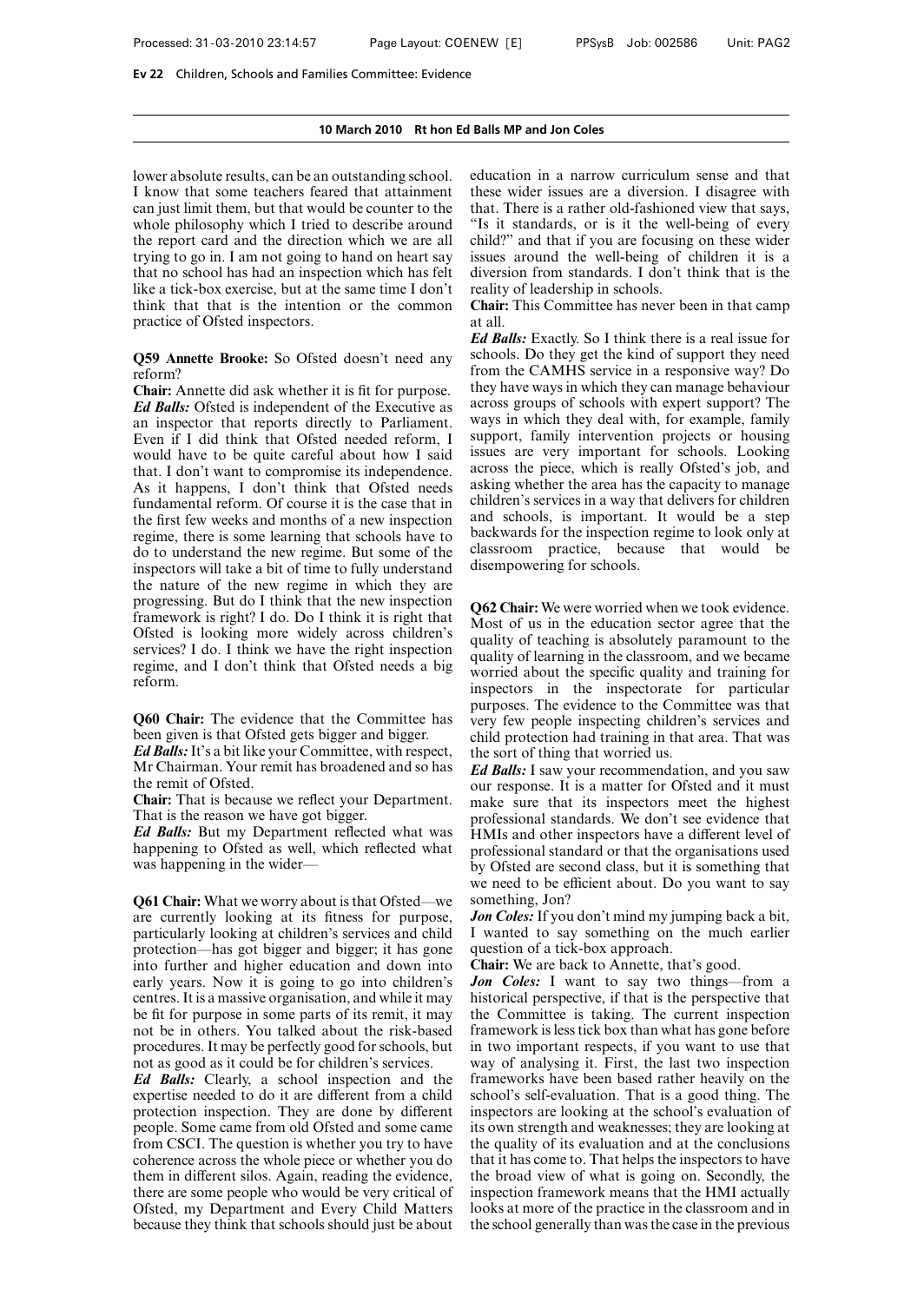lower absolute results, can be an outstanding school. I know that some teachers feared that attainment can just limit them, but that would be counter to the whole philosophy which I tried to describe around the report card and the direction which we are all trying to go in. I am not going to hand on heart say that no school has had an inspection which has felt like a tick-box exercise, but at the same time I don't think that that is the intention or the common practice of Ofsted inspectors.

**Q59 Annette Brooke:** So Ofsted doesn't need any reform?

**Chair:** Annette did ask whether it is fit for purpose.

***Ed Balls:*** Ofsted is independent of the Executive as an inspector that reports directly to Parliament. Even if I did think that Ofsted needed reform, I would have to be quite careful about how I said that. I don't want to compromise its independence. As it happens, I don't think that Ofsted needs fundamental reform. Of course it is the case that in the first few weeks and months of a new inspection regime, there is some learning that schools have to do to understand the new regime. But some of the inspectors will take a bit of time to fully understand the nature of the new regime in which they are progressing. But do I think that the new inspection framework is right? I do. Do I think it is right that Ofsted is looking more widely across children's services? I do. I think we have the right inspection regime, and I don't think that Ofsted needs a big reform.

**Q60 Chair:** The evidence that the Committee has been given is that Ofsted gets bigger and bigger.

***Ed Balls:*** It's a bit like your Committee, with respect, Mr Chairman. Your remit has broadened and so has the remit of Ofsted.

**Chair:** That is because we reflect your Department. That is the reason we have got bigger.

***Ed Balls:*** But my Department reflected what was happening to Ofsted as well, which reflected what was happening in the wider—

**Q61 Chair:** What we worry about is that Ofsted—we are currently looking at its fitness for purpose, particularly looking at children's services and child protection—has got bigger and bigger; it has gone into further and higher education and down into early years. Now it is going to go into children's centres. It is a massive organisation, and while it may be fit for purpose in some parts of its remit, it may not be in others. You talked about the risk-based procedures. It may be perfectly good for schools, but not as good as it could be for children's services.

***Ed Balls:*** Clearly, a school inspection and the expertise needed to do it are different from a child protection inspection. They are done by different people. Some came from old Ofsted and some came from CSCI. The question is whether you try to have coherence across the whole piece or whether you do them in different silos. Again, reading the evidence, there are some people who would be very critical of Ofsted, my Department and Every Child Matters because they think that schools should just be about education in a narrow curriculum sense and that these wider issues are a diversion. I disagree with that. There is a rather old-fashioned view that says, "Is it standards, or is it the well-being of every child?" and that if you are focusing on these wider issues around the well-being of children it is a diversion from standards. I don't think that is the reality of leadership in schools.

**Chair:** This Committee has never been in that camp at all.

***Ed Balls:*** Exactly. So I think there is a real issue for schools. Do they get the kind of support they need from the CAMHS service in a responsive way? Do they have ways in which they can manage behaviour across groups of schools with expert support? The ways in which they deal with, for example, family support, family intervention projects or housing issues are very important for schools. Looking across the piece, which is really Ofsted's job, and asking whether the area has the capacity to manage children's services in a way that delivers for children and schools, is important. It would be a step backwards for the inspection regime to look only at classroom practice, because that would be disempowering for schools.

**Q62 Chair:** We were worried when we took evidence. Most of us in the education sector agree that the quality of teaching is absolutely paramount to the quality of learning in the classroom, and we became worried about the specific quality and training for inspectors in the inspectorate for particular purposes. The evidence to the Committee was that very few people inspecting children's services and child protection had training in that area. That was the sort of thing that worried us.

***Ed Balls:*** I saw your recommendation, and you saw our response. It is a matter for Ofsted and it must make sure that its inspectors meet the highest professional standards. We don't see evidence that HMIs and other inspectors have a different level of professional standard or that the organisations used by Ofsted are second class, but it is something that we need to be efficient about. Do you want to say something, Jon?

***Jon Coles:*** If you don't mind my jumping back a bit, I wanted to say something on the much earlier question of a tick-box approach.

**Chair:** We are back to Annette, that's good.

***Jon Coles:*** I want to say two things—from a historical perspective, if that is the perspective that the Committee is taking. The current inspection framework is less tick box than what has gone before in two important respects, if you want to use that way of analysing it. First, the last two inspection frameworks have been based rather heavily on the school's self-evaluation. That is a good thing. The inspectors are looking at the school's evaluation of its own strength and weaknesses; they are looking at the quality of its evaluation and at the conclusions that it has come to. That helps the inspectors to have the broad view of what is going on. Secondly, the inspection framework means that the HMI actually looks at more of the practice in the classroom and in the school generally than was the case in the previous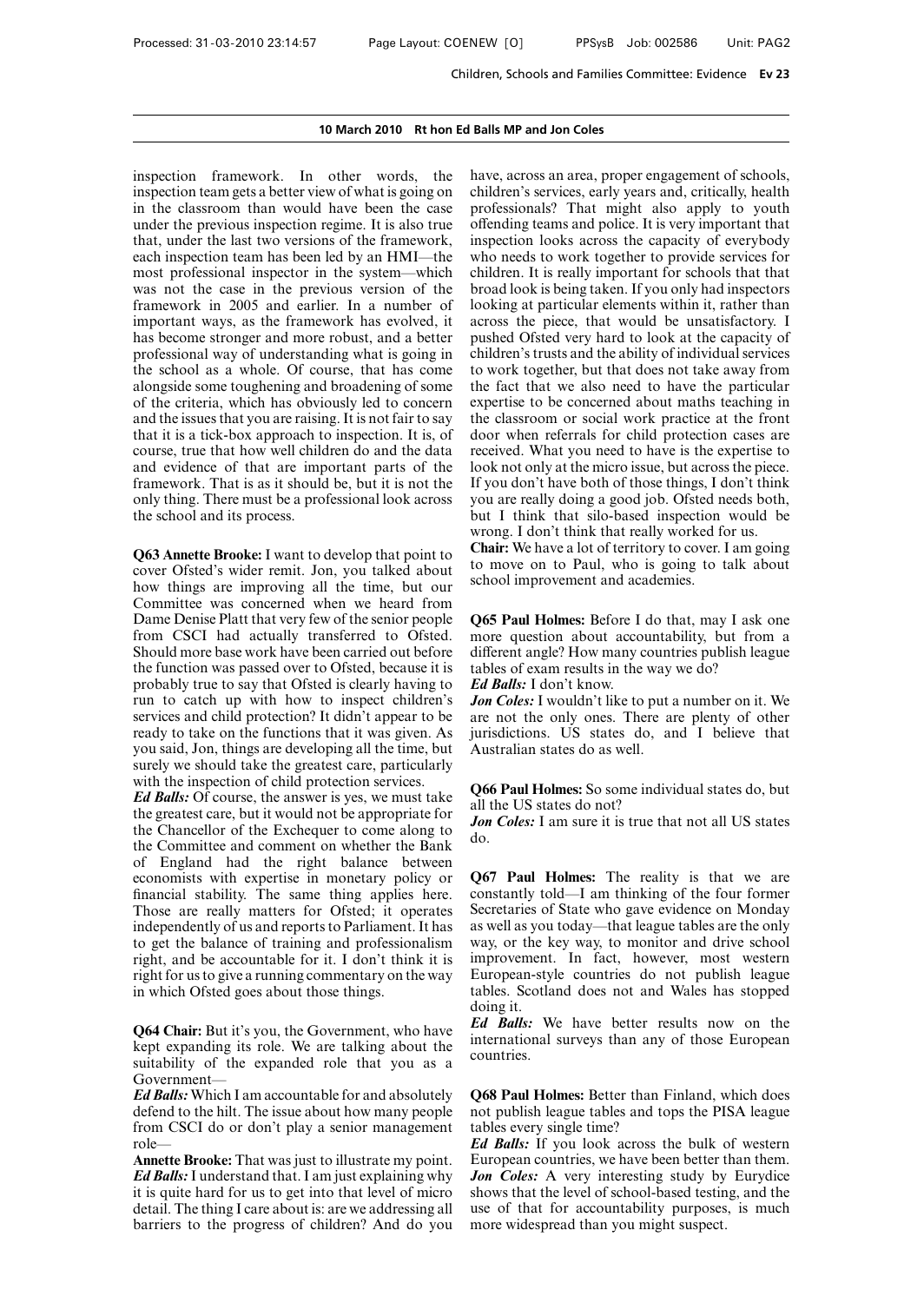inspection framework. In other words, the inspection team gets a better view of what is going on in the classroom than would have been the case under the previous inspection regime. It is also true that, under the last two versions of the framework, each inspection team has been led by an HMI—the most professional inspector in the system—which was not the case in the previous version of the framework in 2005 and earlier. In a number of important ways, as the framework has evolved, it has become stronger and more robust, and a better professional way of understanding what is going in the school as a whole. Of course, that has come alongside some toughening and broadening of some of the criteria, which has obviously led to concern and the issues that you are raising. It is not fair to say that it is a tick-box approach to inspection. It is, of course, true that how well children do and the data and evidence of that are important parts of the framework. That is as it should be, but it is not the only thing. There must be a professional look across the school and its process.

**Q63 Annette Brooke:** I want to develop that point to cover Ofsted's wider remit. Jon, you talked about how things are improving all the time, but our Committee was concerned when we heard from Dame Denise Platt that very few of the senior people from CSCI had actually transferred to Ofsted. Should more base work have been carried out before the function was passed over to Ofsted, because it is probably true to say that Ofsted is clearly having to run to catch up with how to inspect children's services and child protection? It didn't appear to be ready to take on the functions that it was given. As you said, Jon, things are developing all the time, but surely we should take the greatest care, particularly with the inspection of child protection services.

***Ed Balls:*** Of course, the answer is yes, we must take the greatest care, but it would not be appropriate for the Chancellor of the Exchequer to come along to the Committee and comment on whether the Bank of England had the right balance between economists with expertise in monetary policy or financial stability. The same thing applies here. Those are really matters for Ofsted; it operates independently of us and reports to Parliament. It has to get the balance of training and professionalism right, and be accountable for it. I don't think it is right for us to give a running commentary on the way in which Ofsted goes about those things.

**Q64 Chair:** But it's you, the Government, who have kept expanding its role. We are talking about the suitability of the expanded role that you as a Government—

***Ed Balls:*** Which I am accountable for and absolutely defend to the hilt. The issue about how many people from CSCI do or don't play a senior management role—

**Annette Brooke:** That was just to illustrate my point.

***Ed Balls:*** I understand that. I am just explaining why it is quite hard for us to get into that level of micro detail. The thing I care about is: are we addressing all barriers to the progress of children? And do you have, across an area, proper engagement of schools, children's services, early years and, critically, health professionals? That might also apply to youth offending teams and police. It is very important that inspection looks across the capacity of everybody who needs to work together to provide services for children. It is really important for schools that that broad look is being taken. If you only had inspectors looking at particular elements within it, rather than across the piece, that would be unsatisfactory. I pushed Ofsted very hard to look at the capacity of children's trusts and the ability of individual services to work together, but that does not take away from the fact that we also need to have the particular expertise to be concerned about maths teaching in the classroom or social work practice at the front door when referrals for child protection cases are received. What you need to have is the expertise to look not only at the micro issue, but across the piece. If you don't have both of those things, I don't think you are really doing a good job. Ofsted needs both, but I think that silo-based inspection would be wrong. I don't think that really worked for us.

**Chair:** We have a lot of territory to cover. I am going to move on to Paul, who is going to talk about school improvement and academies.

**Q65 Paul Holmes:** Before I do that, may I ask one more question about accountability, but from a different angle? How many countries publish league tables of exam results in the way we do?

***Ed Balls:*** I don't know.

***Jon Coles:*** I wouldn't like to put a number on it. We are not the only ones. There are plenty of other jurisdictions. US states do, and I believe that Australian states do as well.

**Q66 Paul Holmes:** So some individual states do, but all the US states do not?

***Jon Coles:*** I am sure it is true that not all US states do.

**Q67 Paul Holmes:** The reality is that we are constantly told—I am thinking of the four former Secretaries of State who gave evidence on Monday as well as you today—that league tables are the only way, or the key way, to monitor and drive school improvement. In fact, however, most western European-style countries do not publish league tables. Scotland does not and Wales has stopped doing it.

***Ed Balls:*** We have better results now on the international surveys than any of those European countries.

**Q68 Paul Holmes:** Better than Finland, which does not publish league tables and tops the PISA league tables every single time?

***Ed Balls:*** If you look across the bulk of western European countries, we have been better than them.

***Jon Coles:*** A very interesting study by Eurydice shows that the level of school-based testing, and the use of that for accountability purposes, is much more widespread than you might suspect.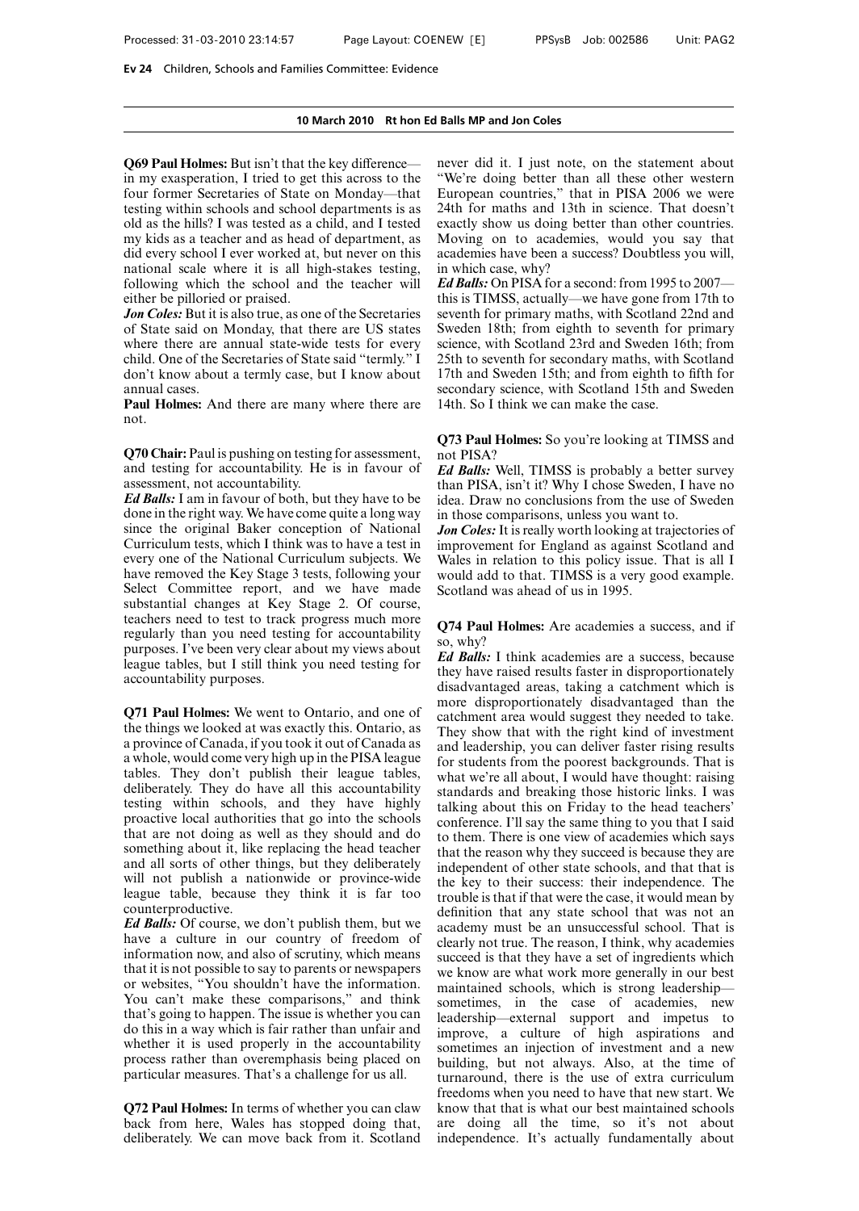**Q69 Paul Holmes:** But isn't that the key difference—in my exasperation, I tried to get this across to the four former Secretaries of State on Monday—that testing within schools and school departments is as old as the hills? I was tested as a child, and I tested my kids as a teacher and as head of department, as did every school I ever worked at, but never on this national scale where it is all high-stakes testing, following which the school and the teacher will either be pilloried or praised.

***Jon Coles:*** But it is also true, as one of the Secretaries of State said on Monday, that there are US states where there are annual state-wide tests for every child. One of the Secretaries of State said "termly." I don't know about a termly case, but I know about annual cases.

**Paul Holmes:** And there are many where there are not.

**Q70 Chair:** Paul is pushing on testing for assessment, and testing for accountability. He is in favour of assessment, not accountability.

***Ed Balls:*** I am in favour of both, but they have to be done in the right way. We have come quite a long way since the original Baker conception of National Curriculum tests, which I think was to have a test in every one of the National Curriculum subjects. We have removed the Key Stage 3 tests, following your Select Committee report, and we have made substantial changes at Key Stage 2. Of course, teachers need to test to track progress much more regularly than you need testing for accountability purposes. I've been very clear about my views about league tables, but I still think you need testing for accountability purposes.

**Q71 Paul Holmes:** We went to Ontario, and one of the things we looked at was exactly this. Ontario, as a province of Canada, if you took it out of Canada as a whole, would come very high up in the PISA league tables. They don't publish their league tables, deliberately. They do have all this accountability testing within schools, and they have highly proactive local authorities that go into the schools that are not doing as well as they should and do something about it, like replacing the head teacher and all sorts of other things, but they deliberately will not publish a nationwide or province-wide league table, because they think it is far too counterproductive.

***Ed Balls:*** Of course, we don't publish them, but we have a culture in our country of freedom of information now, and also of scrutiny, which means that it is not possible to say to parents or newspapers or websites, "You shouldn't have the information. You can't make these comparisons," and think that's going to happen. The issue is whether you can do this in a way which is fair rather than unfair and whether it is used properly in the accountability process rather than overemphasis being placed on particular measures. That's a challenge for us all.

**Q72 Paul Holmes:** In terms of whether you can claw back from here, Wales has stopped doing that, deliberately. We can move back from it. Scotland never did it. I just note, on the statement about "We're doing better than all these other western European countries," that in PISA 2006 we were 24th for maths and 13th in science. That doesn't exactly show us doing better than other countries. Moving on to academies, would you say that academies have been a success? Doubtless you will, in which case, why?

***Ed Balls:*** On PISA for a second: from 1995 to 2007—this is TIMSS, actually—we have gone from 17th to seventh for primary maths, with Scotland 22nd and Sweden 18th; from eighth to seventh for primary science, with Scotland 23rd and Sweden 16th; from 25th to seventh for secondary maths, with Scotland 17th and Sweden 15th; and from eighth to fifth for secondary science, with Scotland 15th and Sweden 14th. So I think we can make the case.

**Q73 Paul Holmes:** So you're looking at TIMSS and not PISA?

***Ed Balls:*** Well, TIMSS is probably a better survey than PISA, isn't it? Why I chose Sweden, I have no idea. Draw no conclusions from the use of Sweden in those comparisons, unless you want to.

***Jon Coles:*** It is really worth looking at trajectories of improvement for England as against Scotland and Wales in relation to this policy issue. That is all I would add to that. TIMSS is a very good example. Scotland was ahead of us in 1995.

**Q74 Paul Holmes:** Are academies a success, and if so, why?

***Ed Balls:*** I think academies are a success, because they have raised results faster in disproportionately disadvantaged areas, taking a catchment which is more disproportionately disadvantaged than the catchment area would suggest they needed to take. They show that with the right kind of investment and leadership, you can deliver faster rising results for students from the poorest backgrounds. That is what we're all about, I would have thought: raising standards and breaking those historic links. I was talking about this on Friday to the head teachers' conference. I'll say the same thing to you that I said to them. There is one view of academies which says that the reason why they succeed is because they are independent of other state schools, and that that is the key to their success: their independence. The trouble is that if that were the case, it would mean by definition that any state school that was not an academy must be an unsuccessful school. That is clearly not true. The reason, I think, why academies succeed is that they have a set of ingredients which we know are what work more generally in our best maintained schools, which is strong leadership—sometimes, in the case of academies, new leadership—external support and impetus to improve, a culture of high aspirations and sometimes an injection of investment and a new building, but not always. Also, at the time of turnaround, there is the use of extra curriculum freedoms when you need to have that new start. We know that that is what our best maintained schools are doing all the time, so it's not about independence. It's actually fundamentally about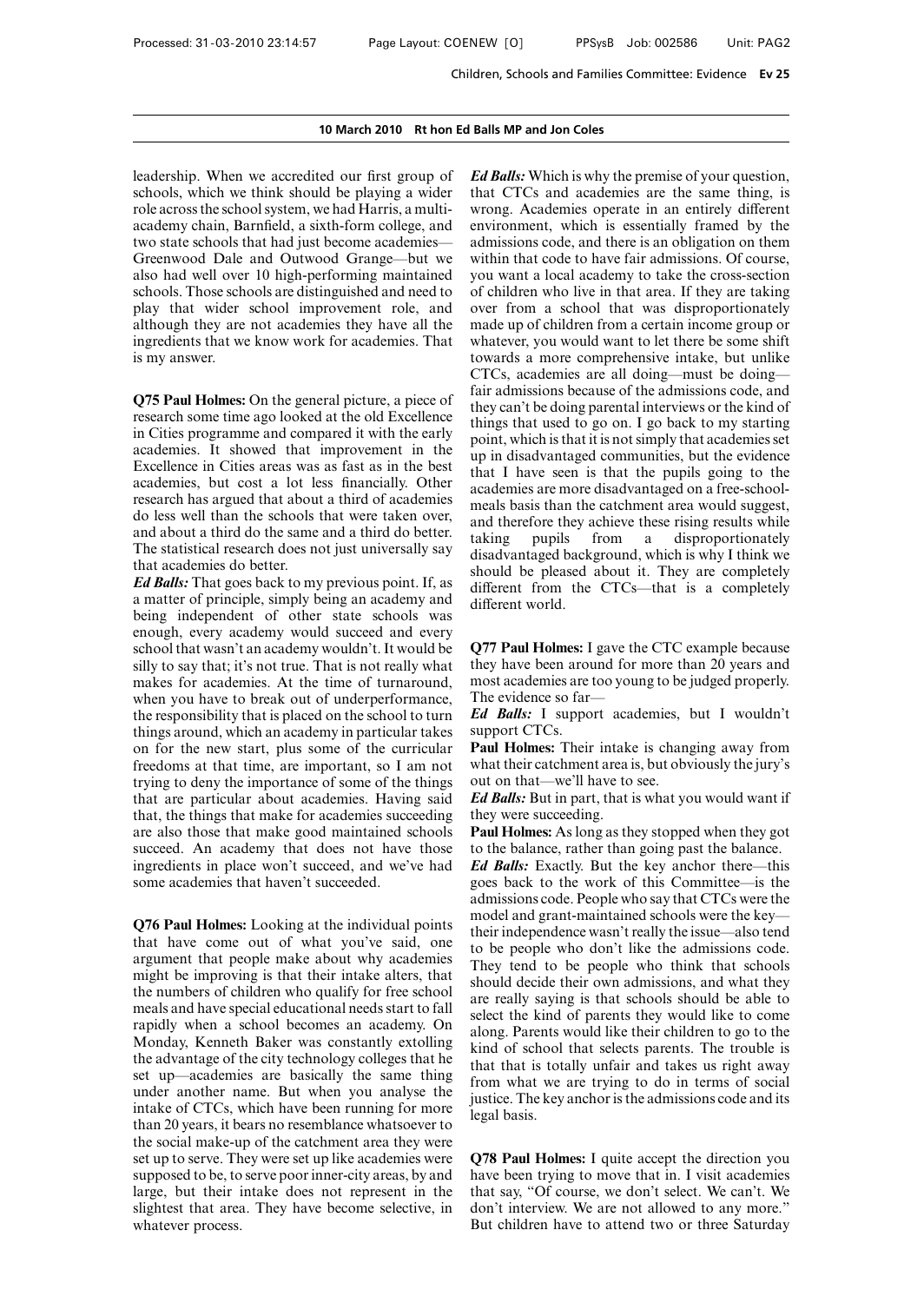leadership. When we accredited our first group of schools, which we think should be playing a wider role across the school system, we had Harris, a multi-academy chain, Barnfield, a sixth-form college, and two state schools that had just become academies—Greenwood Dale and Outwood Grange—but we also had well over 10 high-performing maintained schools. Those schools are distinguished and need to play that wider school improvement role, and although they are not academies they have all the ingredients that we know work for academies. That is my answer.

**Q75 Paul Holmes:** On the general picture, a piece of research some time ago looked at the old Excellence in Cities programme and compared it with the early academies. It showed that improvement in the Excellence in Cities areas was as fast as in the best academies, but cost a lot less financially. Other research has argued that about a third of academies do less well than the schools that were taken over, and about a third do the same and a third do better. The statistical research does not just universally say that academies do better.

***Ed Balls:*** That goes back to my previous point. If, as a matter of principle, simply being an academy and being independent of other state schools was enough, every academy would succeed and every school that wasn't an academy wouldn't. It would be silly to say that; it's not true. That is not really what makes for academies. At the time of turnaround, when you have to break out of underperformance, the responsibility that is placed on the school to turn things around, which an academy in particular takes on for the new start, plus some of the curricular freedoms at that time, are important, so I am not trying to deny the importance of some of the things that are particular about academies. Having said that, the things that make for academies succeeding are also those that make good maintained schools succeed. An academy that does not have those ingredients in place won't succeed, and we've had some academies that haven't succeeded.

**Q76 Paul Holmes:** Looking at the individual points that have come out of what you've said, one argument that people make about why academies might be improving is that their intake alters, that the numbers of children who qualify for free school meals and have special educational needs start to fall rapidly when a school becomes an academy. On Monday, Kenneth Baker was constantly extolling the advantage of the city technology colleges that he set up—academies are basically the same thing under another name. But when you analyse the intake of CTCs, which have been running for more than 20 years, it bears no resemblance whatsoever to the social make-up of the catchment area they were set up to serve. They were set up like academies were supposed to be, to serve poor inner-city areas, by and large, but their intake does not represent in the slightest that area. They have become selective, in whatever process.

***Ed Balls:*** Which is why the premise of your question, that CTCs and academies are the same thing, is wrong. Academies operate in an entirely different environment, which is essentially framed by the admissions code, and there is an obligation on them within that code to have fair admissions. Of course, you want a local academy to take the cross-section of children who live in that area. If they are taking over from a school that was disproportionately made up of children from a certain income group or whatever, you would want to let there be some shift towards a more comprehensive intake, but unlike CTCs, academies are all doing—must be doing—fair admissions because of the admissions code, and they can't be doing parental interviews or the kind of things that used to go on. I go back to my starting point, which is that it is not simply that academies set up in disadvantaged communities, but the evidence that I have seen is that the pupils going to the academies are more disadvantaged on a free-school-meals basis than the catchment area would suggest, and therefore they achieve these rising results while taking pupils from a disproportionately disadvantaged background, which is why I think we should be pleased about it. They are completely different from the CTCs—that is a completely different world.

**Q77 Paul Holmes:** I gave the CTC example because they have been around for more than 20 years and most academies are too young to be judged properly. The evidence so far—

***Ed Balls:*** I support academies, but I wouldn't support CTCs.

**Paul Holmes:** Their intake is changing away from what their catchment area is, but obviously the jury's out on that—we'll have to see.

***Ed Balls:*** But in part, that is what you would want if they were succeeding.

**Paul Holmes:** As long as they stopped when they got to the balance, rather than going past the balance.

***Ed Balls:*** Exactly. But the key anchor there—this goes back to the work of this Committee—is the admissions code. People who say that CTCs were the model and grant-maintained schools were the key—their independence wasn't really the issue—also tend to be people who don't like the admissions code. They tend to be people who think that schools should decide their own admissions, and what they are really saying is that schools should be able to select the kind of parents they would like to come along. Parents would like their children to go to the kind of school that selects parents. The trouble is that that is totally unfair and takes us right away from what we are trying to do in terms of social justice. The key anchor is the admissions code and its legal basis.

**Q78 Paul Holmes:** I quite accept the direction you have been trying to move that in. I visit academies that say, "Of course, we don't select. We can't. We don't interview. We are not allowed to any more." But children have to attend two or three Saturday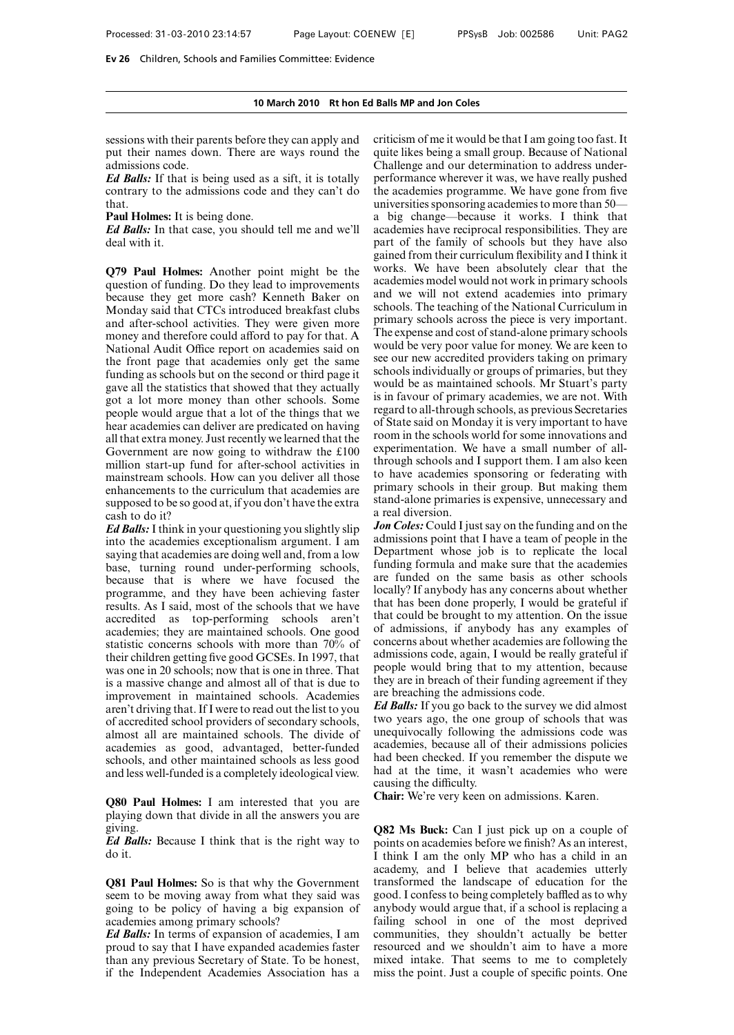sessions with their parents before they can apply and put their names down. There are ways round the admissions code.

***Ed Balls:*** If that is being used as a sift, it is totally contrary to the admissions code and they can't do that.

**Paul Holmes:** It is being done.

***Ed Balls:*** In that case, you should tell me and we'll deal with it.

**Q79 Paul Holmes:** Another point might be the question of funding. Do they lead to improvements because they get more cash? Kenneth Baker on Monday said that CTCs introduced breakfast clubs and after-school activities. They were given more money and therefore could afford to pay for that. A National Audit Office report on academies said on the front page that academies only get the same funding as schools but on the second or third page it gave all the statistics that showed that they actually got a lot more money than other schools. Some people would argue that a lot of the things that we hear academies can deliver are predicated on having all that extra money. Just recently we learned that the Government are now going to withdraw the £100 million start-up fund for after-school activities in mainstream schools. How can you deliver all those enhancements to the curriculum that academies are supposed to be so good at, if you don't have the extra cash to do it?

***Ed Balls:*** I think in your questioning you slightly slip into the academies exceptionalism argument. I am saying that academies are doing well and, from a low base, turning round under-performing schools, because that is where we have focused the programme, and they have been achieving faster results. As I said, most of the schools that we have accredited as top-performing schools aren't academies; they are maintained schools. One good statistic concerns schools with more than 70% of their children getting five good GCSEs. In 1997, that was one in 20 schools; now that is one in three. That is a massive change and almost all of that is due to improvement in maintained schools. Academies aren't driving that. If I were to read out the list to you of accredited school providers of secondary schools, almost all are maintained schools. The divide of academies as good, advantaged, better-funded schools, and other maintained schools as less good and less well-funded is a completely ideological view.

**Q80 Paul Holmes:** I am interested that you are playing down that divide in all the answers you are giving.

***Ed Balls:*** Because I think that is the right way to do it.

**Q81 Paul Holmes:** So is that why the Government seem to be moving away from what they said was going to be policy of having a big expansion of academies among primary schools?

***Ed Balls:*** In terms of expansion of academies, I am proud to say that I have expanded academies faster than any previous Secretary of State. To be honest, if the Independent Academies Association has a criticism of me it would be that I am going too fast. It quite likes being a small group. Because of National Challenge and our determination to address under-performance wherever it was, we have really pushed the academies programme. We have gone from five universities sponsoring academies to more than 50—a big change—because it works. I think that academies have reciprocal responsibilities. They are part of the family of schools but they have also gained from their curriculum flexibility and I think it works. We have been absolutely clear that the academies model would not work in primary schools and we will not extend academies into primary schools. The teaching of the National Curriculum in primary schools across the piece is very important. The expense and cost of stand-alone primary schools would be very poor value for money. We are keen to see our new accredited providers taking on primary schools individually or groups of primaries, but they would be as maintained schools. Mr Stuart's party is in favour of primary academies, we are not. With regard to all-through schools, as previous Secretaries of State said on Monday it is very important to have room in the schools world for some innovations and experimentation. We have a small number of all-through schools and I support them. I am also keen to have academies sponsoring or federating with primary schools in their group. But making them stand-alone primaries is expensive, unnecessary and a real diversion.

***Jon Coles:*** Could I just say on the funding and on the admissions point that I have a team of people in the Department whose job is to replicate the local funding formula and make sure that the academies are funded on the same basis as other schools locally? If anybody has any concerns about whether that has been done properly, I would be grateful if that could be brought to my attention. On the issue of admissions, if anybody has any examples of concerns about whether academies are following the admissions code, again, I would be really grateful if people would bring that to my attention, because they are in breach of their funding agreement if they are breaching the admissions code.

***Ed Balls:*** If you go back to the survey we did almost two years ago, the one group of schools that was unequivocally following the admissions code was academies, because all of their admissions policies had been checked. If you remember the dispute we had at the time, it wasn't academies who were causing the difficulty.

**Chair:** We're very keen on admissions. Karen.

**Q82 Ms Buck:** Can I just pick up on a couple of points on academies before we finish? As an interest, I think I am the only MP who has a child in an academy, and I believe that academies utterly transformed the landscape of education for the good. I confess to being completely baffled as to why anybody would argue that, if a school is replacing a failing school in one of the most deprived communities, they shouldn't actually be better resourced and we shouldn't aim to have a more mixed intake. That seems to me to completely miss the point. Just a couple of specific points. One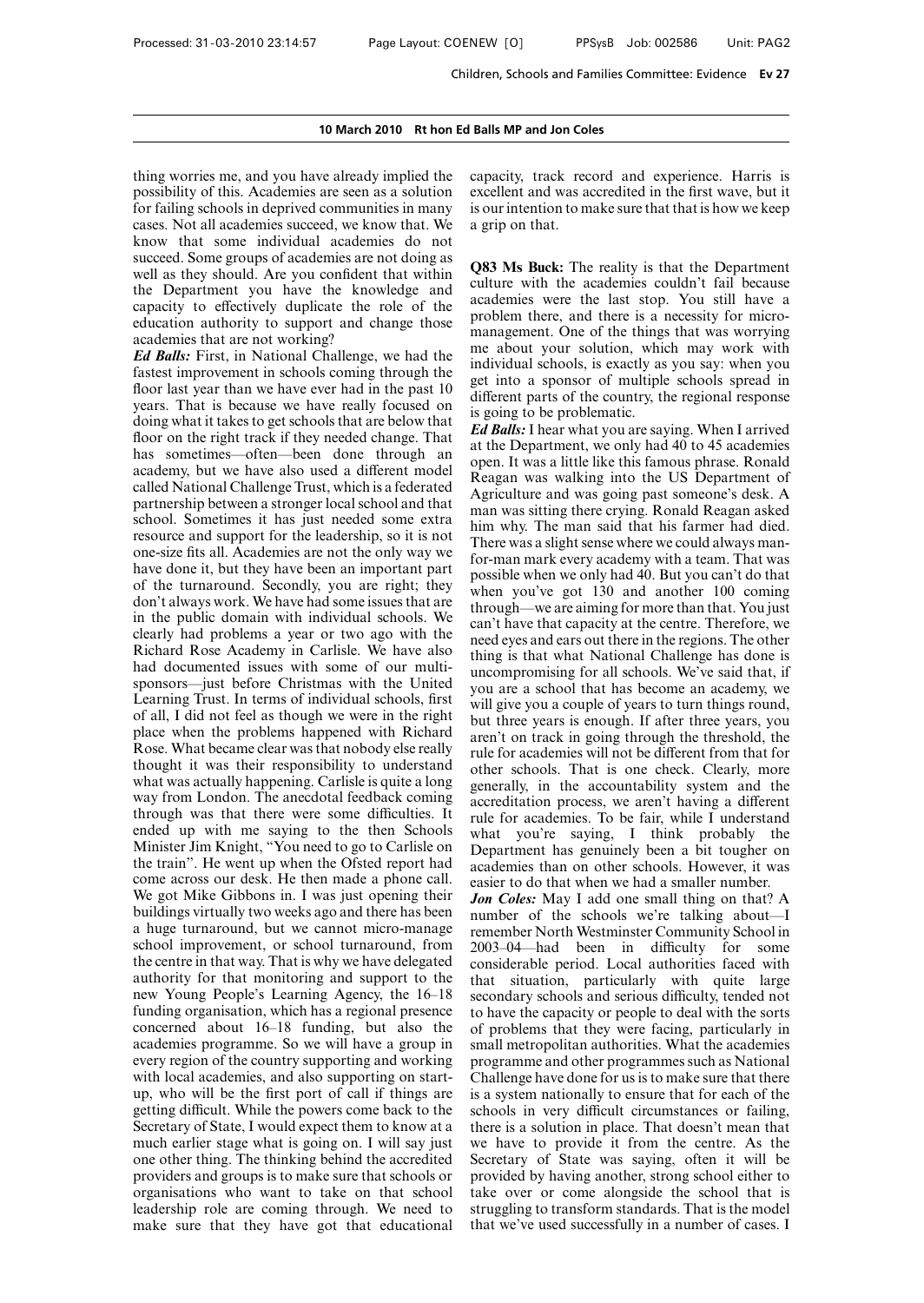thing worries me, and you have already implied the possibility of this. Academies are seen as a solution for failing schools in deprived communities in many cases. Not all academies succeed, we know that. We know that some individual academies do not succeed. Some groups of academies are not doing as well as they should. Are you confident that within the Department you have the knowledge and capacity to effectively duplicate the role of the education authority to support and change those academies that are not working?

***Ed Balls:*** First, in National Challenge, we had the fastest improvement in schools coming through the floor last year than we have ever had in the past 10 years. That is because we have really focused on doing what it takes to get schools that are below that floor on the right track if they needed change. That has sometimes—often—been done through an academy, but we have also used a different model called National Challenge Trust, which is a federated partnership between a stronger local school and that school. Sometimes it has just needed some extra resource and support for the leadership, so it is not one-size fits all. Academies are not the only way we have done it, but they have been an important part of the turnaround. Secondly, you are right; they don't always work. We have had some issues that are in the public domain with individual schools. We clearly had problems a year or two ago with the Richard Rose Academy in Carlisle. We have also had documented issues with some of our multi-sponsors—just before Christmas with the United Learning Trust. In terms of individual schools, first of all, I did not feel as though we were in the right place when the problems happened with Richard Rose. What became clear was that nobody else really thought it was their responsibility to understand what was actually happening. Carlisle is quite a long way from London. The anecdotal feedback coming through was that there were some difficulties. It ended up with me saying to the then Schools Minister Jim Knight, "You need to go to Carlisle on the train". He went up when the Ofsted report had come across our desk. He then made a phone call. We got Mike Gibbons in. I was just opening their buildings virtually two weeks ago and there has been a huge turnaround, but we cannot micro-manage school improvement, or school turnaround, from the centre in that way. That is why we have delegated authority for that monitoring and support to the new Young People's Learning Agency, the 16–18 funding organisation, which has a regional presence concerned about 16–18 funding, but also the academies programme. So we will have a group in every region of the country supporting and working with local academies, and also supporting on start-up, who will be the first port of call if things are getting difficult. While the powers come back to the Secretary of State, I would expect them to know at a much earlier stage what is going on. I will say just one other thing. The thinking behind the accredited providers and groups is to make sure that schools or organisations who want to take on that school leadership role are coming through. We need to make sure that they have got that educational capacity, track record and experience. Harris is excellent and was accredited in the first wave, but it is our intention to make sure that that is how we keep a grip on that.

**Q83 Ms Buck:** The reality is that the Department culture with the academies couldn't fail because academies were the last stop. You still have a problem there, and there is a necessity for micro-management. One of the things that was worrying me about your solution, which may work with individual schools, is exactly as you say: when you get into a sponsor of multiple schools spread in different parts of the country, the regional response is going to be problematic.

***Ed Balls:*** I hear what you are saying. When I arrived at the Department, we only had 40 to 45 academies open. It was a little like this famous phrase. Ronald Reagan was walking into the US Department of Agriculture and was going past someone's desk. A man was sitting there crying. Ronald Reagan asked him why. The man said that his farmer had died. There was a slight sense where we could always man-for-man mark every academy with a team. That was possible when we only had 40. But you can't do that when you've got 130 and another 100 coming through—we are aiming for more than that. You just can't have that capacity at the centre. Therefore, we need eyes and ears out there in the regions. The other thing is that what National Challenge has done is uncompromising for all schools. We've said that, if you are a school that has become an academy, we will give you a couple of years to turn things round, but three years is enough. If after three years, you aren't on track in going through the threshold, the rule for academies will not be different from that for other schools. That is one check. Clearly, more generally, in the accountability system and the accreditation process, we aren't having a different rule for academies. To be fair, while I understand what you're saying, I think probably the Department has genuinely been a bit tougher on academies than on other schools. However, it was easier to do that when we had a smaller number.

***Jon Coles:*** May I add one small thing on that? A number of the schools we're talking about—I remember North Westminster Community School in 2003–04—had been in difficulty for some considerable period. Local authorities faced with that situation, particularly with quite large secondary schools and serious difficulty, tended not to have the capacity or people to deal with the sorts of problems that they were facing, particularly in small metropolitan authorities. What the academies programme and other programmes such as National Challenge have done for us is to make sure that there is a system nationally to ensure that for each of the schools in very difficult circumstances or failing, there is a solution in place. That doesn't mean that we have to provide it from the centre. As the Secretary of State was saying, often it will be provided by having another, strong school either to take over or come alongside the school that is struggling to transform standards. That is the model that we've used successfully in a number of cases. I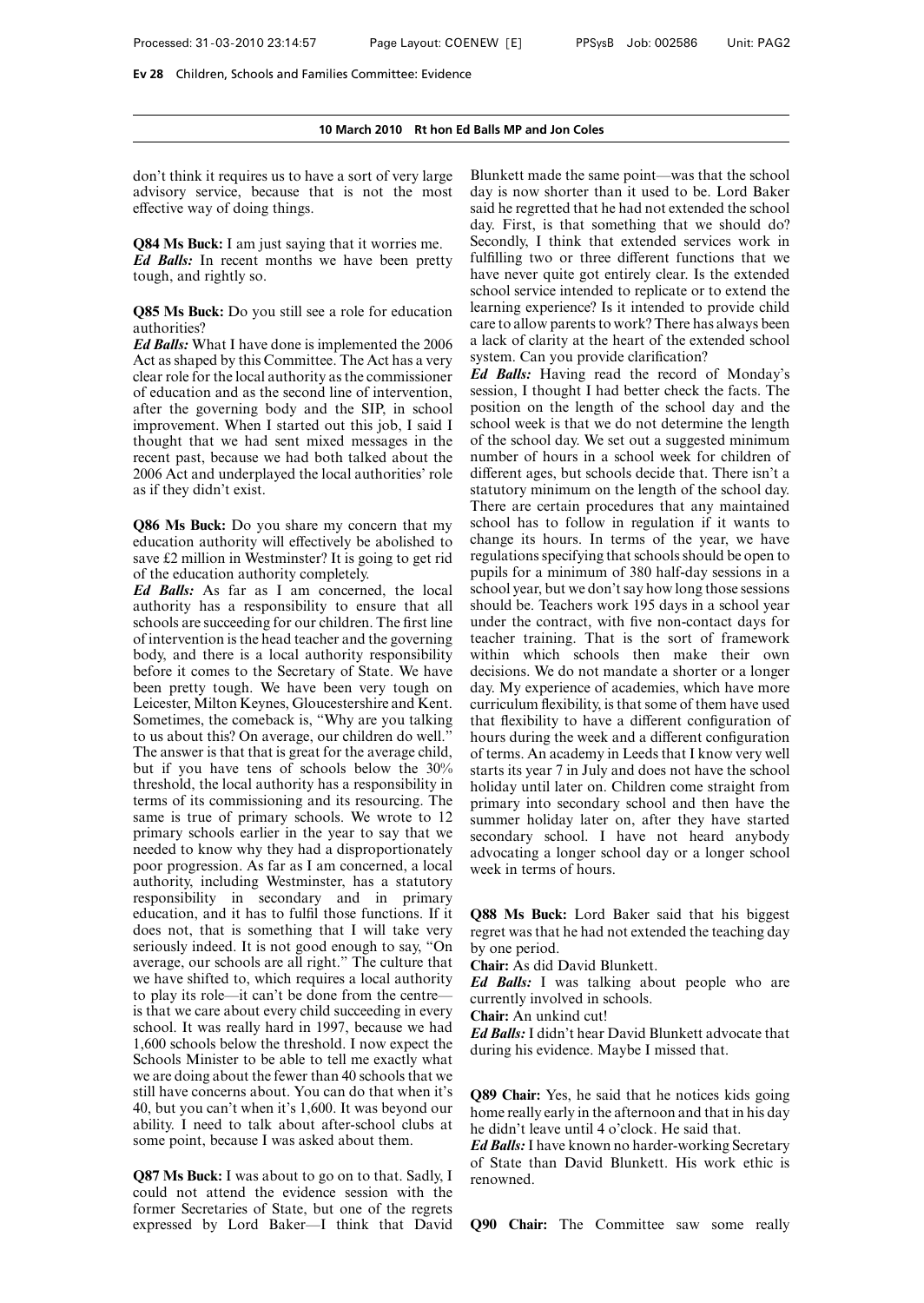don't think it requires us to have a sort of very large advisory service, because that is not the most effective way of doing things.

**Q84 Ms Buck:** I am just saying that it worries me.

***Ed Balls:*** In recent months we have been pretty tough, and rightly so.

**Q85 Ms Buck:** Do you still see a role for education authorities?

***Ed Balls:*** What I have done is implemented the 2006 Act as shaped by this Committee. The Act has a very clear role for the local authority as the commissioner of education and as the second line of intervention, after the governing body and the SIP, in school improvement. When I started out this job, I said I thought that we had sent mixed messages in the recent past, because we had both talked about the 2006 Act and underplayed the local authorities' role as if they didn't exist.

**Q86 Ms Buck:** Do you share my concern that my education authority will effectively be abolished to save £2 million in Westminster? It is going to get rid of the education authority completely.

***Ed Balls:*** As far as I am concerned, the local authority has a responsibility to ensure that all schools are succeeding for our children. The first line of intervention is the head teacher and the governing body, and there is a local authority responsibility before it comes to the Secretary of State. We have been pretty tough. We have been very tough on Leicester, Milton Keynes, Gloucestershire and Kent. Sometimes, the comeback is, "Why are you talking to us about this? On average, our children do well." The answer is that that is great for the average child, but if you have tens of schools below the 30% threshold, the local authority has a responsibility in terms of its commissioning and its resourcing. The same is true of primary schools. We wrote to 12 primary schools earlier in the year to say that we needed to know why they had a disproportionately poor progression. As far as I am concerned, a local authority, including Westminster, has a statutory responsibility in secondary and in primary education, and it has to fulfil those functions. If it does not, that is something that I will take very seriously indeed. It is not good enough to say, "On average, our schools are all right." The culture that we have shifted to, which requires a local authority to play its role—it can't be done from the centre—is that we care about every child succeeding in every school. It was really hard in 1997, because we had 1,600 schools below the threshold. I now expect the Schools Minister to be able to tell me exactly what we are doing about the fewer than 40 schools that we still have concerns about. You can do that when it's 40, but you can't when it's 1,600. It was beyond our ability. I need to talk about after-school clubs at some point, because I was asked about them.

**Q87 Ms Buck:** I was about to go on to that. Sadly, I could not attend the evidence session with the former Secretaries of State, but one of the regrets expressed by Lord Baker—I think that David Blunkett made the same point—was that the school day is now shorter than it used to be. Lord Baker said he regretted that he had not extended the school day. First, is that something that we should do? Secondly, I think that extended services work in fulfilling two or three different functions that we have never quite got entirely clear. Is the extended school service intended to replicate or to extend the learning experience? Is it intended to provide child care to allow parents to work? There has always been a lack of clarity at the heart of the extended school system. Can you provide clarification?

***Ed Balls:*** Having read the record of Monday's session, I thought I had better check the facts. The position on the length of the school day and the school week is that we do not determine the length of the school day. We set out a suggested minimum number of hours in a school week for children of different ages, but schools decide that. There isn't a statutory minimum on the length of the school day. There are certain procedures that any maintained school has to follow in regulation if it wants to change its hours. In terms of the year, we have regulations specifying that schools should be open to pupils for a minimum of 380 half-day sessions in a school year, but we don't say how long those sessions should be. Teachers work 195 days in a school year under the contract, with five non-contact days for teacher training. That is the sort of framework within which schools then make their own decisions. We do not mandate a shorter or a longer day. My experience of academies, which have more curriculum flexibility, is that some of them have used that flexibility to have a different configuration of hours during the week and a different configuration of terms. An academy in Leeds that I know very well starts its year 7 in July and does not have the school holiday until later on. Children come straight from primary into secondary school and then have the summer holiday later on, after they have started secondary school. I have not heard anybody advocating a longer school day or a longer school week in terms of hours.

**Q88 Ms Buck:** Lord Baker said that his biggest regret was that he had not extended the teaching day by one period.

**Chair:** As did David Blunkett.

***Ed Balls:*** I was talking about people who are currently involved in schools.

**Chair:** An unkind cut!

***Ed Balls:*** I didn't hear David Blunkett advocate that during his evidence. Maybe I missed that.

**Q89 Chair:** Yes, he said that he notices kids going home really early in the afternoon and that in his day he didn't leave until 4 o'clock. He said that.

***Ed Balls:*** I have known no harder-working Secretary of State than David Blunkett. His work ethic is renowned.

**Q90 Chair:** The Committee saw some really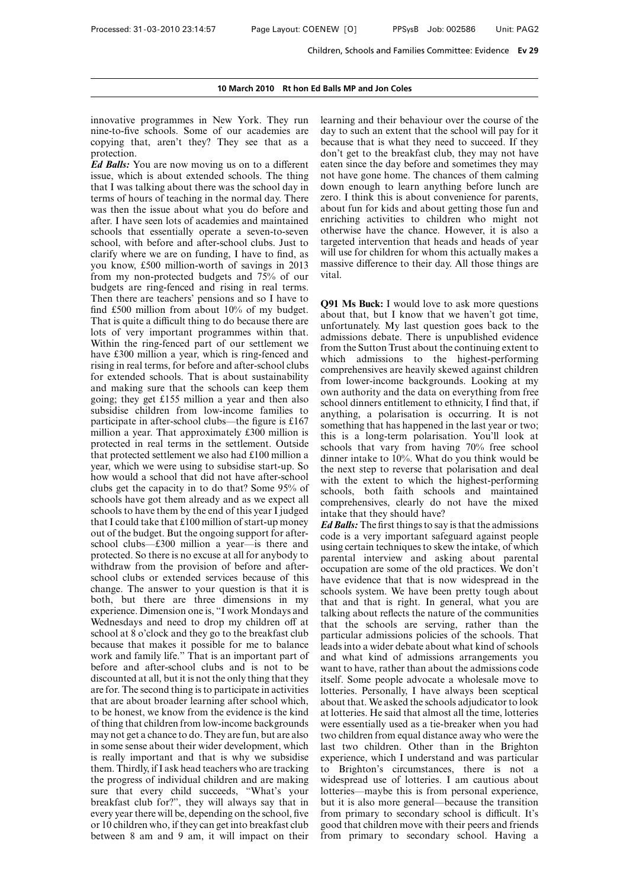innovative programmes in New York. They run nine-to-five schools. Some of our academies are copying that, aren't they? They see that as a protection.

***Ed Balls:*** You are now moving us on to a different issue, which is about extended schools. The thing that I was talking about there was the school day in terms of hours of teaching in the normal day. There was then the issue about what you do before and after. I have seen lots of academies and maintained schools that essentially operate a seven-to-seven school, with before and after-school clubs. Just to clarify where we are on funding, I have to find, as you know, £500 million-worth of savings in 2013 from my non-protected budgets and 75% of our budgets are ring-fenced and rising in real terms. Then there are teachers' pensions and so I have to find £500 million from about 10% of my budget. That is quite a difficult thing to do because there are lots of very important programmes within that. Within the ring-fenced part of our settlement we have £300 million a year, which is ring-fenced and rising in real terms, for before and after-school clubs for extended schools. That is about sustainability and making sure that the schools can keep them going; they get £155 million a year and then also subsidise children from low-income families to participate in after-school clubs—the figure is £167 million a year. That approximately £300 million is protected in real terms in the settlement. Outside that protected settlement we also had £100 million a year, which we were using to subsidise start-up. So how would a school that did not have after-school clubs get the capacity in to do that? Some 95% of schools have got them already and as we expect all schools to have them by the end of this year I judged that I could take that £100 million of start-up money out of the budget. But the ongoing support for after-school clubs—£300 million a year—is there and protected. So there is no excuse at all for anybody to withdraw from the provision of before and after-school clubs or extended services because of this change. The answer to your question is that it is both, but there are three dimensions in my experience. Dimension one is, "I work Mondays and Wednesdays and need to drop my children off at school at 8 o'clock and they go to the breakfast club because that makes it possible for me to balance work and family life." That is an important part of before and after-school clubs and is not to be discounted at all, but it is not the only thing that they are for. The second thing is to participate in activities that are about broader learning after school which, to be honest, we know from the evidence is the kind of thing that children from low-income backgrounds may not get a chance to do. They are fun, but are also in some sense about their wider development, which is really important and that is why we subsidise them. Thirdly, if I ask head teachers who are tracking the progress of individual children and are making sure that every child succeeds, "What's your breakfast club for?", they will always say that in every year there will be, depending on the school, five or 10 children who, if they can get into breakfast club between 8 am and 9 am, it will impact on their learning and their behaviour over the course of the day to such an extent that the school will pay for it because that is what they need to succeed. If they don't get to the breakfast club, they may not have eaten since the day before and sometimes they may not have gone home. The chances of them calming down enough to learn anything before lunch are zero. I think this is about convenience for parents, about fun for kids and about getting those fun and enriching activities to children who might not otherwise have the chance. However, it is also a targeted intervention that heads and heads of year will use for children for whom this actually makes a massive difference to their day. All those things are vital.

**Q91 Ms Buck:** I would love to ask more questions about that, but I know that we haven't got time, unfortunately. My last question goes back to the admissions debate. There is unpublished evidence from the Sutton Trust about the continuing extent to which admissions to the highest-performing comprehensives are heavily skewed against children from lower-income backgrounds. Looking at my own authority and the data on everything from free school dinners entitlement to ethnicity, I find that, if anything, a polarisation is occurring. It is not something that has happened in the last year or two; this is a long-term polarisation. You'll look at schools that vary from having 70% free school dinner intake to 10%. What do you think would be the next step to reverse that polarisation and deal with the extent to which the highest-performing schools, both faith schools and maintained comprehensives, clearly do not have the mixed intake that they should have?

***Ed Balls:*** The first things to say is that the admissions code is a very important safeguard against people using certain techniques to skew the intake, of which parental interview and asking about parental occupation are some of the old practices. We don't have evidence that that is now widespread in the schools system. We have been pretty tough about that and that is right. In general, what you are talking about reflects the nature of the communities that the schools are serving, rather than the particular admissions policies of the schools. That leads into a wider debate about what kind of schools and what kind of admissions arrangements you want to have, rather than about the admissions code itself. Some people advocate a wholesale move to lotteries. Personally, I have always been sceptical about that. We asked the schools adjudicator to look at lotteries. He said that almost all the time, lotteries were essentially used as a tie-breaker when you had two children from equal distance away who were the last two children. Other than in the Brighton experience, which I understand and was particular to Brighton's circumstances, there is not a widespread use of lotteries. I am cautious about lotteries—maybe this is from personal experience, but it is also more general—because the transition from primary to secondary school is difficult. It's good that children move with their peers and friends from primary to secondary school. Having a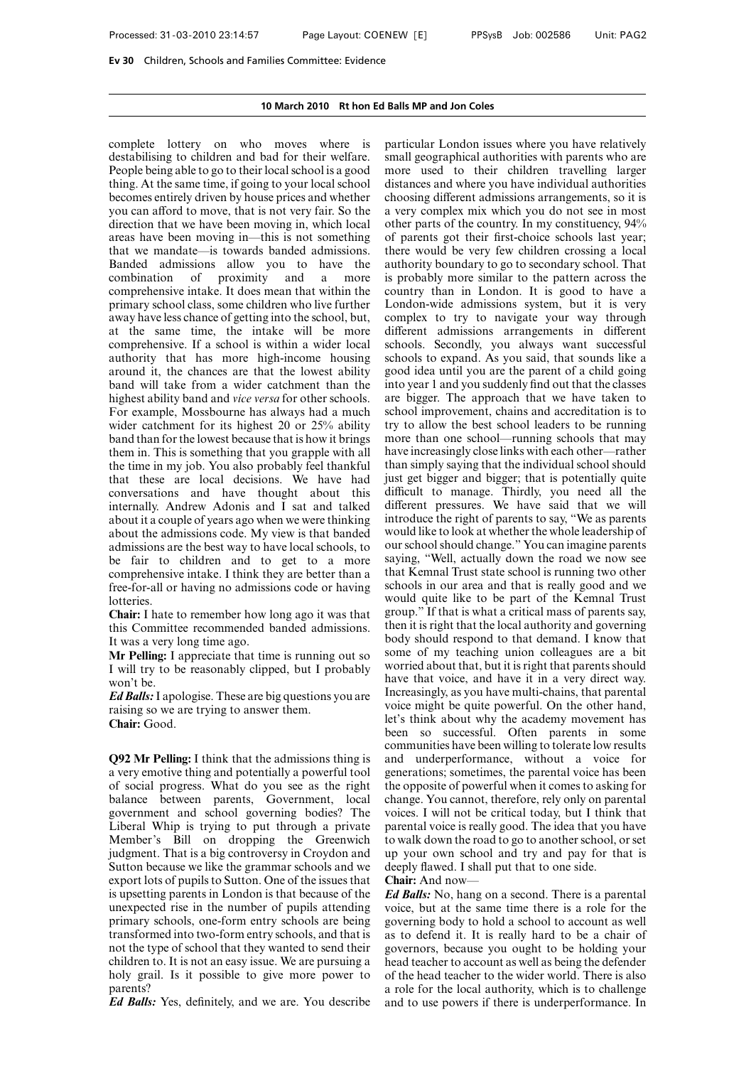complete lottery on who moves where is destabilising to children and bad for their welfare. People being able to go to their local school is a good thing. At the same time, if going to your local school becomes entirely driven by house prices and whether you can afford to move, that is not very fair. So the direction that we have been moving in, which local areas have been moving in—this is not something that we mandate—is towards banded admissions. Banded admissions allow you to have the combination of proximity and a more comprehensive intake. It does mean that within the primary school class, some children who live further away have less chance of getting into the school, but, at the same time, the intake will be more comprehensive. If a school is within a wider local authority that has more high-income housing around it, the chances are that the lowest ability band will take from a wider catchment than the highest ability band and *vice versa* for other schools. For example, Mossbourne has always had a much wider catchment for its highest 20 or 25% ability band than for the lowest because that is how it brings them in. This is something that you grapple with all the time in my job. You also probably feel thankful that these are local decisions. We have had conversations and have thought about this internally. Andrew Adonis and I sat and talked about it a couple of years ago when we were thinking about the admissions code. My view is that banded admissions are the best way to have local schools, to be fair to children and to get to a more comprehensive intake. I think they are better than a free-for-all or having no admissions code or having lotteries.

**Chair:** I hate to remember how long ago it was that this Committee recommended banded admissions. It was a very long time ago.

**Mr Pelling:** I appreciate that time is running out so I will try to be reasonably clipped, but I probably won't be.

***Ed Balls:*** I apologise. These are big questions you are raising so we are trying to answer them.

**Chair:** Good.

**Q92 Mr Pelling:** I think that the admissions thing is a very emotive thing and potentially a powerful tool of social progress. What do you see as the right balance between parents, Government, local government and school governing bodies? The Liberal Whip is trying to put through a private Member's Bill on dropping the Greenwich judgment. That is a big controversy in Croydon and Sutton because we like the grammar schools and we export lots of pupils to Sutton. One of the issues that is upsetting parents in London is that because of the unexpected rise in the number of pupils attending primary schools, one-form entry schools are being transformed into two-form entry schools, and that is not the type of school that they wanted to send their children to. It is not an easy issue. We are pursuing a holy grail. Is it possible to give more power to parents?

***Ed Balls:*** Yes, definitely, and we are. You describe particular London issues where you have relatively small geographical authorities with parents who are more used to their children travelling larger distances and where you have individual authorities choosing different admissions arrangements, so it is a very complex mix which you do not see in most other parts of the country. In my constituency, 94% of parents got their first-choice schools last year; there would be very few children crossing a local authority boundary to go to secondary school. That is probably more similar to the pattern across the country than in London. It is good to have a London-wide admissions system, but it is very complex to try to navigate your way through different admissions arrangements in different schools. Secondly, you always want successful schools to expand. As you said, that sounds like a good idea until you are the parent of a child going into year 1 and you suddenly find out that the classes are bigger. The approach that we have taken to school improvement, chains and accreditation is to try to allow the best school leaders to be running more than one school—running schools that may have increasingly close links with each other—rather than simply saying that the individual school should just get bigger and bigger; that is potentially quite difficult to manage. Thirdly, you need all the different pressures. We have said that we will introduce the right of parents to say, "We as parents would like to look at whether the whole leadership of our school should change." You can imagine parents saying, "Well, actually down the road we now see that Kemnal Trust state school is running two other schools in our area and that is really good and we would quite like to be part of the Kemnal Trust group." If that is what a critical mass of parents say, then it is right that the local authority and governing body should respond to that demand. I know that some of my teaching union colleagues are a bit worried about that, but it is right that parents should have that voice, and have it in a very direct way. Increasingly, as you have multi-chains, that parental voice might be quite powerful. On the other hand, let's think about why the academy movement has been so successful. Often parents in some communities have been willing to tolerate low results and underperformance, without a voice for generations; sometimes, the parental voice has been the opposite of powerful when it comes to asking for change. You cannot, therefore, rely only on parental voices. I will not be critical today, but I think that parental voice is really good. The idea that you have to walk down the road to go to another school, or set up your own school and try and pay for that is deeply flawed. I shall put that to one side.

**Chair:** And now—

***Ed Balls:*** No, hang on a second. There is a parental voice, but at the same time there is a role for the governing body to hold a school to account as well as to defend it. It is really hard to be a chair of governors, because you ought to be holding your head teacher to account as well as being the defender of the head teacher to the wider world. There is also a role for the local authority, which is to challenge and to use powers if there is underperformance. In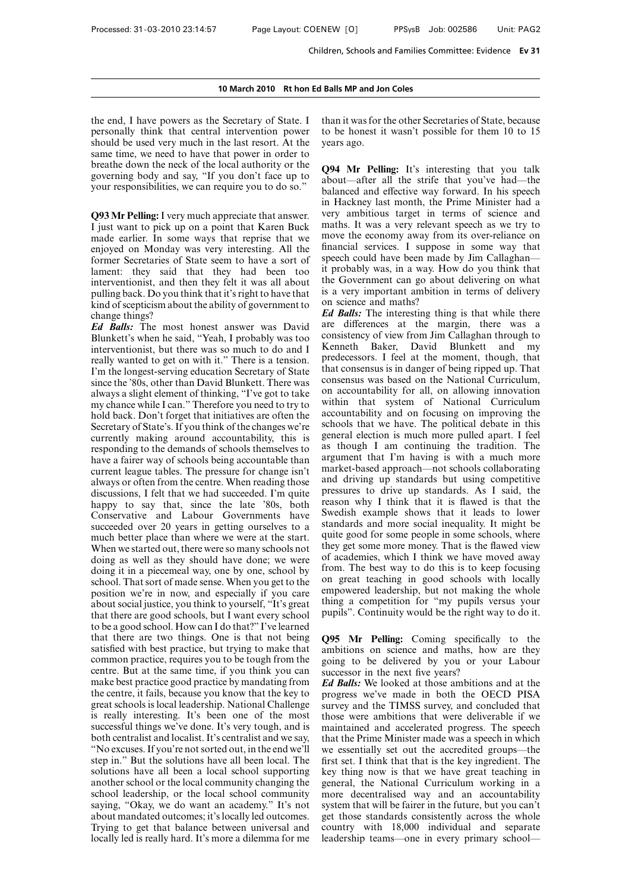the end, I have powers as the Secretary of State. I personally think that central intervention power should be used very much in the last resort. At the same time, we need to have that power in order to breathe down the neck of the local authority or the governing body and say, "If you don't face up to your responsibilities, we can require you to do so."

**Q93 Mr Pelling:** I very much appreciate that answer. I just want to pick up on a point that Karen Buck made earlier. In some ways that reprise that we enjoyed on Monday was very interesting. All the former Secretaries of State seem to have a sort of lament: they said that they had been too interventionist, and then they felt it was all about pulling back. Do you think that it's right to have that kind of scepticism about the ability of government to change things?

***Ed Balls:*** The most honest answer was David Blunkett's when he said, "Yeah, I probably was too interventionist, but there was so much to do and I really wanted to get on with it." There is a tension. I'm the longest-serving education Secretary of State since the '80s, other than David Blunkett. There was always a slight element of thinking, "I've got to take my chance while I can." Therefore you need to try to hold back. Don't forget that initiatives are often the Secretary of State's. If you think of the changes we're currently making around accountability, this is responding to the demands of schools themselves to have a fairer way of schools being accountable than current league tables. The pressure for change isn't always or often from the centre. When reading those discussions, I felt that we had succeeded. I'm quite happy to say that, since the late '80s, both Conservative and Labour Governments have succeeded over 20 years in getting ourselves to a much better place than where we were at the start. When we started out, there were so many schools not doing as well as they should have done; we were doing it in a piecemeal way, one by one, school by school. That sort of made sense. When you get to the position we're in now, and especially if you care about social justice, you think to yourself, "It's great that there are good schools, but I want every school to be a good school. How can I do that?" I've learned that there are two things. One is that not being satisfied with best practice, but trying to make that common practice, requires you to be tough from the centre. But at the same time, if you think you can make best practice good practice by mandating from the centre, it fails, because you know that the key to great schools is local leadership. National Challenge is really interesting. It's been one of the most successful things we've done. It's very tough, and is both centralist and localist. It's centralist and we say, "No excuses. If you're not sorted out, in the end we'll step in." But the solutions have all been local. The solutions have all been a local school supporting another school or the local community changing the school leadership, or the local school community saying, "Okay, we do want an academy." It's not about mandated outcomes; it's locally led outcomes. Trying to get that balance between universal and locally led is really hard. It's more a dilemma for me than it was for the other Secretaries of State, because to be honest it wasn't possible for them 10 to 15 years ago.

**Q94 Mr Pelling:** It's interesting that you talk about—after all the strife that you've had—the balanced and effective way forward. In his speech in Hackney last month, the Prime Minister had a very ambitious target in terms of science and maths. It was a very relevant speech as we try to move the economy away from its over-reliance on financial services. I suppose in some way that speech could have been made by Jim Callaghan—it probably was, in a way. How do you think that the Government can go about delivering on what is a very important ambition in terms of delivery on science and maths?

***Ed Balls:*** The interesting thing is that while there are differences at the margin, there was a consistency of view from Jim Callaghan through to Kenneth Baker, David Blunkett and my predecessors. I feel at the moment, though, that that consensus is in danger of being ripped up. That consensus was based on the National Curriculum, on accountability for all, on allowing innovation within that system of National Curriculum accountability and on focusing on improving the schools that we have. The political debate in this general election is much more pulled apart. I feel as though I am continuing the tradition. The argument that I'm having is with a much more market-based approach—not schools collaborating and driving up standards but using competitive pressures to drive up standards. As I said, the reason why I think that it is flawed is that the Swedish example shows that it leads to lower standards and more social inequality. It might be quite good for some people in some schools, where they get some more money. That is the flawed view of academies, which I think we have moved away from. The best way to do this is to keep focusing on great teaching in good schools with locally empowered leadership, but not making the whole thing a competition for "my pupils versus your pupils". Continuity would be the right way to do it.

**Q95 Mr Pelling:** Coming specifically to the ambitions on science and maths, how are they going to be delivered by you or your Labour successor in the next five years?

***Ed Balls:*** We looked at those ambitions and at the progress we've made in both the OECD PISA survey and the TIMSS survey, and concluded that those were ambitions that were deliverable if we maintained and accelerated progress. The speech that the Prime Minister made was a speech in which we essentially set out the accredited groups—the first set. I think that that is the key ingredient. The key thing now is that we have great teaching in general, the National Curriculum working in a more decentralised way and an accountability system that will be fairer in the future, but you can't get those standards consistently across the whole country with 18,000 individual and separate leadership teams—one in every primary school—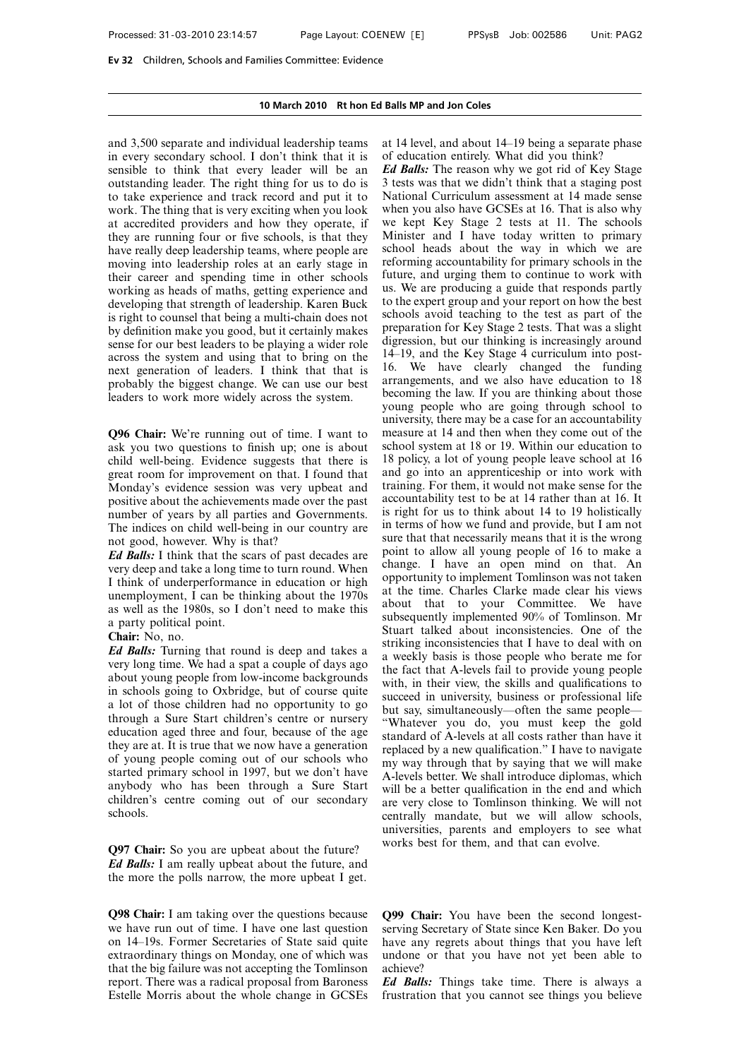and 3,500 separate and individual leadership teams in every secondary school. I don't think that it is sensible to think that every leader will be an outstanding leader. The right thing for us to do is to take experience and track record and put it to work. The thing that is very exciting when you look at accredited providers and how they operate, if they are running four or five schools, is that they have really deep leadership teams, where people are moving into leadership roles at an early stage in their career and spending time in other schools working as heads of maths, getting experience and developing that strength of leadership. Karen Buck is right to counsel that being a multi-chain does not by definition make you good, but it certainly makes sense for our best leaders to be playing a wider role across the system and using that to bring on the next generation of leaders. I think that that is probably the biggest change. We can use our best leaders to work more widely across the system.

**Q96 Chair:** We're running out of time. I want to ask you two questions to finish up; one is about child well-being. Evidence suggests that there is great room for improvement on that. I found that Monday's evidence session was very upbeat and positive about the achievements made over the past number of years by all parties and Governments. The indices on child well-being in our country are not good, however. Why is that?

***Ed Balls:*** I think that the scars of past decades are very deep and take a long time to turn round. When I think of underperformance in education or high unemployment, I can be thinking about the 1970s as well as the 1980s, so I don't need to make this a party political point.

**Chair:** No, no.

***Ed Balls:*** Turning that round is deep and takes a very long time. We had a spat a couple of days ago about young people from low-income backgrounds in schools going to Oxbridge, but of course quite a lot of those children had no opportunity to go through a Sure Start children's centre or nursery education aged three and four, because of the age they are at. It is true that we now have a generation of young people coming out of our schools who started primary school in 1997, but we don't have anybody who has been through a Sure Start children's centre coming out of our secondary schools.

**Q97 Chair:** So you are upbeat about the future?

***Ed Balls:*** I am really upbeat about the future, and the more the polls narrow, the more upbeat I get.

**Q98 Chair:** I am taking over the questions because we have run out of time. I have one last question on 14–19s. Former Secretaries of State said quite extraordinary things on Monday, one of which was that the big failure was not accepting the Tomlinson report. There was a radical proposal from Baroness Estelle Morris about the whole change in GCSEs at 14 level, and about 14–19 being a separate phase of education entirely. What did you think?

***Ed Balls:*** The reason why we got rid of Key Stage 3 tests was that we didn't think that a staging post National Curriculum assessment at 14 made sense when you also have GCSEs at 16. That is also why we kept Key Stage 2 tests at 11. The schools Minister and I have today written to primary school heads about the way in which we are reforming accountability for primary schools in the future, and urging them to continue to work with us. We are producing a guide that responds partly to the expert group and your report on how the best schools avoid teaching to the test as part of the preparation for Key Stage 2 tests. That was a slight digression, but our thinking is increasingly around 14–19, and the Key Stage 4 curriculum into post-16. We have clearly changed the funding arrangements, and we also have education to 18 becoming the law. If you are thinking about those young people who are going through school to university, there may be a case for an accountability measure at 14 and then when they come out of the school system at 18 or 19. Within our education to 18 policy, a lot of young people leave school at 16 and go into an apprenticeship or into work with training. For them, it would not make sense for the accountability test to be at 14 rather than at 16. It is right for us to think about 14 to 19 holistically in terms of how we fund and provide, but I am not sure that that necessarily means that it is the wrong point to allow all young people of 16 to make a change. I have an open mind on that. An opportunity to implement Tomlinson was not taken at the time. Charles Clarke made clear his views about that to your Committee. We have subsequently implemented 90% of Tomlinson. Mr Stuart talked about inconsistencies. One of the striking inconsistencies that I have to deal with on a weekly basis is those people who berate me for the fact that A-levels fail to provide young people with, in their view, the skills and qualifications to succeed in university, business or professional life but say, simultaneously—often the same people—"Whatever you do, you must keep the gold standard of A-levels at all costs rather than have it replaced by a new qualification." I have to navigate my way through that by saying that we will make A-levels better. We shall introduce diplomas, which will be a better qualification in the end and which are very close to Tomlinson thinking. We will not centrally mandate, but we will allow schools, universities, parents and employers to see what works best for them, and that can evolve.

**Q99 Chair:** You have been the second longest-serving Secretary of State since Ken Baker. Do you have any regrets about things that you have left undone or that you have not yet been able to achieve?

***Ed Balls:*** Things take time. There is always a frustration that you cannot see things you believe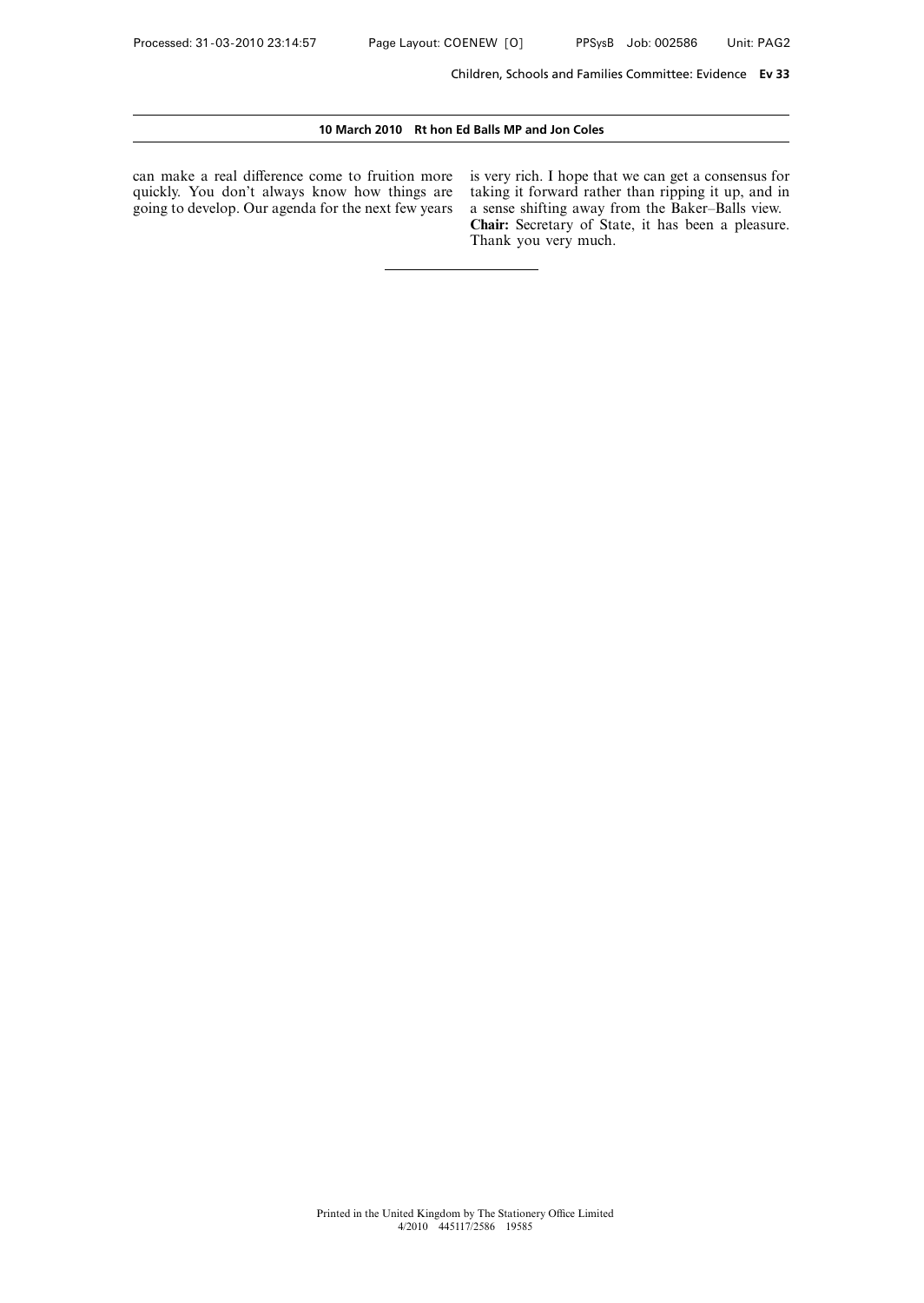can make a real difference come to fruition more quickly. You don't always know how things are going to develop. Our agenda for the next few years is very rich. I hope that we can get a consensus for taking it forward rather than ripping it up, and in a sense shifting away from the Baker–Balls view.

**Chair:** Secretary of State, it has been a pleasure. Thank you very much.

---

Printed in the United Kingdom by The Stationery Office Limited
4/2010 445117/2586 19585